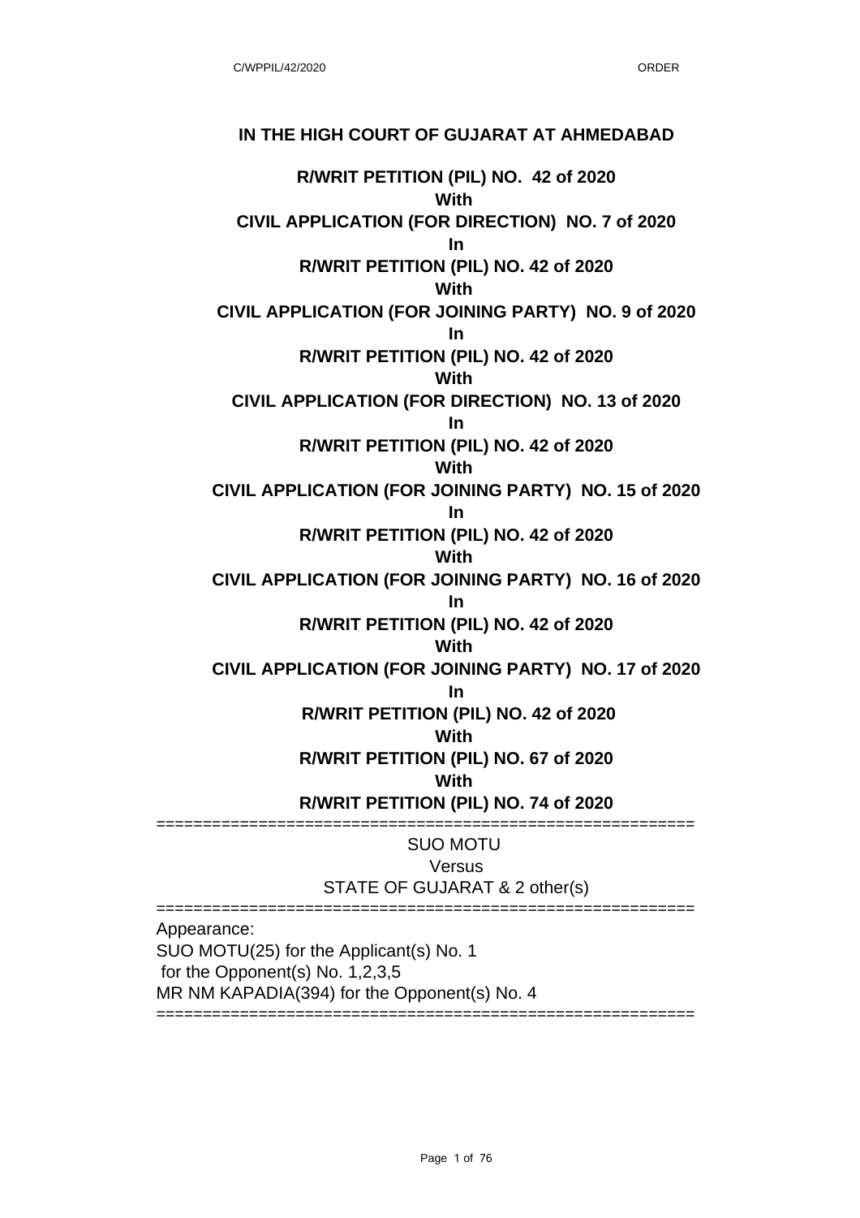**IN THE HIGH COURT OF GUJARAT AT AHMEDABAD**

**R/WRIT PETITION (PIL) NO. 42 of 2020**
**With**
**CIVIL APPLICATION (FOR DIRECTION) NO. 7 of 2020**
**In**
**R/WRIT PETITION (PIL) NO. 42 of 2020**
**With**
**CIVIL APPLICATION (FOR JOINING PARTY) NO. 9 of 2020**
**In**
**R/WRIT PETITION (PIL) NO. 42 of 2020**
**With**
**CIVIL APPLICATION (FOR DIRECTION) NO. 13 of 2020**
**In**
**R/WRIT PETITION (PIL) NO. 42 of 2020**
**With**
**CIVIL APPLICATION (FOR JOINING PARTY) NO. 15 of 2020**
**In**
**R/WRIT PETITION (PIL) NO. 42 of 2020**
**With**
**CIVIL APPLICATION (FOR JOINING PARTY) NO. 16 of 2020**
**In**
**R/WRIT PETITION (PIL) NO. 42 of 2020**
**With**
**CIVIL APPLICATION (FOR JOINING PARTY) NO. 17 of 2020**
**In**
**R/WRIT PETITION (PIL) NO. 42 of 2020**
**With**
**R/WRIT PETITION (PIL) NO. 67 of 2020**
**With**
**R/WRIT PETITION (PIL) NO. 74 of 2020**

==========================================================

SUO MOTU
Versus
STATE OF GUJARAT & 2 other(s)

==========================================================

Appearance:
SUO MOTU(25) for the Applicant(s) No. 1
for the Opponent(s) No. 1,2,3,5
MR NM KAPADIA(394) for the Opponent(s) No. 4

==========================================================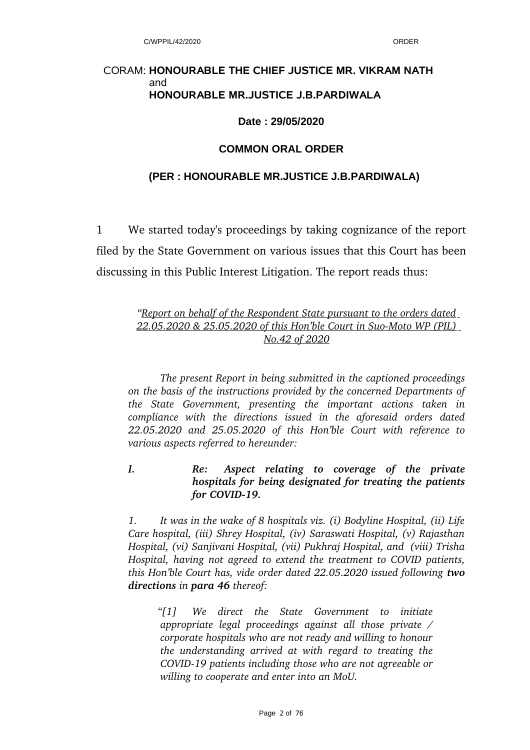CORAM: **HONOURABLE THE CHIEF JUSTICE MR. VIKRAM NATH**
and
**HONOURABLE MR.JUSTICE J.B.PARDIWALA**

**Date : 29/05/2020**

**COMMON ORAL ORDER**

**(PER : HONOURABLE MR.JUSTICE J.B.PARDIWALA)**

1 We started today's proceedings by taking cognizance of the report filed by the State Government on various issues that this Court has been discussing in this Public Interest Litigation. The report reads thus:

*"Report on behalf of the Respondent State pursuant to the orders dated 22.05.2020 & 25.05.2020 of this Hon'ble Court in Suo-Moto WP (PIL) No.42 of 2020*

*The present Report in being submitted in the captioned proceedings on the basis of the instructions provided by the concerned Departments of the State Government, presenting the important actions taken in compliance with the directions issued in the aforesaid orders dated 22.05.2020 and 25.05.2020 of this Hon'ble Court with reference to various aspects referred to hereunder:*

***I. Re: Aspect relating to coverage of the private hospitals for being designated for treating the patients for COVID-19.***

*1. It was in the wake of 8 hospitals viz. (i) Bodyline Hospital, (ii) Life Care hospital, (iii) Shrey Hospital, (iv) Saraswati Hospital, (v) Rajasthan Hospital, (vi) Sanjivani Hospital, (vii) Pukhraj Hospital, and (viii) Trisha Hospital, having not agreed to extend the treatment to COVID patients, this Hon'ble Court has, vide order dated 22.05.2020 issued following **two directions** in **para 46** thereof:*

> *"[1] We direct the State Government to initiate appropriate legal proceedings against all those private / corporate hospitals who are not ready and willing to honour the understanding arrived at with regard to treating the COVID-19 patients including those who are not agreeable or willing to cooperate and enter into an MoU.*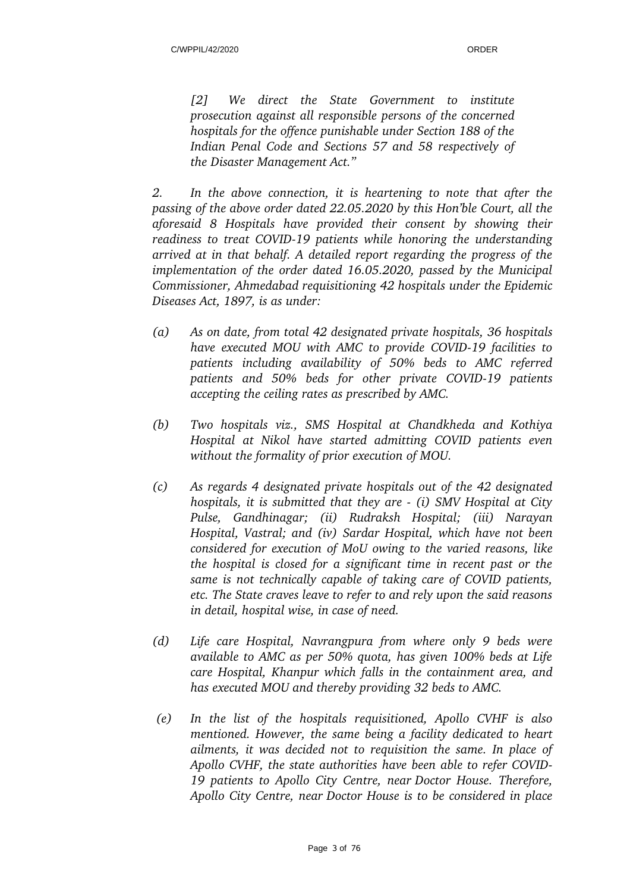*[2] We direct the State Government to institute prosecution against all responsible persons of the concerned hospitals for the offence punishable under Section 188 of the Indian Penal Code and Sections 57 and 58 respectively of the Disaster Management Act."*

*2. In the above connection, it is heartening to note that after the passing of the above order dated 22.05.2020 by this Hon'ble Court, all the aforesaid 8 Hospitals have provided their consent by showing their readiness to treat COVID-19 patients while honoring the understanding arrived at in that behalf. A detailed report regarding the progress of the implementation of the order dated 16.05.2020, passed by the Municipal Commissioner, Ahmedabad requisitioning 42 hospitals under the Epidemic Diseases Act, 1897, is as under:*

*(a) As on date, from total 42 designated private hospitals, 36 hospitals have executed MOU with AMC to provide COVID-19 facilities to patients including availability of 50% beds to AMC referred patients and 50% beds for other private COVID-19 patients accepting the ceiling rates as prescribed by AMC.*

*(b) Two hospitals viz., SMS Hospital at Chandkheda and Kothiya Hospital at Nikol have started admitting COVID patients even without the formality of prior execution of MOU.*

*(c) As regards 4 designated private hospitals out of the 42 designated hospitals, it is submitted that they are - (i) SMV Hospital at City Pulse, Gandhinagar; (ii) Rudraksh Hospital; (iii) Narayan Hospital, Vastral; and (iv) Sardar Hospital, which have not been considered for execution of MoU owing to the varied reasons, like the hospital is closed for a significant time in recent past or the same is not technically capable of taking care of COVID patients, etc. The State craves leave to refer to and rely upon the said reasons in detail, hospital wise, in case of need.*

*(d) Life care Hospital, Navrangpura from where only 9 beds were available to AMC as per 50% quota, has given 100% beds at Life care Hospital, Khanpur which falls in the containment area, and has executed MOU and thereby providing 32 beds to AMC.*

*(e) In the list of the hospitals requisitioned, Apollo CVHF is also mentioned. However, the same being a facility dedicated to heart ailments, it was decided not to requisition the same. In place of Apollo CVHF, the state authorities have been able to refer COVID-19 patients to Apollo City Centre, near Doctor House. Therefore, Apollo City Centre, near Doctor House is to be considered in place*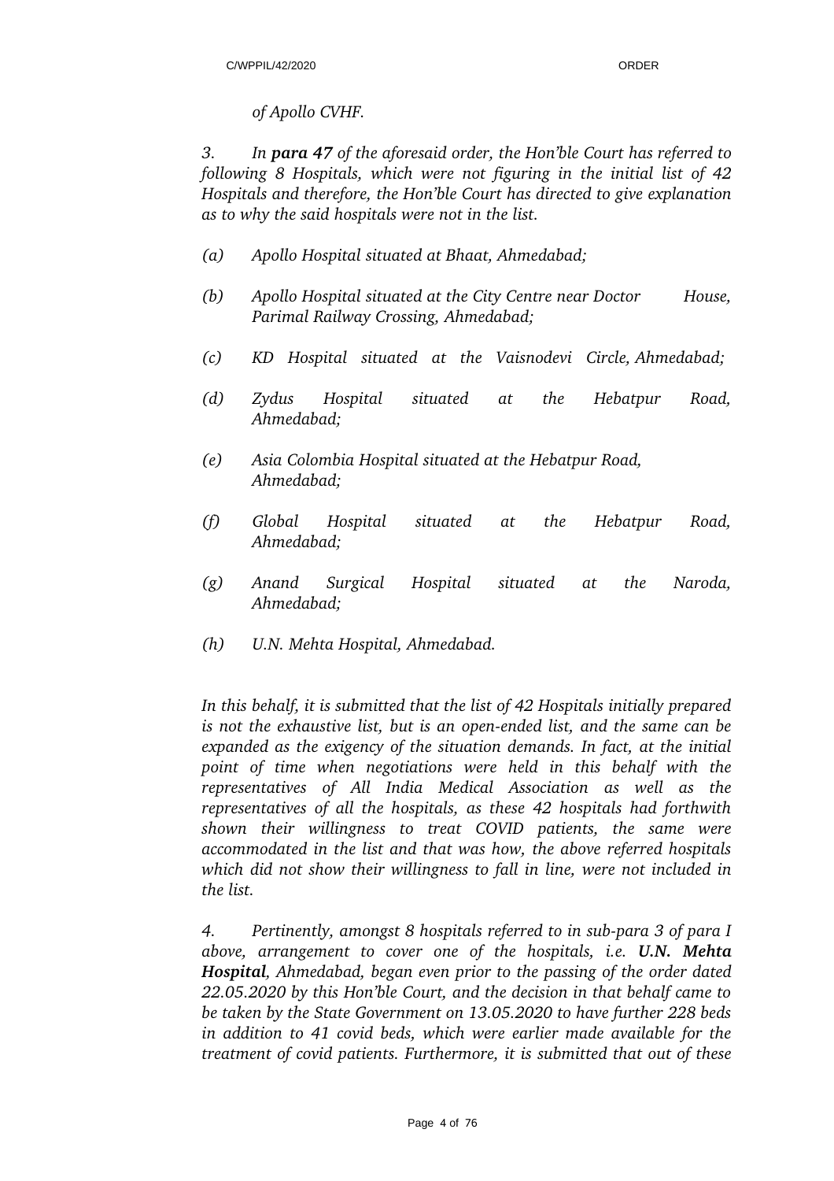*of Apollo CVHF.*

*3. In **para 47** of the aforesaid order, the Hon'ble Court has referred to following 8 Hospitals, which were not figuring in the initial list of 42 Hospitals and therefore, the Hon'ble Court has directed to give explanation as to why the said hospitals were not in the list.*

*(a) Apollo Hospital situated at Bhaat, Ahmedabad;*

*(b) Apollo Hospital situated at the City Centre near Doctor House, Parimal Railway Crossing, Ahmedabad;*

*(c) KD Hospital situated at the Vaisnodevi Circle, Ahmedabad;*

*(d) Zydus Hospital situated at the Hebatpur Road, Ahmedabad;*

*(e) Asia Colombia Hospital situated at the Hebatpur Road, Ahmedabad;*

*(f) Global Hospital situated at the Hebatpur Road, Ahmedabad;*

*(g) Anand Surgical Hospital situated at the Naroda, Ahmedabad;*

*(h) U.N. Mehta Hospital, Ahmedabad.*

*In this behalf, it is submitted that the list of 42 Hospitals initially prepared is not the exhaustive list, but is an open-ended list, and the same can be expanded as the exigency of the situation demands. In fact, at the initial point of time when negotiations were held in this behalf with the representatives of All India Medical Association as well as the representatives of all the hospitals, as these 42 hospitals had forthwith shown their willingness to treat COVID patients, the same were accommodated in the list and that was how, the above referred hospitals which did not show their willingness to fall in line, were not included in the list.*

*4. Pertinently, amongst 8 hospitals referred to in sub-para 3 of para I above, arrangement to cover one of the hospitals, i.e. **U.N. Mehta Hospital**, Ahmedabad, began even prior to the passing of the order dated 22.05.2020 by this Hon'ble Court, and the decision in that behalf came to be taken by the State Government on 13.05.2020 to have further 228 beds in addition to 41 covid beds, which were earlier made available for the treatment of covid patients. Furthermore, it is submitted that out of these*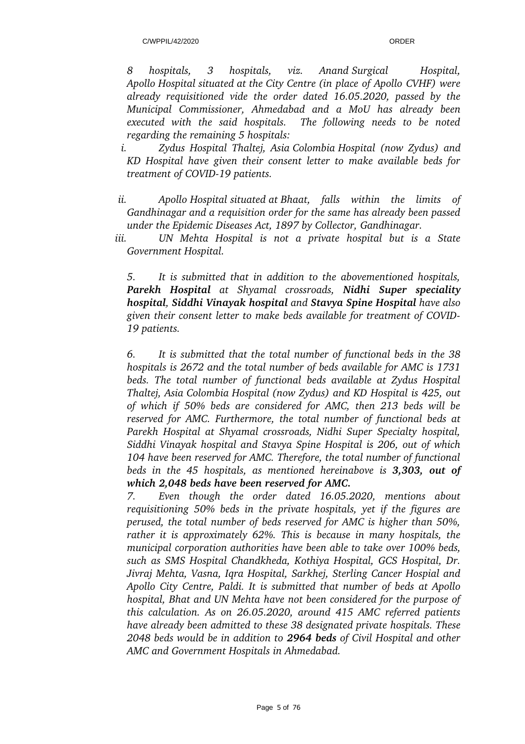*8 hospitals, 3 hospitals, viz. Anand Surgical Hospital, Apollo Hospital situated at the City Centre (in place of Apollo CVHF) were already requisitioned vide the order dated 16.05.2020, passed by the Municipal Commissioner, Ahmedabad and a MoU has already been executed with the said hospitals. The following needs to be noted regarding the remaining 5 hospitals:*

*i. Zydus Hospital Thaltej, Asia Colombia Hospital (now Zydus) and KD Hospital have given their consent letter to make available beds for treatment of COVID-19 patients.*

*ii. Apollo Hospital situated at Bhaat, falls within the limits of Gandhinagar and a requisition order for the same has already been passed under the Epidemic Diseases Act, 1897 by Collector, Gandhinagar.*

*iii. UN Mehta Hospital is not a private hospital but is a State Government Hospital.*

*5. It is submitted that in addition to the abovementioned hospitals, **Parekh Hospital** at Shyamal crossroads, **Nidhi Super speciality hospital**, **Siddhi Vinayak hospital** and **Stavya Spine Hospital** have also given their consent letter to make beds available for treatment of COVID-19 patients.*

*6. It is submitted that the total number of functional beds in the 38 hospitals is 2672 and the total number of beds available for AMC is 1731 beds. The total number of functional beds available at Zydus Hospital Thaltej, Asia Colombia Hospital (now Zydus) and KD Hospital is 425, out of which if 50% beds are considered for AMC, then 213 beds will be reserved for AMC. Furthermore, the total number of functional beds at Parekh Hospital at Shyamal crossroads, Nidhi Super Specialty hospital, Siddhi Vinayak hospital and Stavya Spine Hospital is 206, out of which 104 have been reserved for AMC. Therefore, the total number of functional beds in the 45 hospitals, as mentioned hereinabove is **3,303, out of which 2,048 beds have been reserved for AMC.***

*7. Even though the order dated 16.05.2020, mentions about requisitioning 50% beds in the private hospitals, yet if the figures are perused, the total number of beds reserved for AMC is higher than 50%, rather it is approximately 62%. This is because in many hospitals, the municipal corporation authorities have been able to take over 100% beds, such as SMS Hospital Chandkheda, Kothiya Hospital, GCS Hospital, Dr. Jivraj Mehta, Vasna, Iqra Hospital, Sarkhej, Sterling Cancer Hospial and Apollo City Centre, Paldi. It is submitted that number of beds at Apollo hospital, Bhat and UN Mehta have not been considered for the purpose of this calculation. As on 26.05.2020, around 415 AMC referred patients have already been admitted to these 38 designated private hospitals. These 2048 beds would be in addition to **2964 beds** of Civil Hospital and other AMC and Government Hospitals in Ahmedabad.*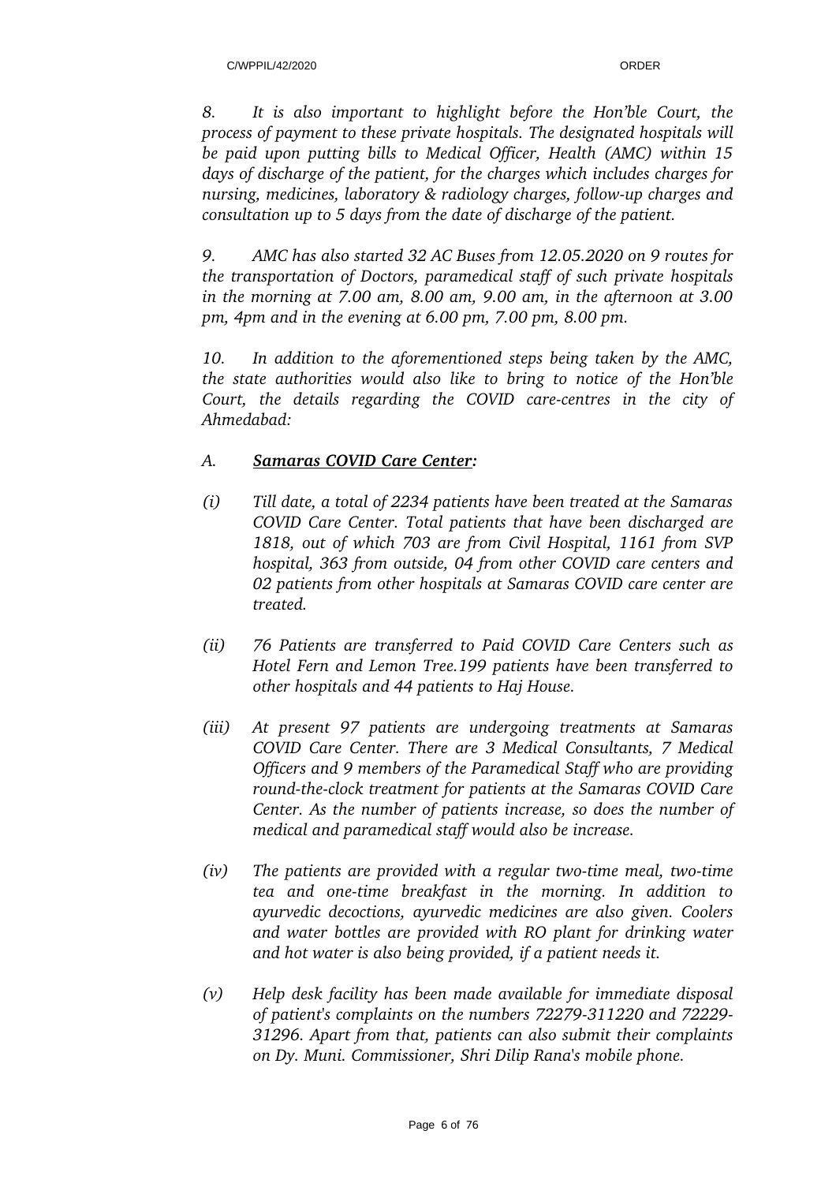*8. It is also important to highlight before the Hon'ble Court, the process of payment to these private hospitals. The designated hospitals will be paid upon putting bills to Medical Officer, Health (AMC) within 15 days of discharge of the patient, for the charges which includes charges for nursing, medicines, laboratory & radiology charges, follow-up charges and consultation up to 5 days from the date of discharge of the patient.*

*9. AMC has also started 32 AC Buses from 12.05.2020 on 9 routes for the transportation of Doctors, paramedical staff of such private hospitals in the morning at 7.00 am, 8.00 am, 9.00 am, in the afternoon at 3.00 pm, 4pm and in the evening at 6.00 pm, 7.00 pm, 8.00 pm.*

*10. In addition to the aforementioned steps being taken by the AMC, the state authorities would also like to bring to notice of the Hon'ble Court, the details regarding the COVID care-centres in the city of Ahmedabad:*

*A. **<u>Samaras COVID Care Center</u>:***

*(i) Till date, a total of 2234 patients have been treated at the Samaras COVID Care Center. Total patients that have been discharged are 1818, out of which 703 are from Civil Hospital, 1161 from SVP hospital, 363 from outside, 04 from other COVID care centers and 02 patients from other hospitals at Samaras COVID care center are treated.*

*(ii) 76 Patients are transferred to Paid COVID Care Centers such as Hotel Fern and Lemon Tree.199 patients have been transferred to other hospitals and 44 patients to Haj House.*

*(iii) At present 97 patients are undergoing treatments at Samaras COVID Care Center. There are 3 Medical Consultants, 7 Medical Officers and 9 members of the Paramedical Staff who are providing round-the-clock treatment for patients at the Samaras COVID Care Center. As the number of patients increase, so does the number of medical and paramedical staff would also be increase.*

*(iv) The patients are provided with a regular two-time meal, two-time tea and one-time breakfast in the morning. In addition to ayurvedic decoctions, ayurvedic medicines are also given. Coolers and water bottles are provided with RO plant for drinking water and hot water is also being provided, if a patient needs it.*

*(v) Help desk facility has been made available for immediate disposal of patient's complaints on the numbers 72279-311220 and 72229-31296. Apart from that, patients can also submit their complaints on Dy. Muni. Commissioner, Shri Dilip Rana's mobile phone.*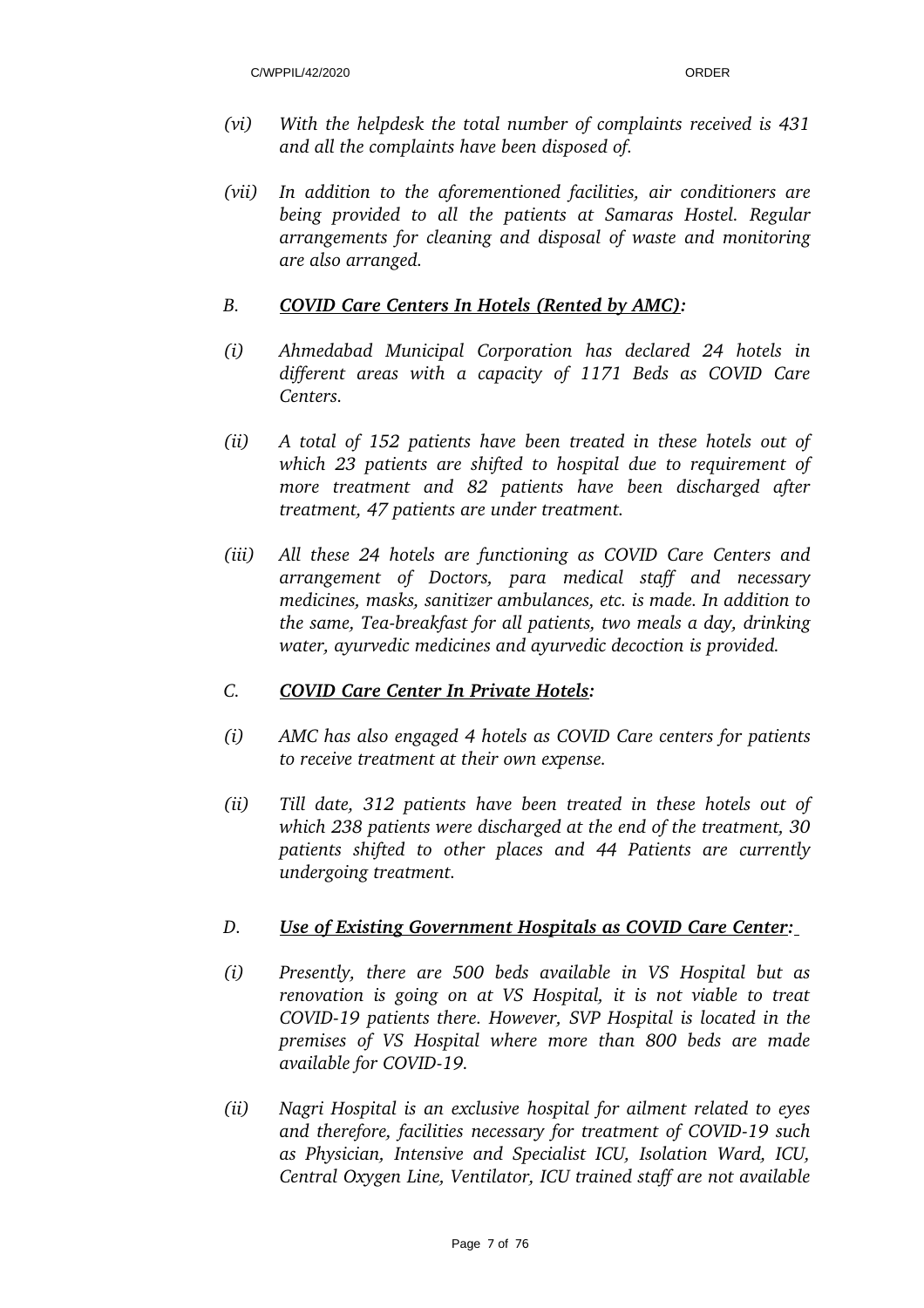*(vi) With the helpdesk the total number of complaints received is 431 and all the complaints have been disposed of.*

*(vii) In addition to the aforementioned facilities, air conditioners are being provided to all the patients at Samaras Hostel. Regular arrangements for cleaning and disposal of waste and monitoring are also arranged.*

*B. __COVID Care Centers In Hotels (Rented by AMC)__:*

*(i) Ahmedabad Municipal Corporation has declared 24 hotels in different areas with a capacity of 1171 Beds as COVID Care Centers.*

*(ii) A total of 152 patients have been treated in these hotels out of which 23 patients are shifted to hospital due to requirement of more treatment and 82 patients have been discharged after treatment, 47 patients are under treatment.*

*(iii) All these 24 hotels are functioning as COVID Care Centers and arrangement of Doctors, para medical staff and necessary medicines, masks, sanitizer ambulances, etc. is made. In addition to the same, Tea-breakfast for all patients, two meals a day, drinking water, ayurvedic medicines and ayurvedic decoction is provided.*

*C. __COVID Care Center In Private Hotels__:*

*(i) AMC has also engaged 4 hotels as COVID Care centers for patients to receive treatment at their own expense.*

*(ii) Till date, 312 patients have been treated in these hotels out of which 238 patients were discharged at the end of the treatment, 30 patients shifted to other places and 44 Patients are currently undergoing treatment.*

*D. __Use of Existing Government Hospitals as COVID Care Center:__*

*(i) Presently, there are 500 beds available in VS Hospital but as renovation is going on at VS Hospital, it is not viable to treat COVID-19 patients there. However, SVP Hospital is located in the premises of VS Hospital where more than 800 beds are made available for COVID-19.*

*(ii) Nagri Hospital is an exclusive hospital for ailment related to eyes and therefore, facilities necessary for treatment of COVID-19 such as Physician, Intensive and Specialist ICU, Isolation Ward, ICU, Central Oxygen Line, Ventilator, ICU trained staff are not available*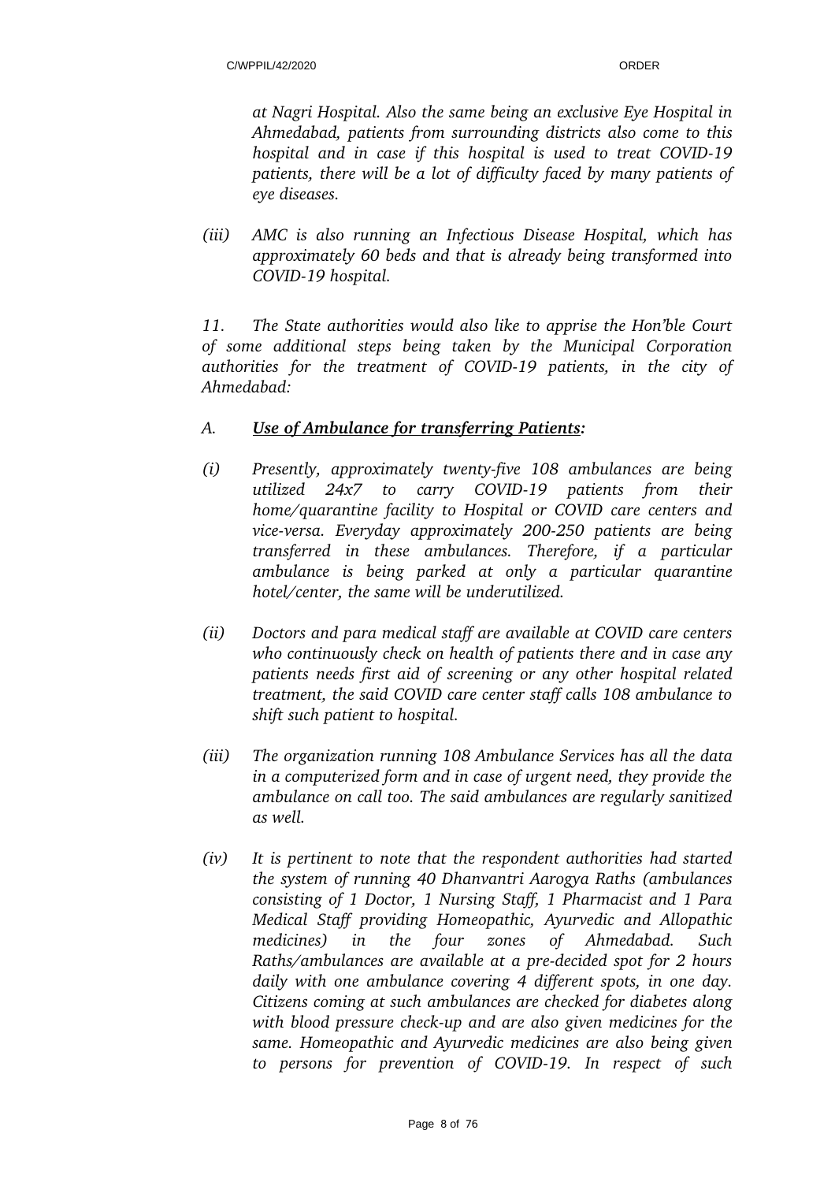*at Nagri Hospital. Also the same being an exclusive Eye Hospital in Ahmedabad, patients from surrounding districts also come to this hospital and in case if this hospital is used to treat COVID-19 patients, there will be a lot of difficulty faced by many patients of eye diseases.*

*(iii) AMC is also running an Infectious Disease Hospital, which has approximately 60 beds and that is already being transformed into COVID-19 hospital.*

*11. The State authorities would also like to apprise the Hon'ble Court of some additional steps being taken by the Municipal Corporation authorities for the treatment of COVID-19 patients, in the city of Ahmedabad:*

*A. **Use of Ambulance for transferring Patients:***

*(i) Presently, approximately twenty-five 108 ambulances are being utilized 24x7 to carry COVID-19 patients from their home/quarantine facility to Hospital or COVID care centers and vice-versa. Everyday approximately 200-250 patients are being transferred in these ambulances. Therefore, if a particular ambulance is being parked at only a particular quarantine hotel/center, the same will be underutilized.*

*(ii) Doctors and para medical staff are available at COVID care centers who continuously check on health of patients there and in case any patients needs first aid of screening or any other hospital related treatment, the said COVID care center staff calls 108 ambulance to shift such patient to hospital.*

*(iii) The organization running 108 Ambulance Services has all the data in a computerized form and in case of urgent need, they provide the ambulance on call too. The said ambulances are regularly sanitized as well.*

*(iv) It is pertinent to note that the respondent authorities had started the system of running 40 Dhanvantri Aarogya Raths (ambulances consisting of 1 Doctor, 1 Nursing Staff, 1 Pharmacist and 1 Para Medical Staff providing Homeopathic, Ayurvedic and Allopathic medicines) in the four zones of Ahmedabad. Such Raths/ambulances are available at a pre-decided spot for 2 hours daily with one ambulance covering 4 different spots, in one day. Citizens coming at such ambulances are checked for diabetes along with blood pressure check-up and are also given medicines for the same. Homeopathic and Ayurvedic medicines are also being given to persons for prevention of COVID-19. In respect of such*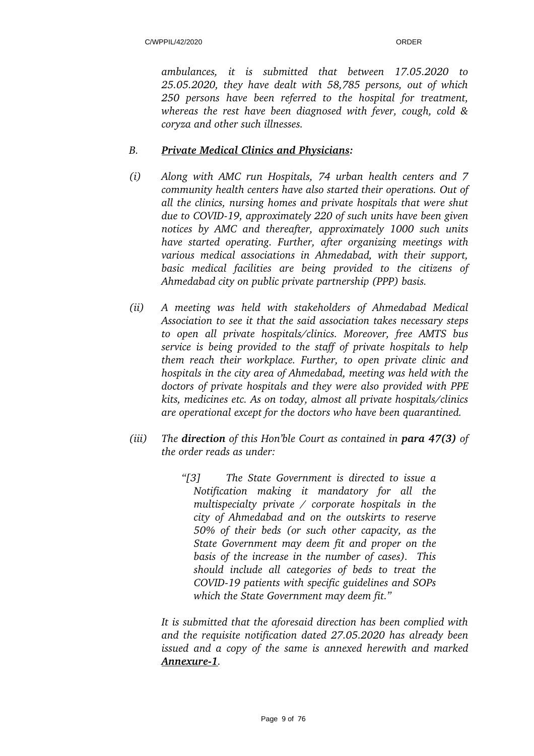*ambulances, it is submitted that between 17.05.2020 to 25.05.2020, they have dealt with 58,785 persons, out of which 250 persons have been referred to the hospital for treatment, whereas the rest have been diagnosed with fever, cough, cold & coryza and other such illnesses.*

*B.* ***Private Medical Clinics and Physicians:***

*(i) Along with AMC run Hospitals, 74 urban health centers and 7 community health centers have also started their operations. Out of all the clinics, nursing homes and private hospitals that were shut due to COVID-19, approximately 220 of such units have been given notices by AMC and thereafter, approximately 1000 such units have started operating. Further, after organizing meetings with various medical associations in Ahmedabad, with their support, basic medical facilities are being provided to the citizens of Ahmedabad city on public private partnership (PPP) basis.*

*(ii) A meeting was held with stakeholders of Ahmedabad Medical Association to see it that the said association takes necessary steps to open all private hospitals/clinics. Moreover, free AMTS bus service is being provided to the staff of private hospitals to help them reach their workplace. Further, to open private clinic and hospitals in the city area of Ahmedabad, meeting was held with the doctors of private hospitals and they were also provided with PPE kits, medicines etc. As on today, almost all private hospitals/clinics are operational except for the doctors who have been quarantined.*

*(iii) The* ***direction*** *of this Hon'ble Court as contained in* ***para 47(3)*** *of the order reads as under:*

> *"[3] The State Government is directed to issue a Notification making it mandatory for all the multispecialty private / corporate hospitals in the city of Ahmedabad and on the outskirts to reserve 50% of their beds (or such other capacity, as the State Government may deem fit and proper on the basis of the increase in the number of cases). This should include all categories of beds to treat the COVID-19 patients with specific guidelines and SOPs which the State Government may deem fit."*

*It is submitted that the aforesaid direction has been complied with and the requisite notification dated 27.05.2020 has already been issued and a copy of the same is annexed herewith and marked* ***Annexure-1****.*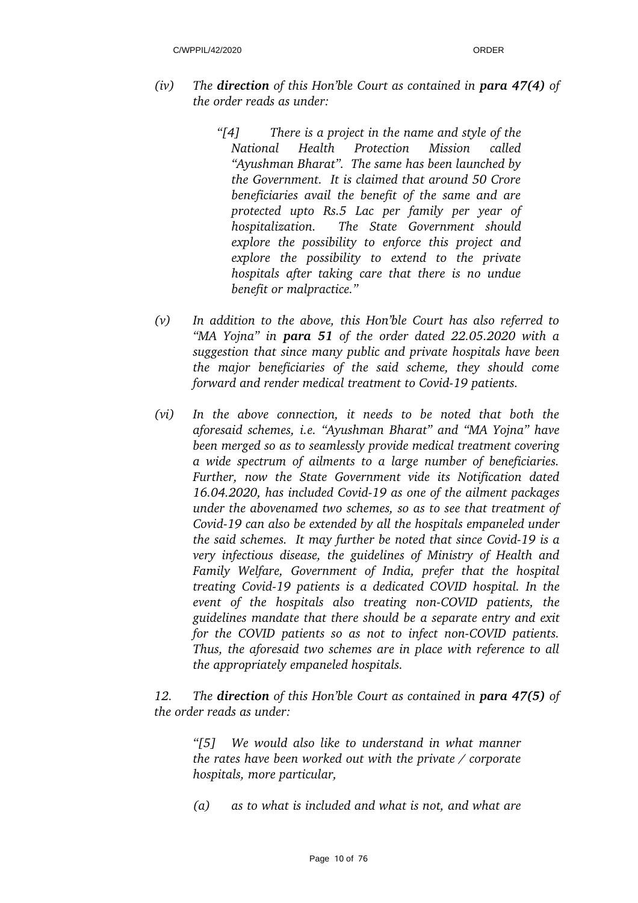*(iv) The **direction** of this Hon'ble Court as contained in **para 47(4)** of the order reads as under:*

> *"[4] There is a project in the name and style of the National Health Protection Mission called "Ayushman Bharat". The same has been launched by the Government. It is claimed that around 50 Crore beneficiaries avail the benefit of the same and are protected upto Rs.5 Lac per family per year of hospitalization. The State Government should explore the possibility to enforce this project and explore the possibility to extend to the private hospitals after taking care that there is no undue benefit or malpractice."*

*(v) In addition to the above, this Hon'ble Court has also referred to "MA Yojna" in **para 51** of the order dated 22.05.2020 with a suggestion that since many public and private hospitals have been the major beneficiaries of the said scheme, they should come forward and render medical treatment to Covid-19 patients.*

*(vi) In the above connection, it needs to be noted that both the aforesaid schemes, i.e. "Ayushman Bharat" and "MA Yojna" have been merged so as to seamlessly provide medical treatment covering a wide spectrum of ailments to a large number of beneficiaries. Further, now the State Government vide its Notification dated 16.04.2020, has included Covid-19 as one of the ailment packages under the abovenamed two schemes, so as to see that treatment of Covid-19 can also be extended by all the hospitals empaneled under the said schemes. It may further be noted that since Covid-19 is a very infectious disease, the guidelines of Ministry of Health and Family Welfare, Government of India, prefer that the hospital treating Covid-19 patients is a dedicated COVID hospital. In the event of the hospitals also treating non-COVID patients, the guidelines mandate that there should be a separate entry and exit for the COVID patients so as not to infect non-COVID patients. Thus, the aforesaid two schemes are in place with reference to all the appropriately empaneled hospitals.*

*12. The **direction** of this Hon'ble Court as contained in **para 47(5)** of the order reads as under:*

> *"[5] We would also like to understand in what manner the rates have been worked out with the private / corporate hospitals, more particular,*
>
> *(a) as to what is included and what is not, and what are*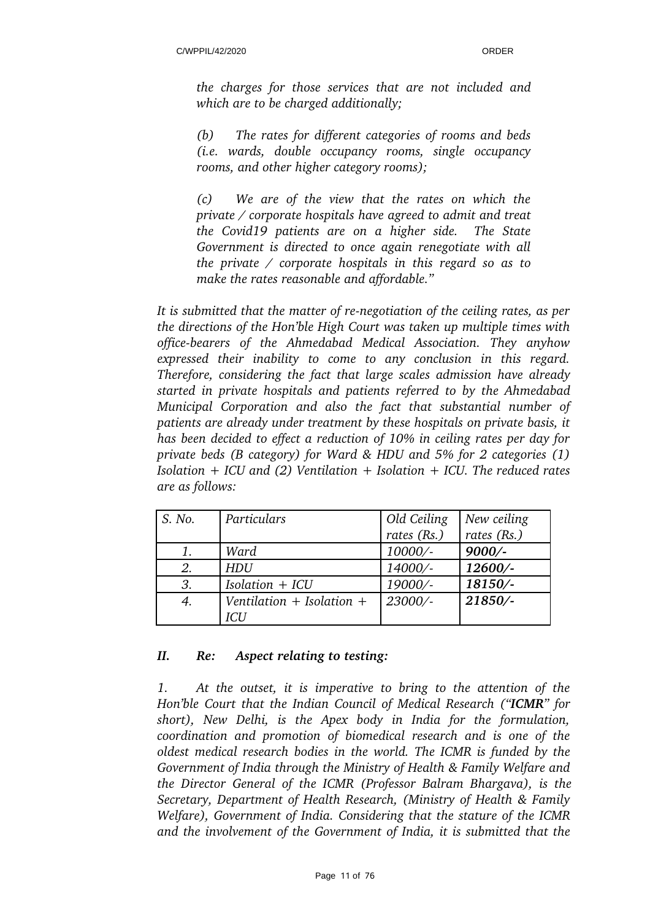*the charges for those services that are not included and which are to be charged additionally;*

*(b) The rates for different categories of rooms and beds (i.e. wards, double occupancy rooms, single occupancy rooms, and other higher category rooms);*

*(c) We are of the view that the rates on which the private / corporate hospitals have agreed to admit and treat the Covid19 patients are on a higher side. The State Government is directed to once again renegotiate with all the private / corporate hospitals in this regard so as to make the rates reasonable and affordable."*

*It is submitted that the matter of re-negotiation of the ceiling rates, as per the directions of the Hon'ble High Court was taken up multiple times with office-bearers of the Ahmedabad Medical Association. They anyhow expressed their inability to come to any conclusion in this regard. Therefore, considering the fact that large scales admission have already started in private hospitals and patients referred to by the Ahmedabad Municipal Corporation and also the fact that substantial number of patients are already under treatment by these hospitals on private basis, it has been decided to effect a reduction of 10% in ceiling rates per day for private beds (B category) for Ward & HDU and 5% for 2 categories (1) Isolation + ICU and (2) Ventilation + Isolation + ICU. The reduced rates are as follows:*

| *S. No.* | *Particulars* | *Old Ceiling rates (Rs.)* | *New ceiling rates (Rs.)* |
|---|---|---|---|
| *1.* | *Ward* | *10000/-* | ***9000/-*** |
| *2.* | *HDU* | *14000/-* | ***12600/-*** |
| *3.* | *Isolation + ICU* | *19000/-* | ***18150/-*** |
| *4.* | *Ventilation + Isolation + ICU* | *23000/-* | ***21850/-*** |

### *II. Re: Aspect relating to testing:*

*1. At the outset, it is imperative to bring to the attention of the Hon'ble Court that the Indian Council of Medical Research ("**ICMR**" for short), New Delhi, is the Apex body in India for the formulation, coordination and promotion of biomedical research and is one of the oldest medical research bodies in the world. The ICMR is funded by the Government of India through the Ministry of Health & Family Welfare and the Director General of the ICMR (Professor Balram Bhargava), is the Secretary, Department of Health Research, (Ministry of Health & Family Welfare), Government of India. Considering that the stature of the ICMR and the involvement of the Government of India, it is submitted that the*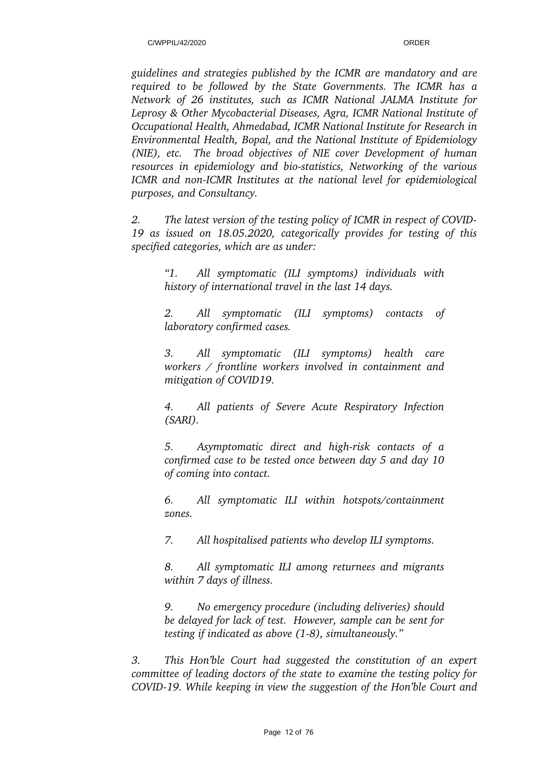*guidelines and strategies published by the ICMR are mandatory and are required to be followed by the State Governments. The ICMR has a Network of 26 institutes, such as ICMR National JALMA Institute for Leprosy & Other Mycobacterial Diseases, Agra, ICMR National Institute of Occupational Health, Ahmedabad, ICMR National Institute for Research in Environmental Health, Bopal, and the National Institute of Epidemiology (NIE), etc. The broad objectives of NIE cover Development of human resources in epidemiology and bio-statistics, Networking of the various ICMR and non-ICMR Institutes at the national level for epidemiological purposes, and Consultancy.*

*2. The latest version of the testing policy of ICMR in respect of COVID-19 as issued on 18.05.2020, categorically provides for testing of this specified categories, which are as under:*

> *"1. All symptomatic (ILI symptoms) individuals with history of international travel in the last 14 days.*
>
> *2. All symptomatic (ILI symptoms) contacts of laboratory confirmed cases.*
>
> *3. All symptomatic (ILI symptoms) health care workers / frontline workers involved in containment and mitigation of COVID19.*
>
> *4. All patients of Severe Acute Respiratory Infection (SARI).*
>
> *5. Asymptomatic direct and high-risk contacts of a confirmed case to be tested once between day 5 and day 10 of coming into contact.*
>
> *6. All symptomatic ILI within hotspots/containment zones.*
>
> *7. All hospitalised patients who develop ILI symptoms.*
>
> *8. All symptomatic ILI among returnees and migrants within 7 days of illness.*
>
> *9. No emergency procedure (including deliveries) should be delayed for lack of test. However, sample can be sent for testing if indicated as above (1-8), simultaneously."*

*3. This Hon'ble Court had suggested the constitution of an expert committee of leading doctors of the state to examine the testing policy for COVID-19. While keeping in view the suggestion of the Hon'ble Court and*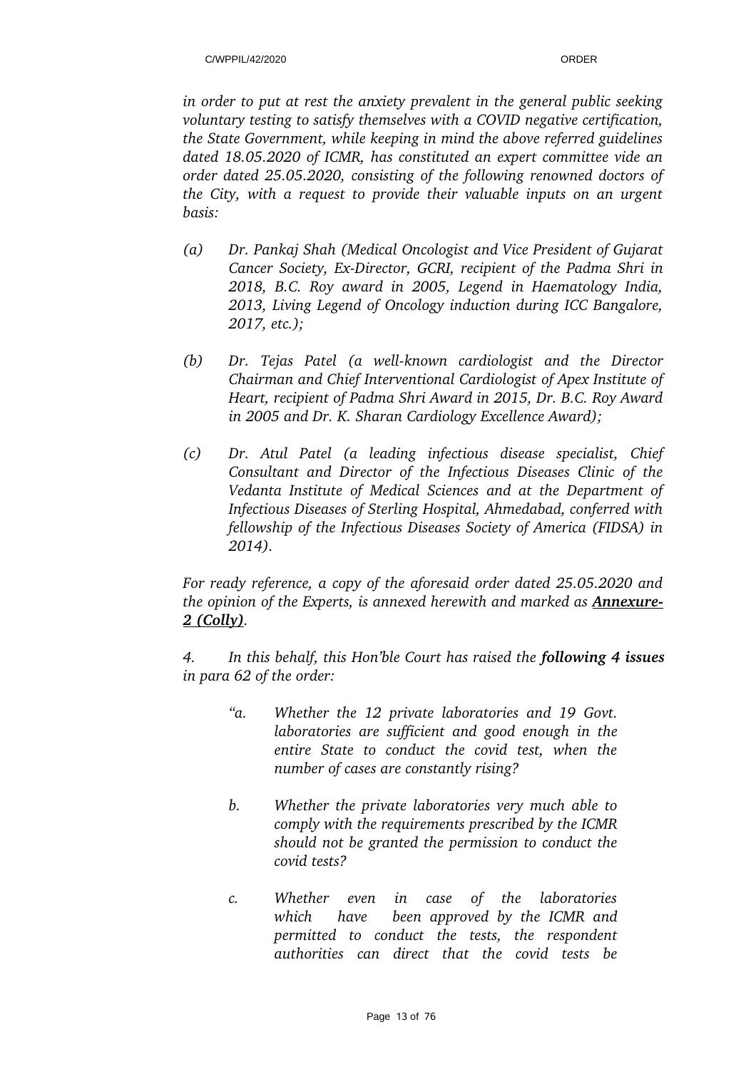*in order to put at rest the anxiety prevalent in the general public seeking voluntary testing to satisfy themselves with a COVID negative certification, the State Government, while keeping in mind the above referred guidelines dated 18.05.2020 of ICMR, has constituted an expert committee vide an order dated 25.05.2020, consisting of the following renowned doctors of the City, with a request to provide their valuable inputs on an urgent basis:*

*(a) Dr. Pankaj Shah (Medical Oncologist and Vice President of Gujarat Cancer Society, Ex-Director, GCRI, recipient of the Padma Shri in 2018, B.C. Roy award in 2005, Legend in Haematology India, 2013, Living Legend of Oncology induction during ICC Bangalore, 2017, etc.);*

*(b) Dr. Tejas Patel (a well-known cardiologist and the Director Chairman and Chief Interventional Cardiologist of Apex Institute of Heart, recipient of Padma Shri Award in 2015, Dr. B.C. Roy Award in 2005 and Dr. K. Sharan Cardiology Excellence Award);*

*(c) Dr. Atul Patel (a leading infectious disease specialist, Chief Consultant and Director of the Infectious Diseases Clinic of the Vedanta Institute of Medical Sciences and at the Department of Infectious Diseases of Sterling Hospital, Ahmedabad, conferred with fellowship of the Infectious Diseases Society of America (FIDSA) in 2014).*

*For ready reference, a copy of the aforesaid order dated 25.05.2020 and the opinion of the Experts, is annexed herewith and marked as* ***Annexure-2 (Colly)****.*

*4. In this behalf, this Hon'ble Court has raised the* ***following 4 issues*** *in para 62 of the order:*

> *"a. Whether the 12 private laboratories and 19 Govt. laboratories are sufficient and good enough in the entire State to conduct the covid test, when the number of cases are constantly rising?*
>
> *b. Whether the private laboratories very much able to comply with the requirements prescribed by the ICMR should not be granted the permission to conduct the covid tests?*
>
> *c. Whether even in case of the laboratories which have been approved by the ICMR and permitted to conduct the tests, the respondent authorities can direct that the covid tests be*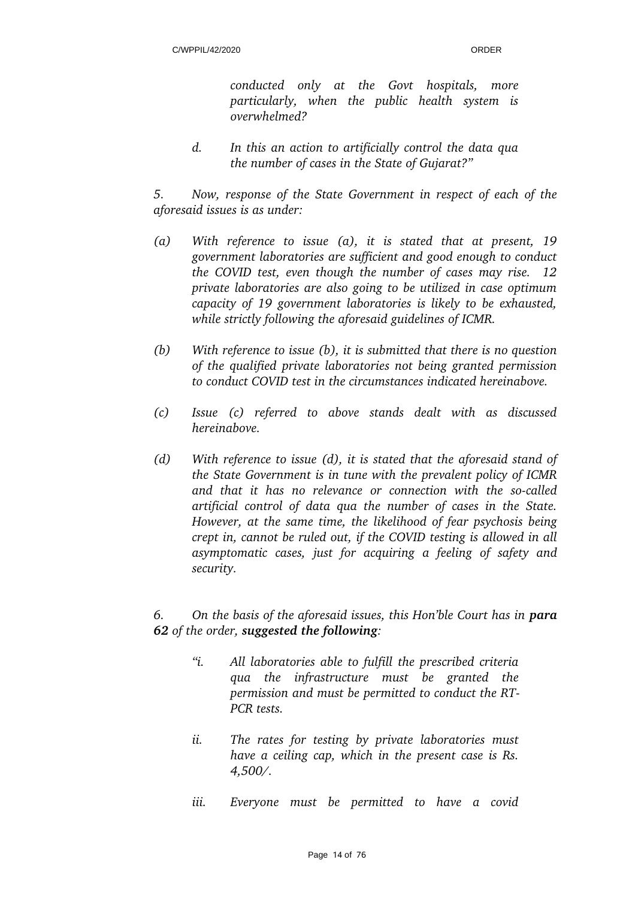*conducted only at the Govt hospitals, more particularly, when the public health system is overwhelmed?*

*d. In this an action to artificially control the data qua the number of cases in the State of Gujarat?"*

*5. Now, response of the State Government in respect of each of the aforesaid issues is as under:*

*(a) With reference to issue (a), it is stated that at present, 19 government laboratories are sufficient and good enough to conduct the COVID test, even though the number of cases may rise. 12 private laboratories are also going to be utilized in case optimum capacity of 19 government laboratories is likely to be exhausted, while strictly following the aforesaid guidelines of ICMR.*

*(b) With reference to issue (b), it is submitted that there is no question of the qualified private laboratories not being granted permission to conduct COVID test in the circumstances indicated hereinabove.*

*(c) Issue (c) referred to above stands dealt with as discussed hereinabove.*

*(d) With reference to issue (d), it is stated that the aforesaid stand of the State Government is in tune with the prevalent policy of ICMR and that it has no relevance or connection with the so-called artificial control of data qua the number of cases in the State. However, at the same time, the likelihood of fear psychosis being crept in, cannot be ruled out, if the COVID testing is allowed in all asymptomatic cases, just for acquiring a feeling of safety and security.*

*6. On the basis of the aforesaid issues, this Hon'ble Court has in* ***para 62*** *of the order,* ***suggested the following****:*

*"i. All laboratories able to fulfill the prescribed criteria qua the infrastructure must be granted the permission and must be permitted to conduct the RT-PCR tests.*

*ii. The rates for testing by private laboratories must have a ceiling cap, which in the present case is Rs. 4,500/.*

*iii. Everyone must be permitted to have a covid*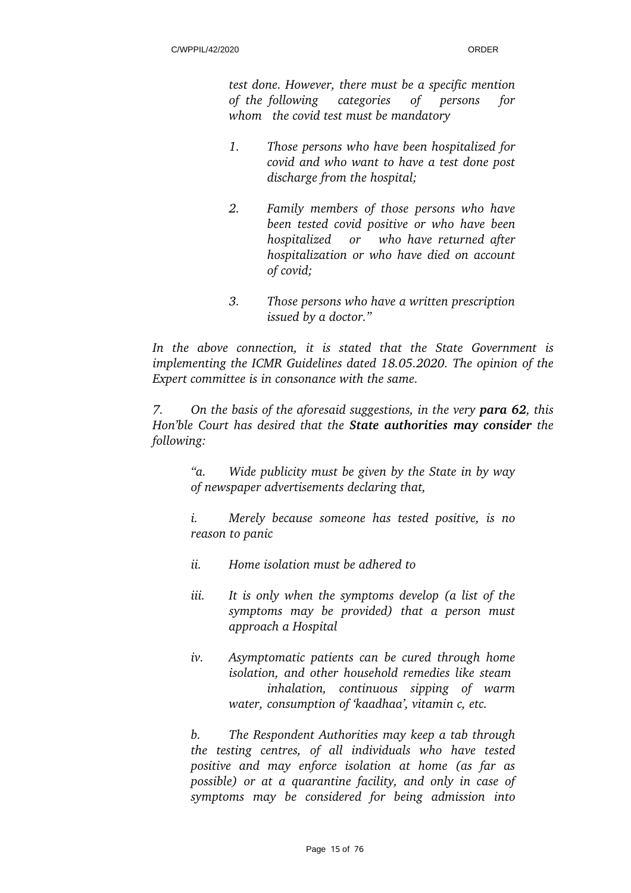> *test done. However, there must be a specific mention of the following categories of persons for whom the covid test must be mandatory*
>
> *1. Those persons who have been hospitalized for covid and who want to have a test done post discharge from the hospital;*
>
> *2. Family members of those persons who have been tested covid positive or who have been hospitalized or who have returned after hospitalization or who have died on account of covid;*
>
> *3. Those persons who have a written prescription issued by a doctor."*

*In the above connection, it is stated that the State Government is implementing the ICMR Guidelines dated 18.05.2020. The opinion of the Expert committee is in consonance with the same.*

*7. On the basis of the aforesaid suggestions, in the very* ***para 62****, this Hon'ble Court has desired that the* ***State authorities may consider*** *the following:*

> *"a. Wide publicity must be given by the State in by way of newspaper advertisements declaring that,*
>
> *i. Merely because someone has tested positive, is no reason to panic*
>
> *ii. Home isolation must be adhered to*
>
> *iii. It is only when the symptoms develop (a list of the symptoms may be provided) that a person must approach a Hospital*
>
> *iv. Asymptomatic patients can be cured through home isolation, and other household remedies like steam inhalation, continuous sipping of warm water, consumption of 'kaadhaa', vitamin c, etc.*
>
> *b. The Respondent Authorities may keep a tab through the testing centres, of all individuals who have tested positive and may enforce isolation at home (as far as possible) or at a quarantine facility, and only in case of symptoms may be considered for being admission into*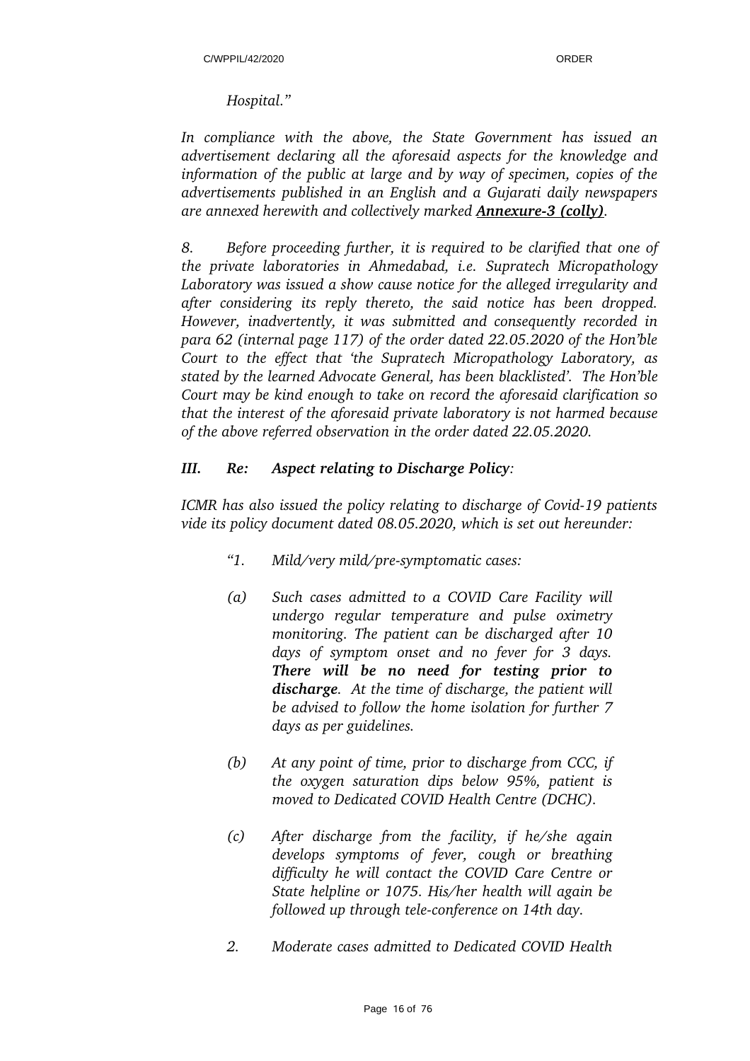*Hospital."*

*In compliance with the above, the State Government has issued an advertisement declaring all the aforesaid aspects for the knowledge and information of the public at large and by way of specimen, copies of the advertisements published in an English and a Gujarati daily newspapers are annexed herewith and collectively marked* ***Annexure-3 (colly)****.*

*8. Before proceeding further, it is required to be clarified that one of the private laboratories in Ahmedabad, i.e. Supratech Micropathology Laboratory was issued a show cause notice for the alleged irregularity and after considering its reply thereto, the said notice has been dropped. However, inadvertently, it was submitted and consequently recorded in para 62 (internal page 117) of the order dated 22.05.2020 of the Hon'ble Court to the effect that 'the Supratech Micropathology Laboratory, as stated by the learned Advocate General, has been blacklisted'. The Hon'ble Court may be kind enough to take on record the aforesaid clarification so that the interest of the aforesaid private laboratory is not harmed because of the above referred observation in the order dated 22.05.2020.*

***III. Re: Aspect relating to Discharge Policy:***

*ICMR has also issued the policy relating to discharge of Covid-19 patients vide its policy document dated 08.05.2020, which is set out hereunder:*

> *"1. Mild/very mild/pre-symptomatic cases:*
>
> *(a) Such cases admitted to a COVID Care Facility will undergo regular temperature and pulse oximetry monitoring. The patient can be discharged after 10 days of symptom onset and no fever for 3 days.* ***There will be no need for testing prior to discharge****. At the time of discharge, the patient will be advised to follow the home isolation for further 7 days as per guidelines.*
>
> *(b) At any point of time, prior to discharge from CCC, if the oxygen saturation dips below 95%, patient is moved to Dedicated COVID Health Centre (DCHC).*
>
> *(c) After discharge from the facility, if he/she again develops symptoms of fever, cough or breathing difficulty he will contact the COVID Care Centre or State helpline or 1075. His/her health will again be followed up through tele-conference on 14th day.*
>
> *2. Moderate cases admitted to Dedicated COVID Health*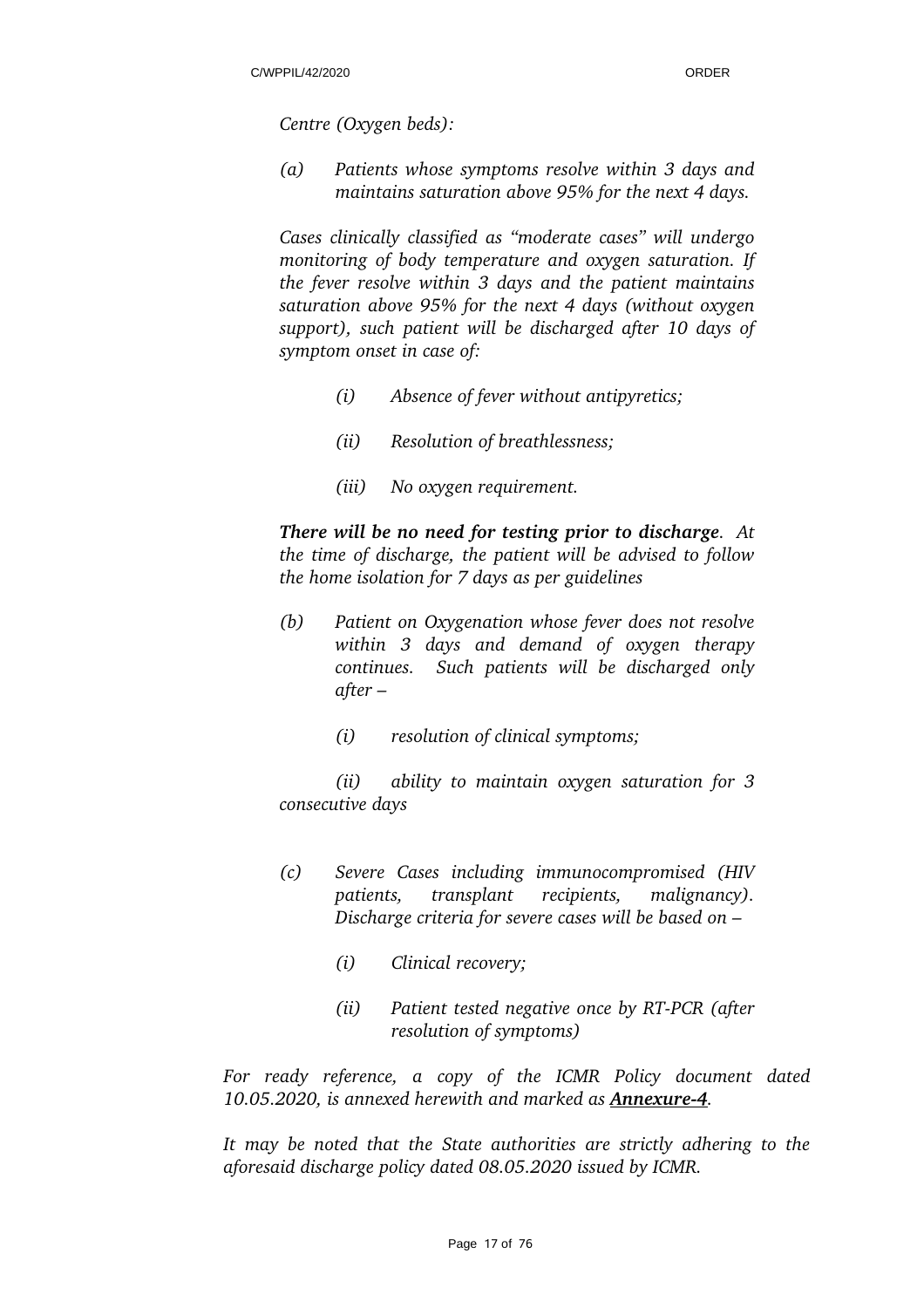*Centre (Oxygen beds):*

*(a) Patients whose symptoms resolve within 3 days and maintains saturation above 95% for the next 4 days.*

*Cases clinically classified as "moderate cases" will undergo monitoring of body temperature and oxygen saturation. If the fever resolve within 3 days and the patient maintains saturation above 95% for the next 4 days (without oxygen support), such patient will be discharged after 10 days of symptom onset in case of:*

*(i) Absence of fever without antipyretics;*

*(ii) Resolution of breathlessness;*

*(iii) No oxygen requirement.*

***There will be no need for testing prior to discharge**. At the time of discharge, the patient will be advised to follow the home isolation for 7 days as per guidelines*

*(b) Patient on Oxygenation whose fever does not resolve within 3 days and demand of oxygen therapy continues. Such patients will be discharged only after –*

*(i) resolution of clinical symptoms;*

*(ii) ability to maintain oxygen saturation for 3 consecutive days*

*(c) Severe Cases including immunocompromised (HIV patients, transplant recipients, malignancy). Discharge criteria for severe cases will be based on –*

*(i) Clinical recovery;*

*(ii) Patient tested negative once by RT-PCR (after resolution of symptoms)*

*For ready reference, a copy of the ICMR Policy document dated 10.05.2020, is annexed herewith and marked as **Annexure-4**.*

*It may be noted that the State authorities are strictly adhering to the aforesaid discharge policy dated 08.05.2020 issued by ICMR.*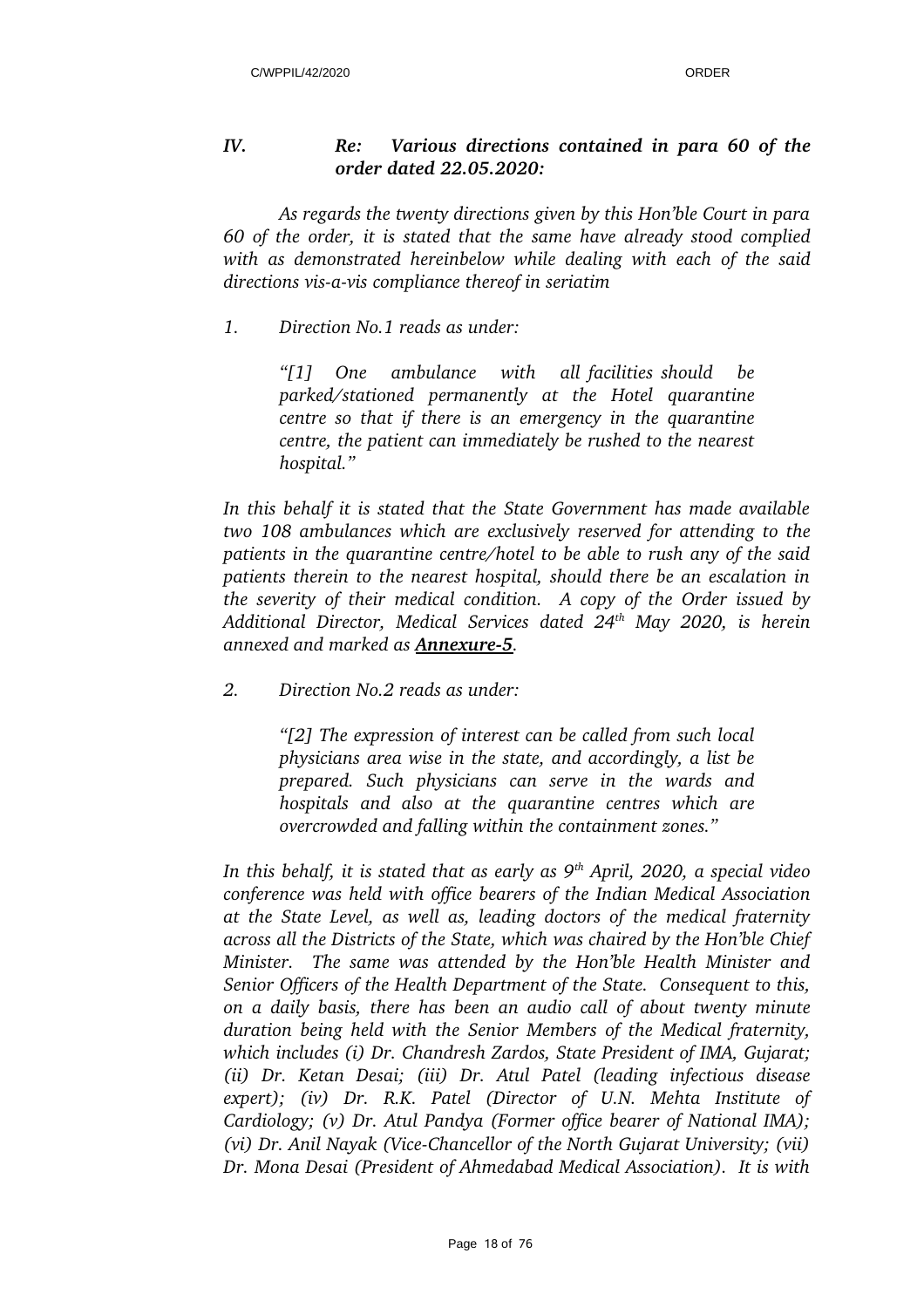### *IV. Re: Various directions contained in para 60 of the order dated 22.05.2020:*

*As regards the twenty directions given by this Hon'ble Court in para 60 of the order, it is stated that the same have already stood complied with as demonstrated hereinbelow while dealing with each of the said directions vis-a-vis compliance thereof in seriatim*

*1. Direction No.1 reads as under:*

> *"[1] One ambulance with all facilities should be parked/stationed permanently at the Hotel quarantine centre so that if there is an emergency in the quarantine centre, the patient can immediately be rushed to the nearest hospital."*

*In this behalf it is stated that the State Government has made available two 108 ambulances which are exclusively reserved for attending to the patients in the quarantine centre/hotel to be able to rush any of the said patients therein to the nearest hospital, should there be an escalation in the severity of their medical condition. A copy of the Order issued by Additional Director, Medical Services dated 24th May 2020, is herein annexed and marked as* ***Annexure-5****.*

*2. Direction No.2 reads as under:*

> *"[2] The expression of interest can be called from such local physicians area wise in the state, and accordingly, a list be prepared. Such physicians can serve in the wards and hospitals and also at the quarantine centres which are overcrowded and falling within the containment zones."*

*In this behalf, it is stated that as early as 9th April, 2020, a special video conference was held with office bearers of the Indian Medical Association at the State Level, as well as, leading doctors of the medical fraternity across all the Districts of the State, which was chaired by the Hon'ble Chief Minister. The same was attended by the Hon'ble Health Minister and Senior Officers of the Health Department of the State. Consequent to this, on a daily basis, there has been an audio call of about twenty minute duration being held with the Senior Members of the Medical fraternity, which includes (i) Dr. Chandresh Zardos, State President of IMA, Gujarat; (ii) Dr. Ketan Desai; (iii) Dr. Atul Patel (leading infectious disease expert); (iv) Dr. R.K. Patel (Director of U.N. Mehta Institute of Cardiology; (v) Dr. Atul Pandya (Former office bearer of National IMA); (vi) Dr. Anil Nayak (Vice-Chancellor of the North Gujarat University; (vii) Dr. Mona Desai (President of Ahmedabad Medical Association). It is with*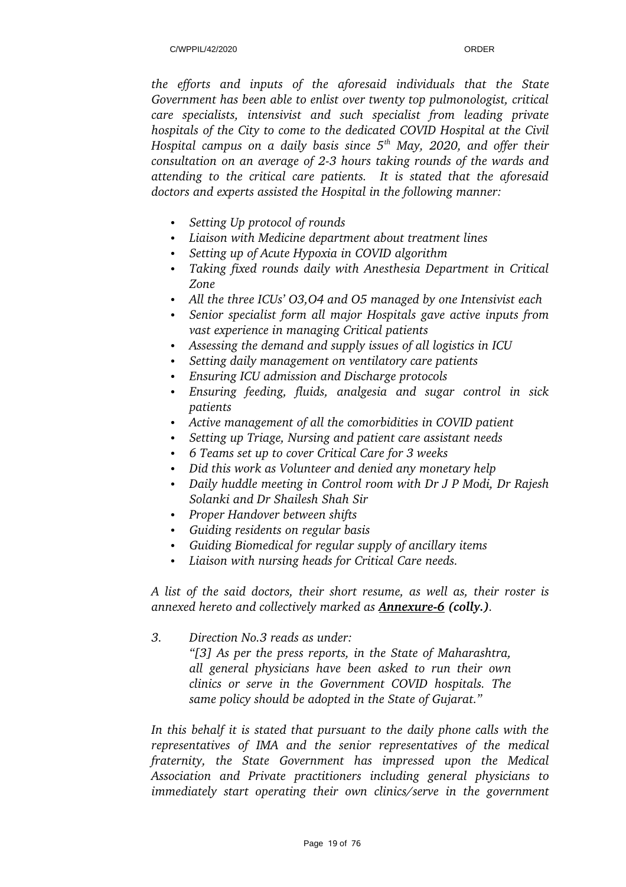*the efforts and inputs of the aforesaid individuals that the State Government has been able to enlist over twenty top pulmonologist, critical care specialists, intensivist and such specialist from leading private hospitals of the City to come to the dedicated COVID Hospital at the Civil Hospital campus on a daily basis since 5th May, 2020, and offer their consultation on an average of 2-3 hours taking rounds of the wards and attending to the critical care patients. It is stated that the aforesaid doctors and experts assisted the Hospital in the following manner:*

- *Setting Up protocol of rounds*
- *Liaison with Medicine department about treatment lines*
- *Setting up of Acute Hypoxia in COVID algorithm*
- *Taking fixed rounds daily with Anesthesia Department in Critical Zone*
- *All the three ICUs' O3,O4 and O5 managed by one Intensivist each*
- *Senior specialist form all major Hospitals gave active inputs from vast experience in managing Critical patients*
- *Assessing the demand and supply issues of all logistics in ICU*
- *Setting daily management on ventilatory care patients*
- *Ensuring ICU admission and Discharge protocols*
- *Ensuring feeding, fluids, analgesia and sugar control in sick patients*
- *Active management of all the comorbidities in COVID patient*
- *Setting up Triage, Nursing and patient care assistant needs*
- *6 Teams set up to cover Critical Care for 3 weeks*
- *Did this work as Volunteer and denied any monetary help*
- *Daily huddle meeting in Control room with Dr J P Modi, Dr Rajesh Solanki and Dr Shailesh Shah Sir*
- *Proper Handover between shifts*
- *Guiding residents on regular basis*
- *Guiding Biomedical for regular supply of ancillary items*
- *Liaison with nursing heads for Critical Care needs.*

*A list of the said doctors, their short resume, as well as, their roster is annexed hereto and collectively marked as **Annexure-6** **(colly.)**.*

3. *Direction No.3 reads as under:*

   *"[3] As per the press reports, in the State of Maharashtra, all general physicians have been asked to run their own clinics or serve in the Government COVID hospitals. The same policy should be adopted in the State of Gujarat."*

*In this behalf it is stated that pursuant to the daily phone calls with the representatives of IMA and the senior representatives of the medical fraternity, the State Government has impressed upon the Medical Association and Private practitioners including general physicians to immediately start operating their own clinics/serve in the government*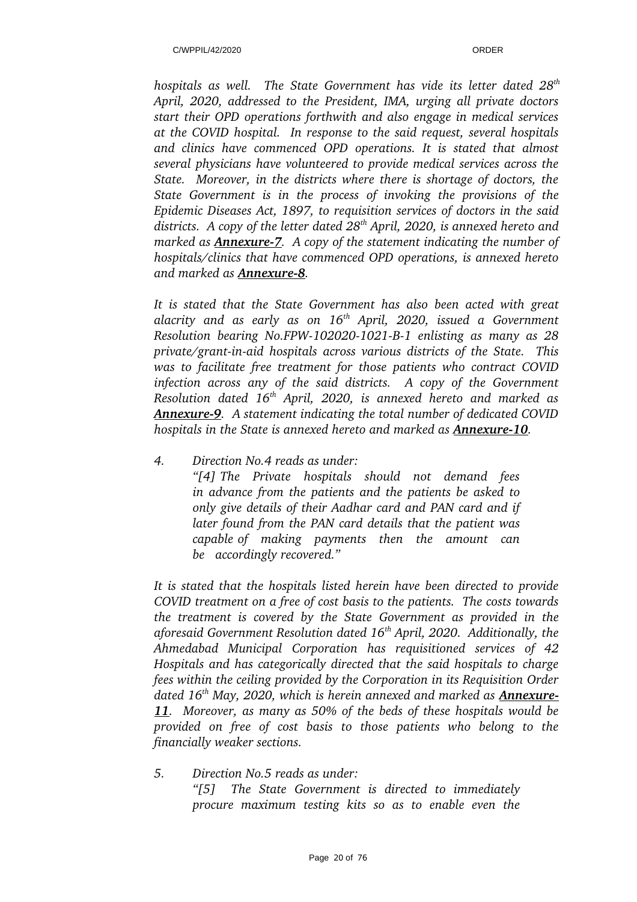*hospitals as well. The State Government has vide its letter dated 28th April, 2020, addressed to the President, IMA, urging all private doctors start their OPD operations forthwith and also engage in medical services at the COVID hospital. In response to the said request, several hospitals and clinics have commenced OPD operations. It is stated that almost several physicians have volunteered to provide medical services across the State. Moreover, in the districts where there is shortage of doctors, the State Government is in the process of invoking the provisions of the Epidemic Diseases Act, 1897, to requisition services of doctors in the said districts. A copy of the letter dated 28th April, 2020, is annexed hereto and marked as **Annexure-7**. A copy of the statement indicating the number of hospitals/clinics that have commenced OPD operations, is annexed hereto and marked as **Annexure-8**.*

*It is stated that the State Government has also been acted with great alacrity and as early as on 16th April, 2020, issued a Government Resolution bearing No.FPW-102020-1021-B-1 enlisting as many as 28 private/grant-in-aid hospitals across various districts of the State. This was to facilitate free treatment for those patients who contract COVID infection across any of the said districts. A copy of the Government Resolution dated 16th April, 2020, is annexed hereto and marked as **Annexure-9**. A statement indicating the total number of dedicated COVID hospitals in the State is annexed hereto and marked as **Annexure-10**.*

*4. Direction No.4 reads as under:*

> *"[4] The Private hospitals should not demand fees in advance from the patients and the patients be asked to only give details of their Aadhar card and PAN card and if later found from the PAN card details that the patient was capable of making payments then the amount can be accordingly recovered."*

*It is stated that the hospitals listed herein have been directed to provide COVID treatment on a free of cost basis to the patients. The costs towards the treatment is covered by the State Government as provided in the aforesaid Government Resolution dated 16th April, 2020. Additionally, the Ahmedabad Municipal Corporation has requisitioned services of 42 Hospitals and has categorically directed that the said hospitals to charge fees within the ceiling provided by the Corporation in its Requisition Order dated 16th May, 2020, which is herein annexed and marked as **Annexure-11**. Moreover, as many as 50% of the beds of these hospitals would be provided on free of cost basis to those patients who belong to the financially weaker sections.*

*5. Direction No.5 reads as under:*

> *"[5] The State Government is directed to immediately procure maximum testing kits so as to enable even the*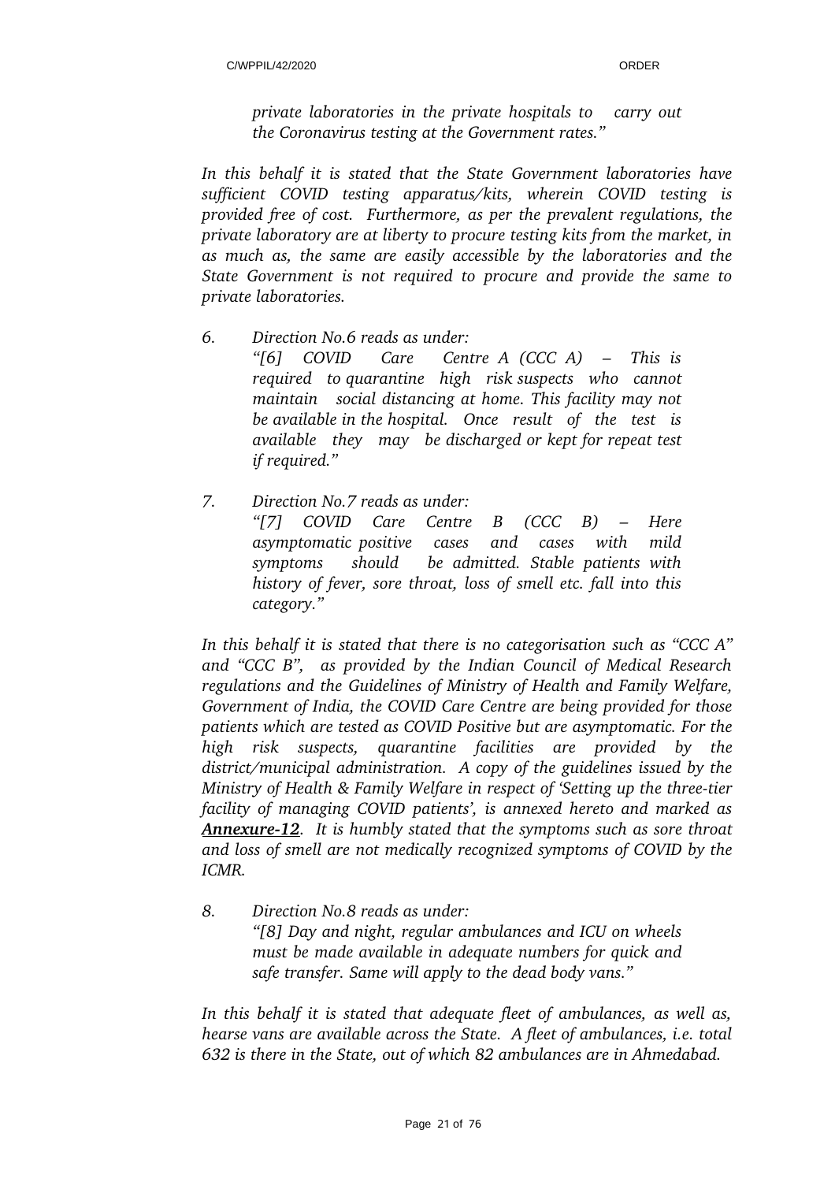*private laboratories in the private hospitals to carry out the Coronavirus testing at the Government rates."*

*In this behalf it is stated that the State Government laboratories have sufficient COVID testing apparatus/kits, wherein COVID testing is provided free of cost. Furthermore, as per the prevalent regulations, the private laboratory are at liberty to procure testing kits from the market, in as much as, the same are easily accessible by the laboratories and the State Government is not required to procure and provide the same to private laboratories.*

6. *Direction No.6 reads as under:*

   *"[6] COVID Care Centre A (CCC A) – This is required to quarantine high risk suspects who cannot maintain social distancing at home. This facility may not be available in the hospital. Once result of the test is available they may be discharged or kept for repeat test if required."*

7. *Direction No.7 reads as under:*

   *"[7] COVID Care Centre B (CCC B) – Here asymptomatic positive cases and cases with mild symptoms should be admitted. Stable patients with history of fever, sore throat, loss of smell etc. fall into this category."*

*In this behalf it is stated that there is no categorisation such as "CCC A" and "CCC B", as provided by the Indian Council of Medical Research regulations and the Guidelines of Ministry of Health and Family Welfare, Government of India, the COVID Care Centre are being provided for those patients which are tested as COVID Positive but are asymptomatic. For the high risk suspects, quarantine facilities are provided by the district/municipal administration. A copy of the guidelines issued by the Ministry of Health & Family Welfare in respect of 'Setting up the three-tier facility of managing COVID patients', is annexed hereto and marked as **Annexure-12**. It is humbly stated that the symptoms such as sore throat and loss of smell are not medically recognized symptoms of COVID by the ICMR.*

8. *Direction No.8 reads as under:*

   *"[8] Day and night, regular ambulances and ICU on wheels must be made available in adequate numbers for quick and safe transfer. Same will apply to the dead body vans."*

*In this behalf it is stated that adequate fleet of ambulances, as well as, hearse vans are available across the State. A fleet of ambulances, i.e. total 632 is there in the State, out of which 82 ambulances are in Ahmedabad.*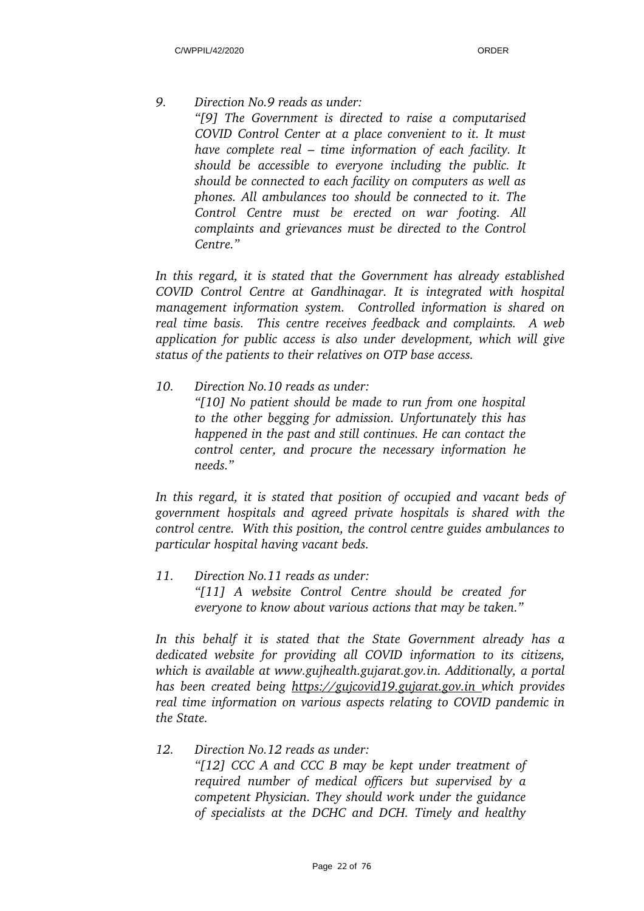9. *Direction No.9 reads as under:*

   *"[9] The Government is directed to raise a computarised COVID Control Center at a place convenient to it. It must have complete real – time information of each facility. It should be accessible to everyone including the public. It should be connected to each facility on computers as well as phones. All ambulances too should be connected to it. The Control Centre must be erected on war footing. All complaints and grievances must be directed to the Control Centre."*

*In this regard, it is stated that the Government has already established COVID Control Centre at Gandhinagar. It is integrated with hospital management information system. Controlled information is shared on real time basis. This centre receives feedback and complaints. A web application for public access is also under development, which will give status of the patients to their relatives on OTP base access.*

10. *Direction No.10 reads as under:*

    *"[10] No patient should be made to run from one hospital to the other begging for admission. Unfortunately this has happened in the past and still continues. He can contact the control center, and procure the necessary information he needs."*

*In this regard, it is stated that position of occupied and vacant beds of government hospitals and agreed private hospitals is shared with the control centre. With this position, the control centre guides ambulances to particular hospital having vacant beds.*

11. *Direction No.11 reads as under:*

    *"[11] A website Control Centre should be created for everyone to know about various actions that may be taken."*

*In this behalf it is stated that the State Government already has a dedicated website for providing all COVID information to its citizens, which is available at www.gujhealth.gujarat.gov.in. Additionally, a portal has been created being https://gujcovid19.gujarat.gov.in which provides real time information on various aspects relating to COVID pandemic in the State.*

12. *Direction No.12 reads as under:*

    *"[12] CCC A and CCC B may be kept under treatment of required number of medical officers but supervised by a competent Physician. They should work under the guidance of specialists at the DCHC and DCH. Timely and healthy*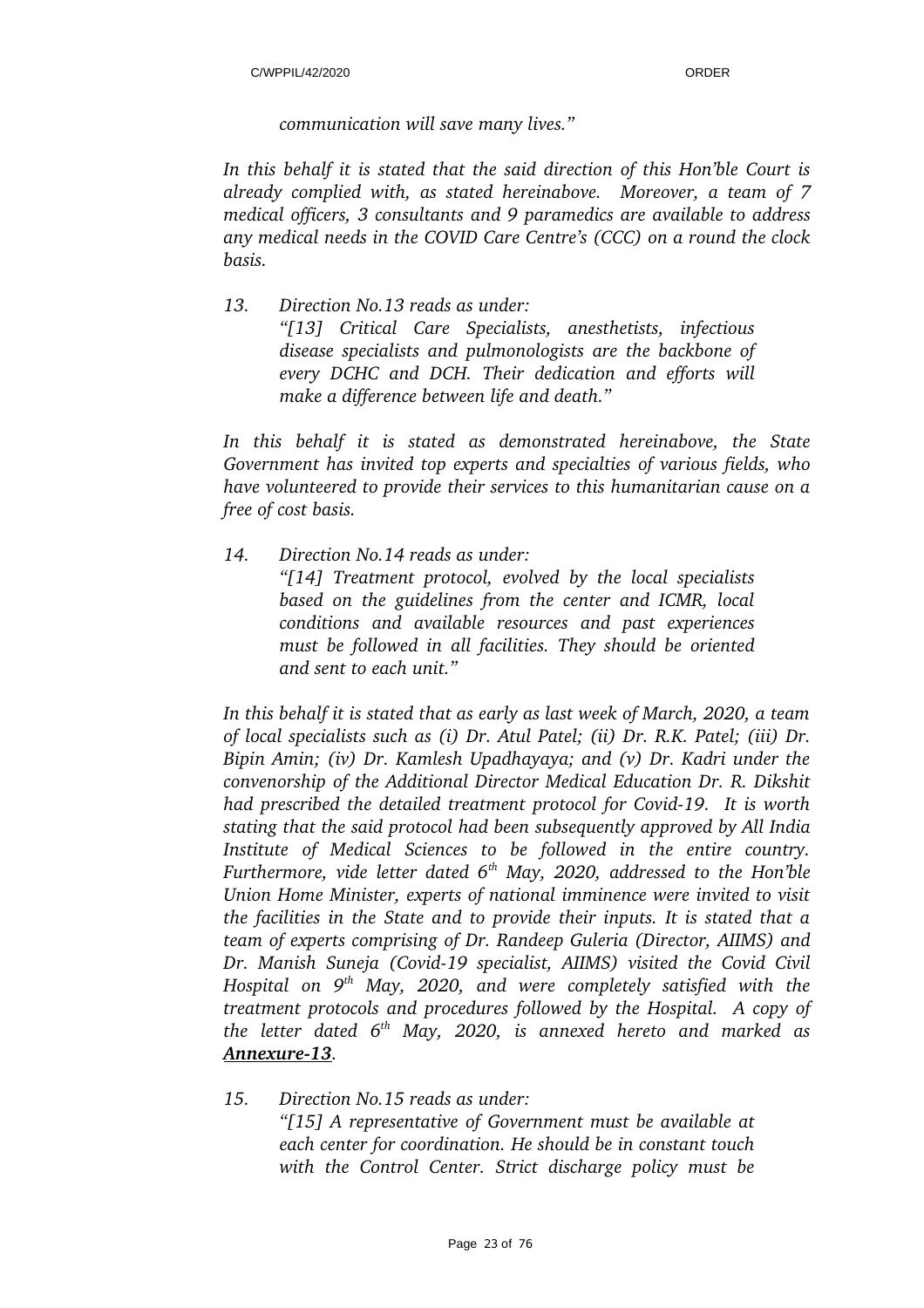*communication will save many lives."*

*In this behalf it is stated that the said direction of this Hon'ble Court is already complied with, as stated hereinabove. Moreover, a team of 7 medical officers, 3 consultants and 9 paramedics are available to address any medical needs in the COVID Care Centre's (CCC) on a round the clock basis.*

*13. Direction No.13 reads as under:*

> *"[13] Critical Care Specialists, anesthetists, infectious disease specialists and pulmonologists are the backbone of every DCHC and DCH. Their dedication and efforts will make a difference between life and death."*

*In this behalf it is stated as demonstrated hereinabove, the State Government has invited top experts and specialties of various fields, who have volunteered to provide their services to this humanitarian cause on a free of cost basis.*

*14. Direction No.14 reads as under:*

> *"[14] Treatment protocol, evolved by the local specialists based on the guidelines from the center and ICMR, local conditions and available resources and past experiences must be followed in all facilities. They should be oriented and sent to each unit."*

*In this behalf it is stated that as early as last week of March, 2020, a team of local specialists such as (i) Dr. Atul Patel; (ii) Dr. R.K. Patel; (iii) Dr. Bipin Amin; (iv) Dr. Kamlesh Upadhayaya; and (v) Dr. Kadri under the convenorship of the Additional Director Medical Education Dr. R. Dikshit had prescribed the detailed treatment protocol for Covid-19. It is worth stating that the said protocol had been subsequently approved by All India Institute of Medical Sciences to be followed in the entire country. Furthermore, vide letter dated 6th May, 2020, addressed to the Hon'ble Union Home Minister, experts of national imminence were invited to visit the facilities in the State and to provide their inputs. It is stated that a team of experts comprising of Dr. Randeep Guleria (Director, AIIMS) and Dr. Manish Suneja (Covid-19 specialist, AIIMS) visited the Covid Civil Hospital on 9th May, 2020, and were completely satisfied with the treatment protocols and procedures followed by the Hospital. A copy of the letter dated 6th May, 2020, is annexed hereto and marked as* ***Annexure-13****.*

*15. Direction No.15 reads as under:*

> *"[15] A representative of Government must be available at each center for coordination. He should be in constant touch with the Control Center. Strict discharge policy must be*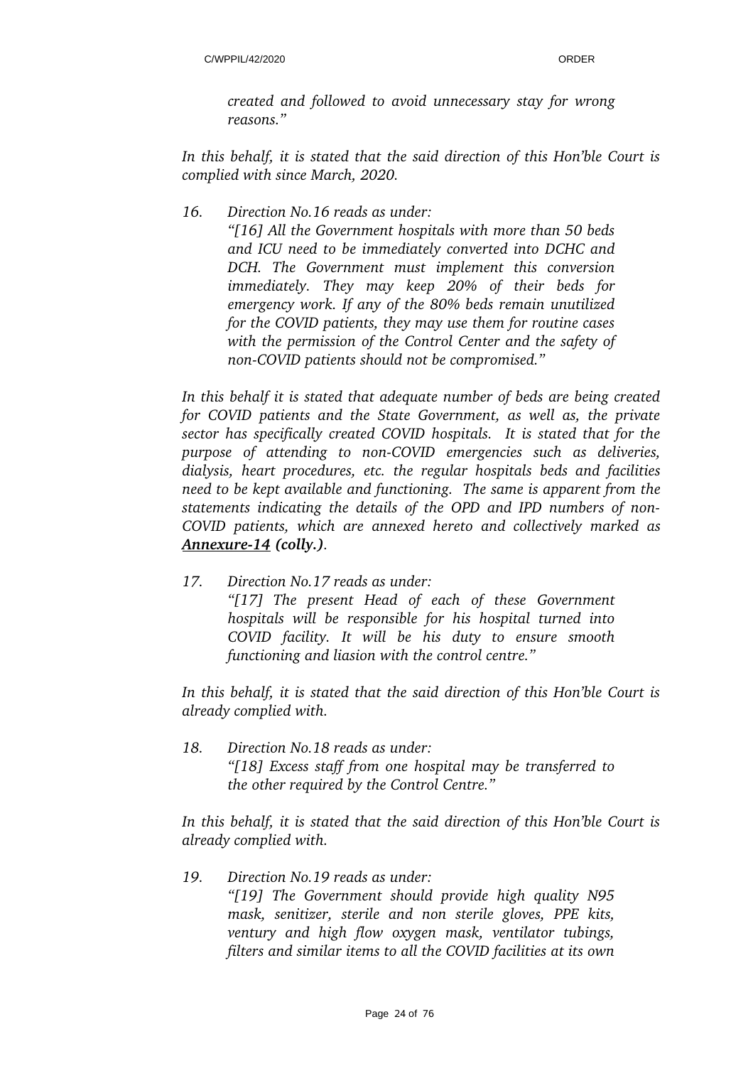*created and followed to avoid unnecessary stay for wrong reasons."*

*In this behalf, it is stated that the said direction of this Hon'ble Court is complied with since March, 2020.*

16. *Direction No.16 reads as under:*

    *"[16] All the Government hospitals with more than 50 beds and ICU need to be immediately converted into DCHC and DCH. The Government must implement this conversion immediately. They may keep 20% of their beds for emergency work. If any of the 80% beds remain unutilized for the COVID patients, they may use them for routine cases with the permission of the Control Center and the safety of non-COVID patients should not be compromised."*

*In this behalf it is stated that adequate number of beds are being created for COVID patients and the State Government, as well as, the private sector has specifically created COVID hospitals. It is stated that for the purpose of attending to non-COVID emergencies such as deliveries, dialysis, heart procedures, etc. the regular hospitals beds and facilities need to be kept available and functioning. The same is apparent from the statements indicating the details of the OPD and IPD numbers of non-COVID patients, which are annexed hereto and collectively marked as **Annexure-14** **(colly.)**.*

17. *Direction No.17 reads as under:*

    *"[17] The present Head of each of these Government hospitals will be responsible for his hospital turned into COVID facility. It will be his duty to ensure smooth functioning and liasion with the control centre."*

*In this behalf, it is stated that the said direction of this Hon'ble Court is already complied with.*

18. *Direction No.18 reads as under:*

    *"[18] Excess staff from one hospital may be transferred to the other required by the Control Centre."*

*In this behalf, it is stated that the said direction of this Hon'ble Court is already complied with.*

19. *Direction No.19 reads as under:*

    *"[19] The Government should provide high quality N95 mask, senitizer, sterile and non sterile gloves, PPE kits, ventury and high flow oxygen mask, ventilator tubings, filters and similar items to all the COVID facilities at its own*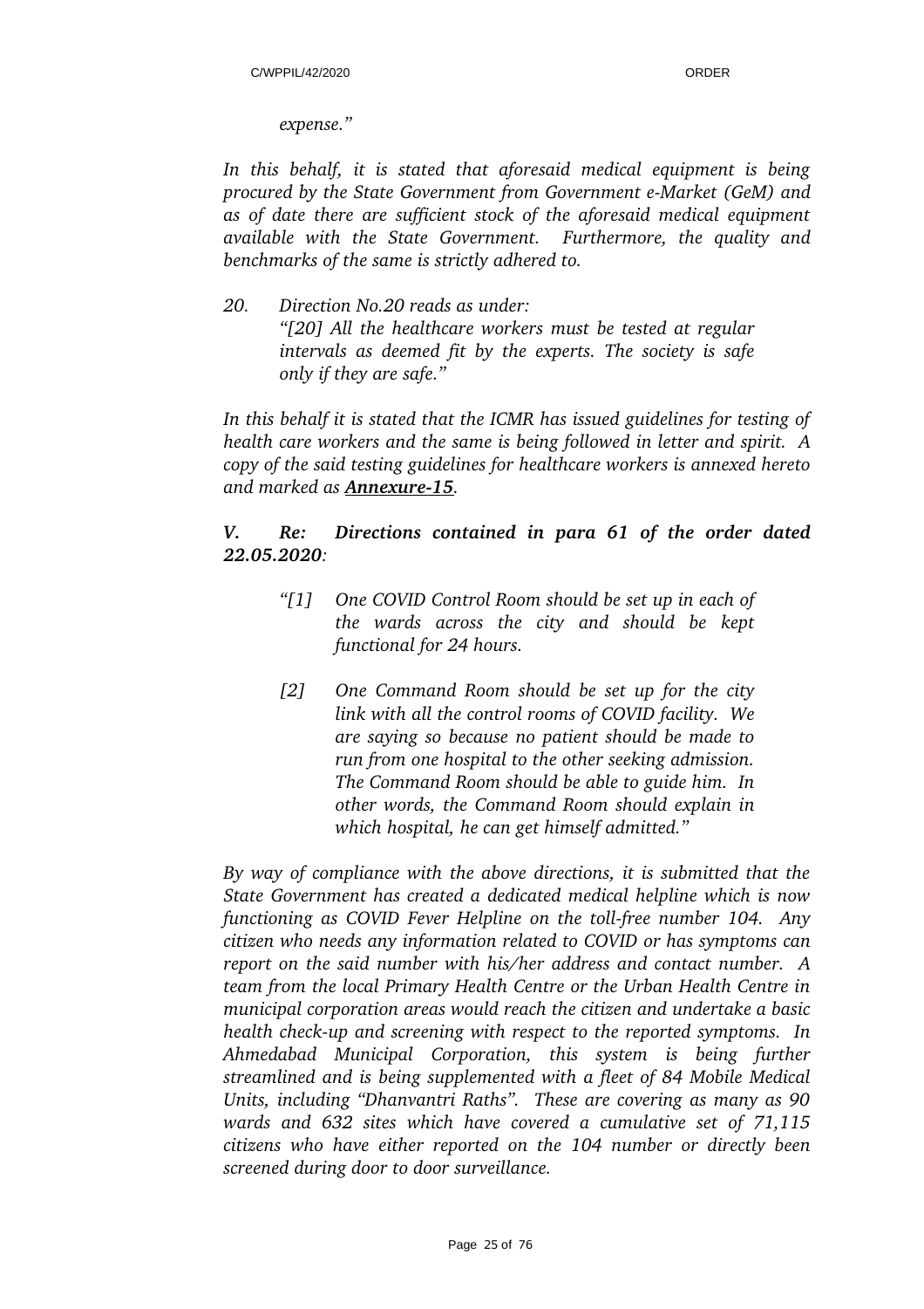*expense."*

*In this behalf, it is stated that aforesaid medical equipment is being procured by the State Government from Government e-Market (GeM) and as of date there are sufficient stock of the aforesaid medical equipment available with the State Government. Furthermore, the quality and benchmarks of the same is strictly adhered to.*

*20. Direction No.20 reads as under:*

> *"[20] All the healthcare workers must be tested at regular intervals as deemed fit by the experts. The society is safe only if they are safe."*

*In this behalf it is stated that the ICMR has issued guidelines for testing of health care workers and the same is being followed in letter and spirit. A copy of the said testing guidelines for healthcare workers is annexed hereto and marked as* ***Annexure-15****.*

### *V. Re: Directions contained in para 61 of the order dated 22.05.2020:*

> *"[1] One COVID Control Room should be set up in each of the wards across the city and should be kept functional for 24 hours.*
>
> *[2] One Command Room should be set up for the city link with all the control rooms of COVID facility. We are saying so because no patient should be made to run from one hospital to the other seeking admission. The Command Room should be able to guide him. In other words, the Command Room should explain in which hospital, he can get himself admitted."*

*By way of compliance with the above directions, it is submitted that the State Government has created a dedicated medical helpline which is now functioning as COVID Fever Helpline on the toll-free number 104. Any citizen who needs any information related to COVID or has symptoms can report on the said number with his/her address and contact number. A team from the local Primary Health Centre or the Urban Health Centre in municipal corporation areas would reach the citizen and undertake a basic health check-up and screening with respect to the reported symptoms. In Ahmedabad Municipal Corporation, this system is being further streamlined and is being supplemented with a fleet of 84 Mobile Medical Units, including "Dhanvantri Raths". These are covering as many as 90 wards and 632 sites which have covered a cumulative set of 71,115 citizens who have either reported on the 104 number or directly been screened during door to door surveillance.*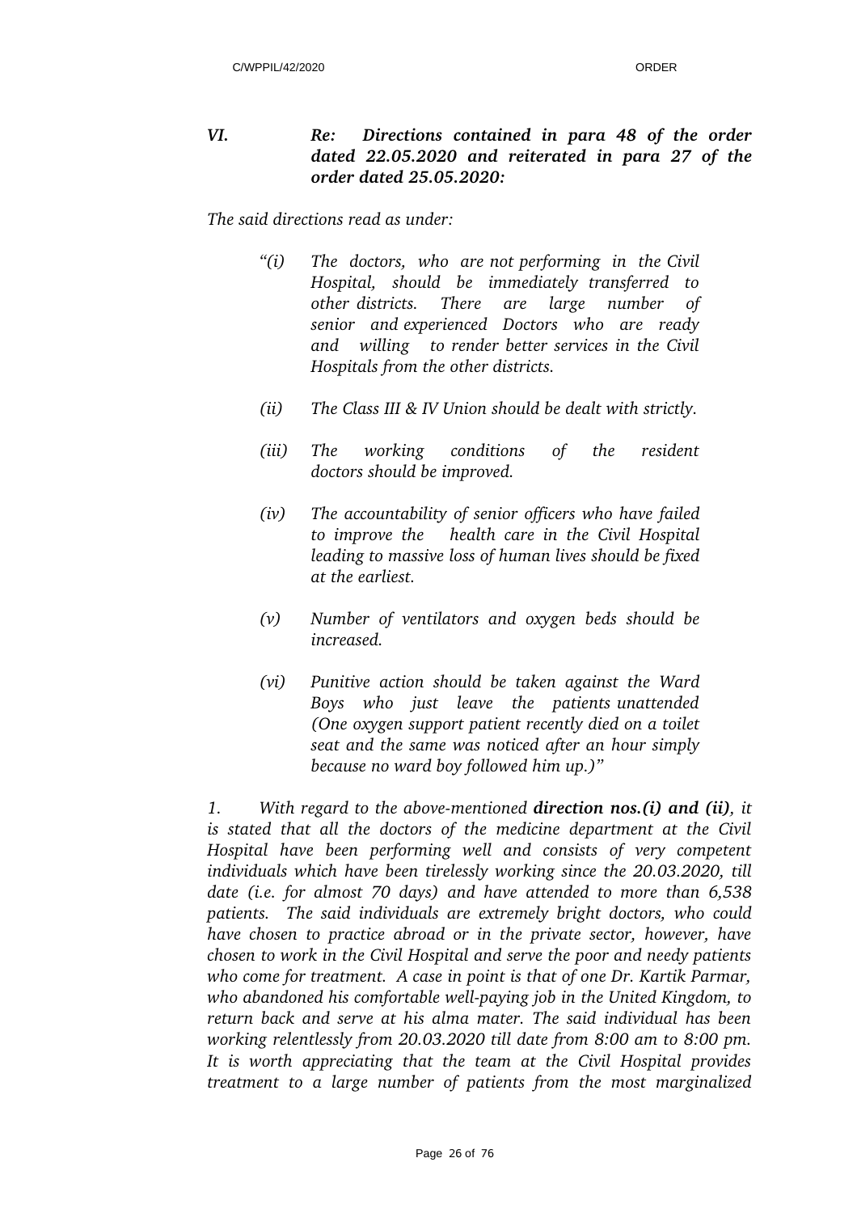### *VI. Re: Directions contained in para 48 of the order dated 22.05.2020 and reiterated in para 27 of the order dated 25.05.2020:*

*The said directions read as under:*

> *"(i) The doctors, who are not performing in the Civil Hospital, should be immediately transferred to other districts. There are large number of senior and experienced Doctors who are ready and willing to render better services in the Civil Hospitals from the other districts.*
>
> *(ii) The Class III & IV Union should be dealt with strictly.*
>
> *(iii) The working conditions of the resident doctors should be improved.*
>
> *(iv) The accountability of senior officers who have failed to improve the health care in the Civil Hospital leading to massive loss of human lives should be fixed at the earliest.*
>
> *(v) Number of ventilators and oxygen beds should be increased.*
>
> *(vi) Punitive action should be taken against the Ward Boys who just leave the patients unattended (One oxygen support patient recently died on a toilet seat and the same was noticed after an hour simply because no ward boy followed him up.)"*

*1. With regard to the above-mentioned **direction nos.(i) and (ii)**, it is stated that all the doctors of the medicine department at the Civil Hospital have been performing well and consists of very competent individuals which have been tirelessly working since the 20.03.2020, till date (i.e. for almost 70 days) and have attended to more than 6,538 patients. The said individuals are extremely bright doctors, who could have chosen to practice abroad or in the private sector, however, have chosen to work in the Civil Hospital and serve the poor and needy patients who come for treatment. A case in point is that of one Dr. Kartik Parmar, who abandoned his comfortable well-paying job in the United Kingdom, to return back and serve at his alma mater. The said individual has been working relentlessly from 20.03.2020 till date from 8:00 am to 8:00 pm. It is worth appreciating that the team at the Civil Hospital provides treatment to a large number of patients from the most marginalized*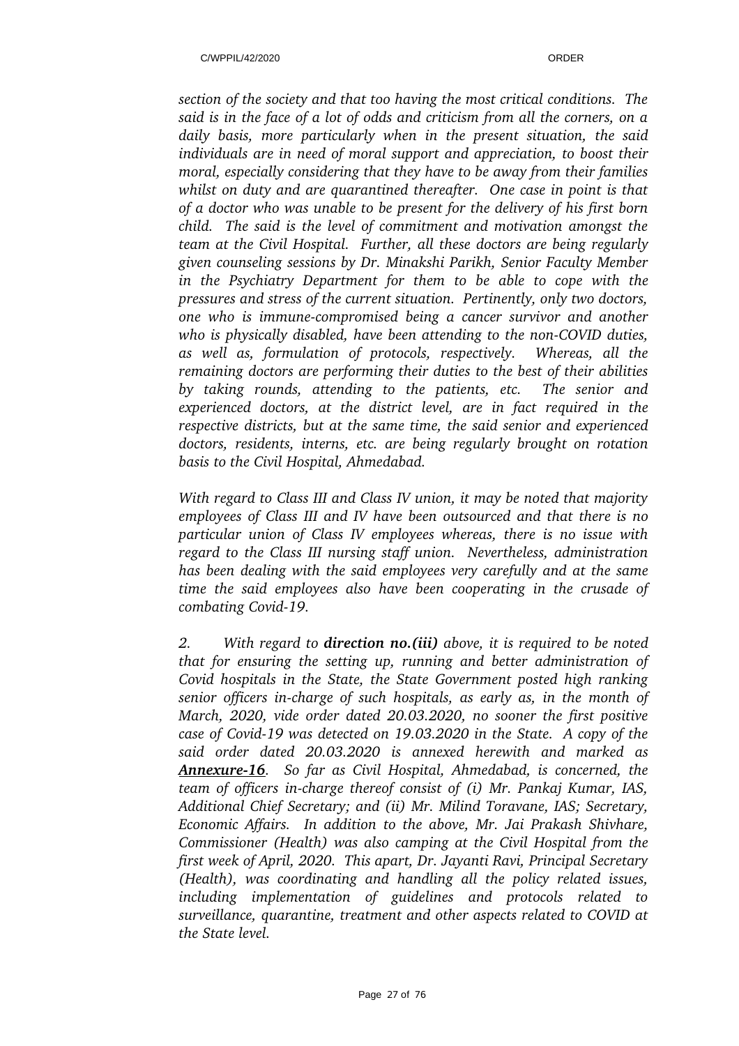*section of the society and that too having the most critical conditions. The said is in the face of a lot of odds and criticism from all the corners, on a daily basis, more particularly when in the present situation, the said individuals are in need of moral support and appreciation, to boost their moral, especially considering that they have to be away from their families whilst on duty and are quarantined thereafter. One case in point is that of a doctor who was unable to be present for the delivery of his first born child. The said is the level of commitment and motivation amongst the team at the Civil Hospital. Further, all these doctors are being regularly given counseling sessions by Dr. Minakshi Parikh, Senior Faculty Member in the Psychiatry Department for them to be able to cope with the pressures and stress of the current situation. Pertinently, only two doctors, one who is immune-compromised being a cancer survivor and another who is physically disabled, have been attending to the non-COVID duties, as well as, formulation of protocols, respectively. Whereas, all the remaining doctors are performing their duties to the best of their abilities by taking rounds, attending to the patients, etc. The senior and experienced doctors, at the district level, are in fact required in the respective districts, but at the same time, the said senior and experienced doctors, residents, interns, etc. are being regularly brought on rotation basis to the Civil Hospital, Ahmedabad.*

*With regard to Class III and Class IV union, it may be noted that majority employees of Class III and IV have been outsourced and that there is no particular union of Class IV employees whereas, there is no issue with regard to the Class III nursing staff union. Nevertheless, administration has been dealing with the said employees very carefully and at the same time the said employees also have been cooperating in the crusade of combating Covid-19.*

*2. With regard to **direction no.(iii)** above, it is required to be noted that for ensuring the setting up, running and better administration of Covid hospitals in the State, the State Government posted high ranking senior officers in-charge of such hospitals, as early as, in the month of March, 2020, vide order dated 20.03.2020, no sooner the first positive case of Covid-19 was detected on 19.03.2020 in the State. A copy of the said order dated 20.03.2020 is annexed herewith and marked as **Annexure-16**. So far as Civil Hospital, Ahmedabad, is concerned, the team of officers in-charge thereof consist of (i) Mr. Pankaj Kumar, IAS, Additional Chief Secretary; and (ii) Mr. Milind Toravane, IAS; Secretary, Economic Affairs. In addition to the above, Mr. Jai Prakash Shivhare, Commissioner (Health) was also camping at the Civil Hospital from the first week of April, 2020. This apart, Dr. Jayanti Ravi, Principal Secretary (Health), was coordinating and handling all the policy related issues, including implementation of guidelines and protocols related to surveillance, quarantine, treatment and other aspects related to COVID at the State level.*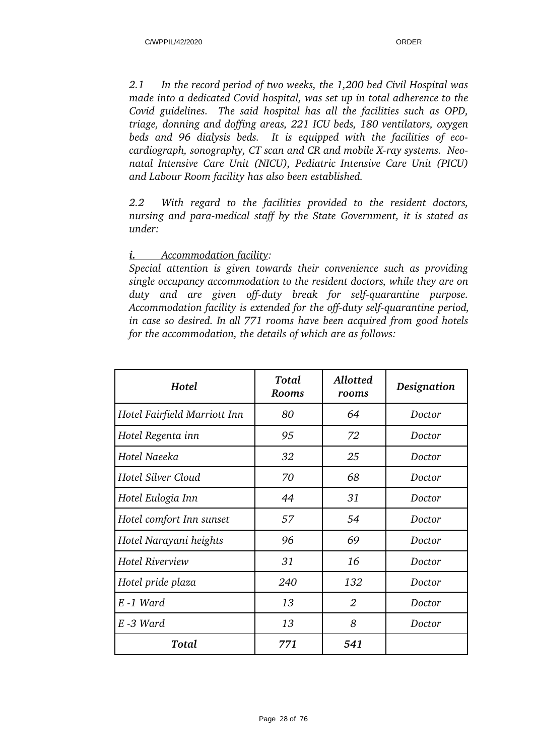*2.1 In the record period of two weeks, the 1,200 bed Civil Hospital was made into a dedicated Covid hospital, was set up in total adherence to the Covid guidelines. The said hospital has all the facilities such as OPD, triage, donning and doffing areas, 221 ICU beds, 180 ventilators, oxygen beds and 96 dialysis beds. It is equipped with the facilities of eco-cardiograph, sonography, CT scan and CR and mobile X-ray systems. Neo-natal Intensive Care Unit (NICU), Pediatric Intensive Care Unit (PICU) and Labour Room facility has also been established.*

*2.2 With regard to the facilities provided to the resident doctors, nursing and para-medical staff by the State Government, it is stated as under:*

***i.*** *Accommodation facility:*

*Special attention is given towards their convenience such as providing single occupancy accommodation to the resident doctors, while they are on duty and are given off-duty break for self-quarantine purpose. Accommodation facility is extended for the off-duty self-quarantine period, in case so desired. In all 771 rooms have been acquired from good hotels for the accommodation, the details of which are as follows:*

| *Hotel* | *Total Rooms* | *Allotted rooms* | *Designation* |
|---|---|---|---|
| *Hotel Fairfield Marriott Inn* | *80* | *64* | *Doctor* |
| *Hotel Regenta inn* | *95* | *72* | *Doctor* |
| *Hotel Naeeka* | *32* | *25* | *Doctor* |
| *Hotel Silver Cloud* | *70* | *68* | *Doctor* |
| *Hotel Eulogia Inn* | *44* | *31* | *Doctor* |
| *Hotel comfort Inn sunset* | *57* | *54* | *Doctor* |
| *Hotel Narayani heights* | *96* | *69* | *Doctor* |
| *Hotel Riverview* | *31* | *16* | *Doctor* |
| *Hotel pride plaza* | *240* | *132* | *Doctor* |
| *E -1 Ward* | *13* | *2* | *Doctor* |
| *E -3 Ward* | *13* | *8* | *Doctor* |
| ***Total*** | ***771*** | ***541*** | |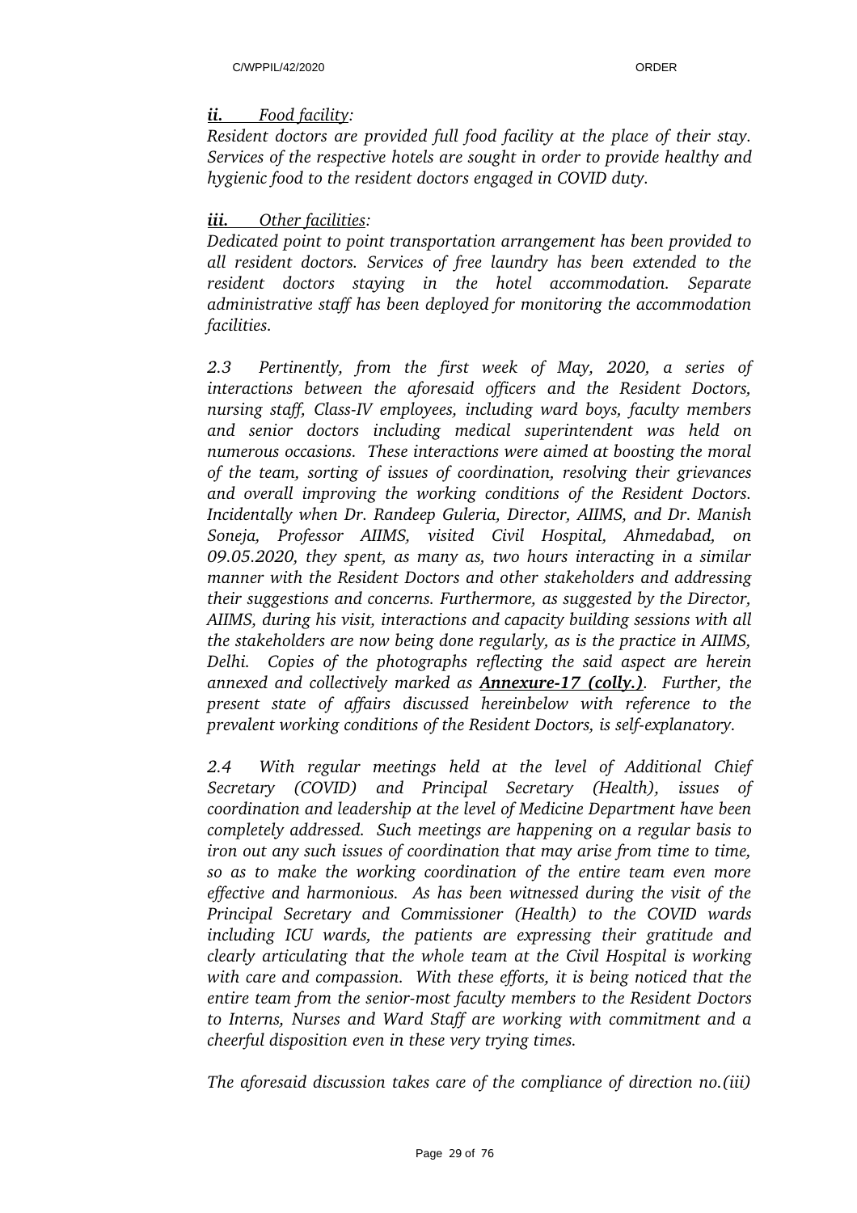***ii.*** *Food facility:*

*Resident doctors are provided full food facility at the place of their stay. Services of the respective hotels are sought in order to provide healthy and hygienic food to the resident doctors engaged in COVID duty.*

***iii.*** *Other facilities:*

*Dedicated point to point transportation arrangement has been provided to all resident doctors. Services of free laundry has been extended to the resident doctors staying in the hotel accommodation. Separate administrative staff has been deployed for monitoring the accommodation facilities.*

*2.3 Pertinently, from the first week of May, 2020, a series of interactions between the aforesaid officers and the Resident Doctors, nursing staff, Class-IV employees, including ward boys, faculty members and senior doctors including medical superintendent was held on numerous occasions. These interactions were aimed at boosting the moral of the team, sorting of issues of coordination, resolving their grievances and overall improving the working conditions of the Resident Doctors. Incidentally when Dr. Randeep Guleria, Director, AIIMS, and Dr. Manish Soneja, Professor AIIMS, visited Civil Hospital, Ahmedabad, on 09.05.2020, they spent, as many as, two hours interacting in a similar manner with the Resident Doctors and other stakeholders and addressing their suggestions and concerns. Furthermore, as suggested by the Director, AIIMS, during his visit, interactions and capacity building sessions with all the stakeholders are now being done regularly, as is the practice in AIIMS, Delhi. Copies of the photographs reflecting the said aspect are herein annexed and collectively marked as* ***Annexure-17 (colly.)****. Further, the present state of affairs discussed hereinbelow with reference to the prevalent working conditions of the Resident Doctors, is self-explanatory.*

*2.4 With regular meetings held at the level of Additional Chief Secretary (COVID) and Principal Secretary (Health), issues of coordination and leadership at the level of Medicine Department have been completely addressed. Such meetings are happening on a regular basis to iron out any such issues of coordination that may arise from time to time, so as to make the working coordination of the entire team even more effective and harmonious. As has been witnessed during the visit of the Principal Secretary and Commissioner (Health) to the COVID wards including ICU wards, the patients are expressing their gratitude and clearly articulating that the whole team at the Civil Hospital is working with care and compassion. With these efforts, it is being noticed that the entire team from the senior-most faculty members to the Resident Doctors to Interns, Nurses and Ward Staff are working with commitment and a cheerful disposition even in these very trying times.*

*The aforesaid discussion takes care of the compliance of direction no.(iii)*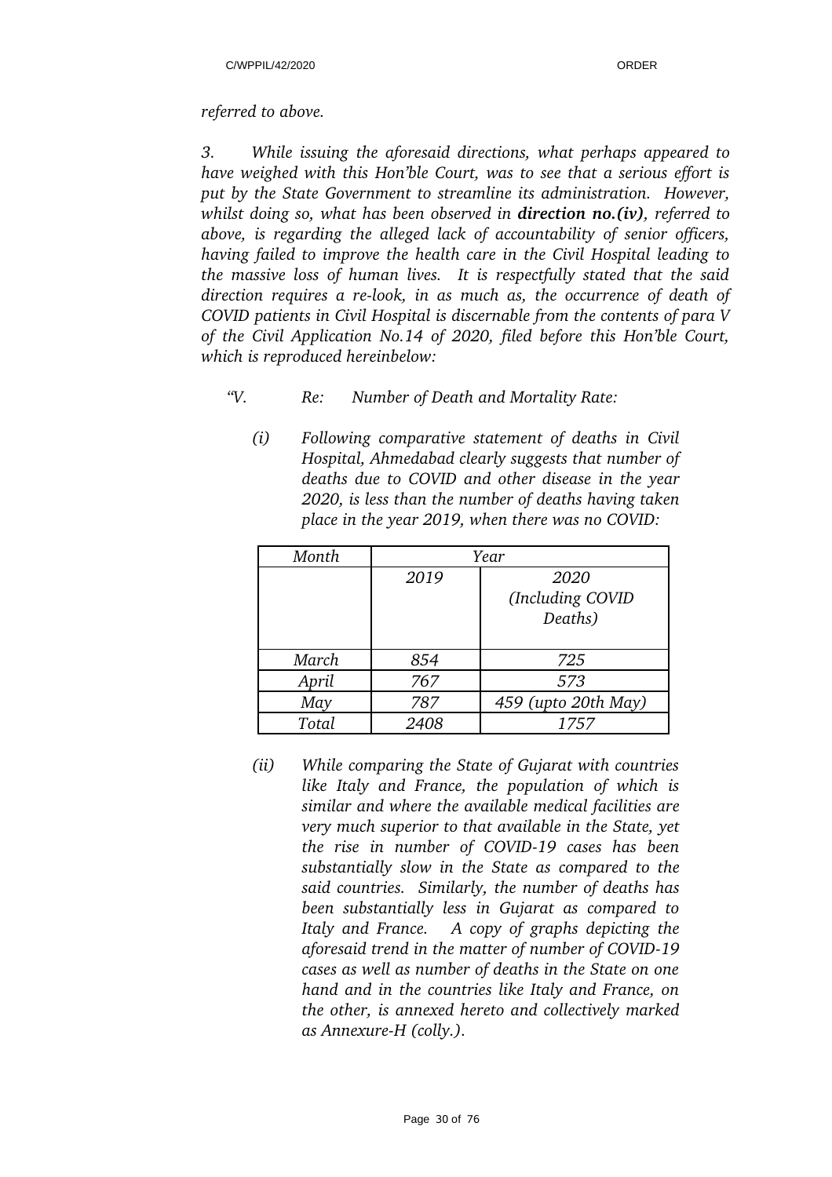*referred to above.*

*3. While issuing the aforesaid directions, what perhaps appeared to have weighed with this Hon'ble Court, was to see that a serious effort is put by the State Government to streamline its administration. However, whilst doing so, what has been observed in **direction no.(iv)**, referred to above, is regarding the alleged lack of accountability of senior officers, having failed to improve the health care in the Civil Hospital leading to the massive loss of human lives. It is respectfully stated that the said direction requires a re-look, in as much as, the occurrence of death of COVID patients in Civil Hospital is discernable from the contents of para V of the Civil Application No.14 of 2020, filed before this Hon'ble Court, which is reproduced hereinbelow:*

*"V. Re: Number of Death and Mortality Rate:*

*(i) Following comparative statement of deaths in Civil Hospital, Ahmedabad clearly suggests that number of deaths due to COVID and other disease in the year 2020, is less than the number of deaths having taken place in the year 2019, when there was no COVID:*

| *Month* | *Year* | |
|---|---|---|
| | *2019* | *2020 (Including COVID Deaths)* |
| *March* | *854* | *725* |
| *April* | *767* | *573* |
| *May* | *787* | *459 (upto 20th May)* |
| *Total* | *2408* | *1757* |

*(ii) While comparing the State of Gujarat with countries like Italy and France, the population of which is similar and where the available medical facilities are very much superior to that available in the State, yet the rise in number of COVID-19 cases has been substantially slow in the State as compared to the said countries. Similarly, the number of deaths has been substantially less in Gujarat as compared to Italy and France. A copy of graphs depicting the aforesaid trend in the matter of number of COVID-19 cases as well as number of deaths in the State on one hand and in the countries like Italy and France, on the other, is annexed hereto and collectively marked as Annexure-H (colly.).*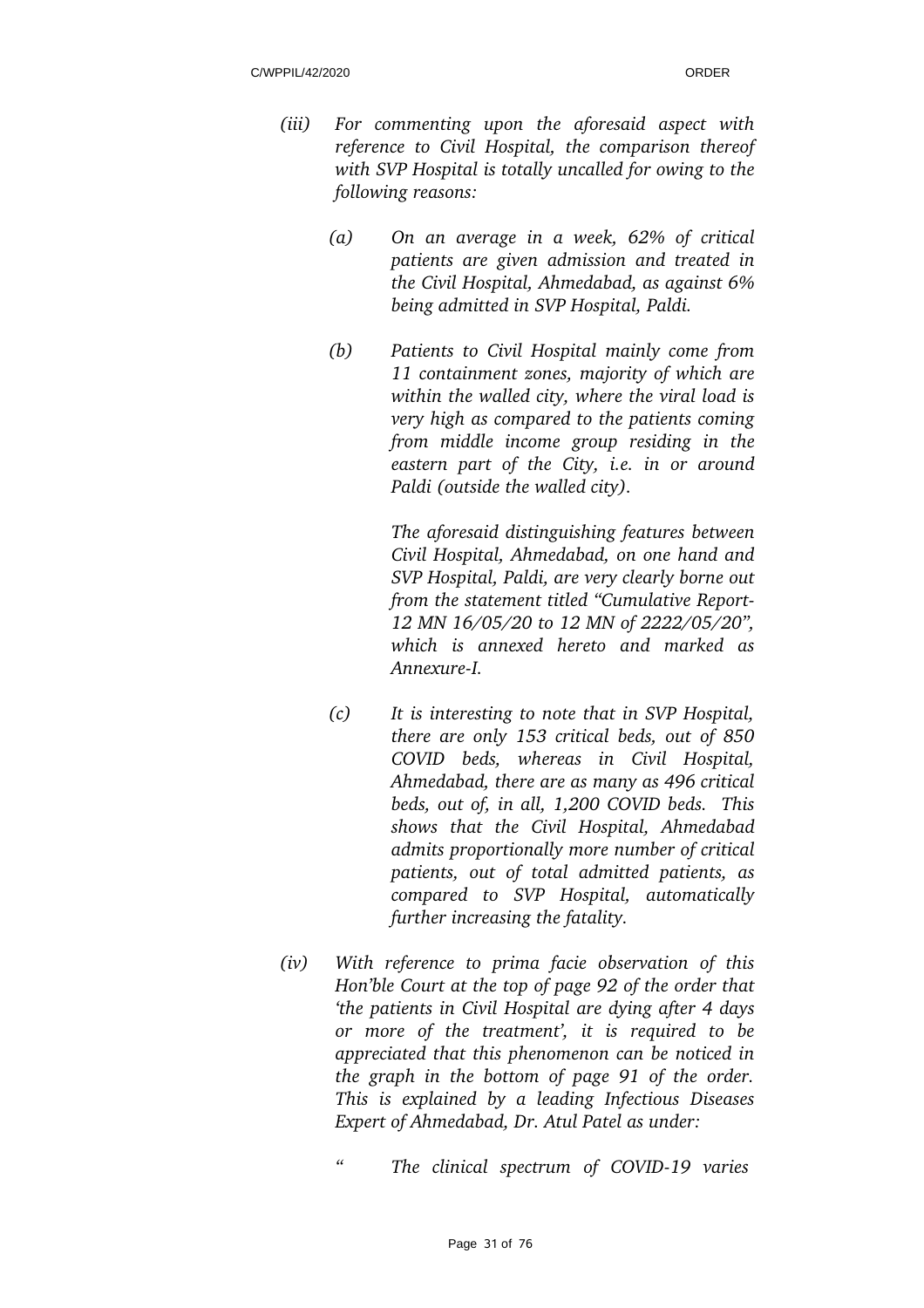*(iii) For commenting upon the aforesaid aspect with reference to Civil Hospital, the comparison thereof with SVP Hospital is totally uncalled for owing to the following reasons:*

*(a) On an average in a week, 62% of critical patients are given admission and treated in the Civil Hospital, Ahmedabad, as against 6% being admitted in SVP Hospital, Paldi.*

*(b) Patients to Civil Hospital mainly come from 11 containment zones, majority of which are within the walled city, where the viral load is very high as compared to the patients coming from middle income group residing in the eastern part of the City, i.e. in or around Paldi (outside the walled city).*

*The aforesaid distinguishing features between Civil Hospital, Ahmedabad, on one hand and SVP Hospital, Paldi, are very clearly borne out from the statement titled "Cumulative Report-12 MN 16/05/20 to 12 MN of 2222/05/20", which is annexed hereto and marked as Annexure-I.*

*(c) It is interesting to note that in SVP Hospital, there are only 153 critical beds, out of 850 COVID beds, whereas in Civil Hospital, Ahmedabad, there are as many as 496 critical beds, out of, in all, 1,200 COVID beds. This shows that the Civil Hospital, Ahmedabad admits proportionally more number of critical patients, out of total admitted patients, as compared to SVP Hospital, automatically further increasing the fatality.*

*(iv) With reference to prima facie observation of this Hon'ble Court at the top of page 92 of the order that 'the patients in Civil Hospital are dying after 4 days or more of the treatment', it is required to be appreciated that this phenomenon can be noticed in the graph in the bottom of page 91 of the order. This is explained by a leading Infectious Diseases Expert of Ahmedabad, Dr. Atul Patel as under:*

*" The clinical spectrum of COVID-19 varies*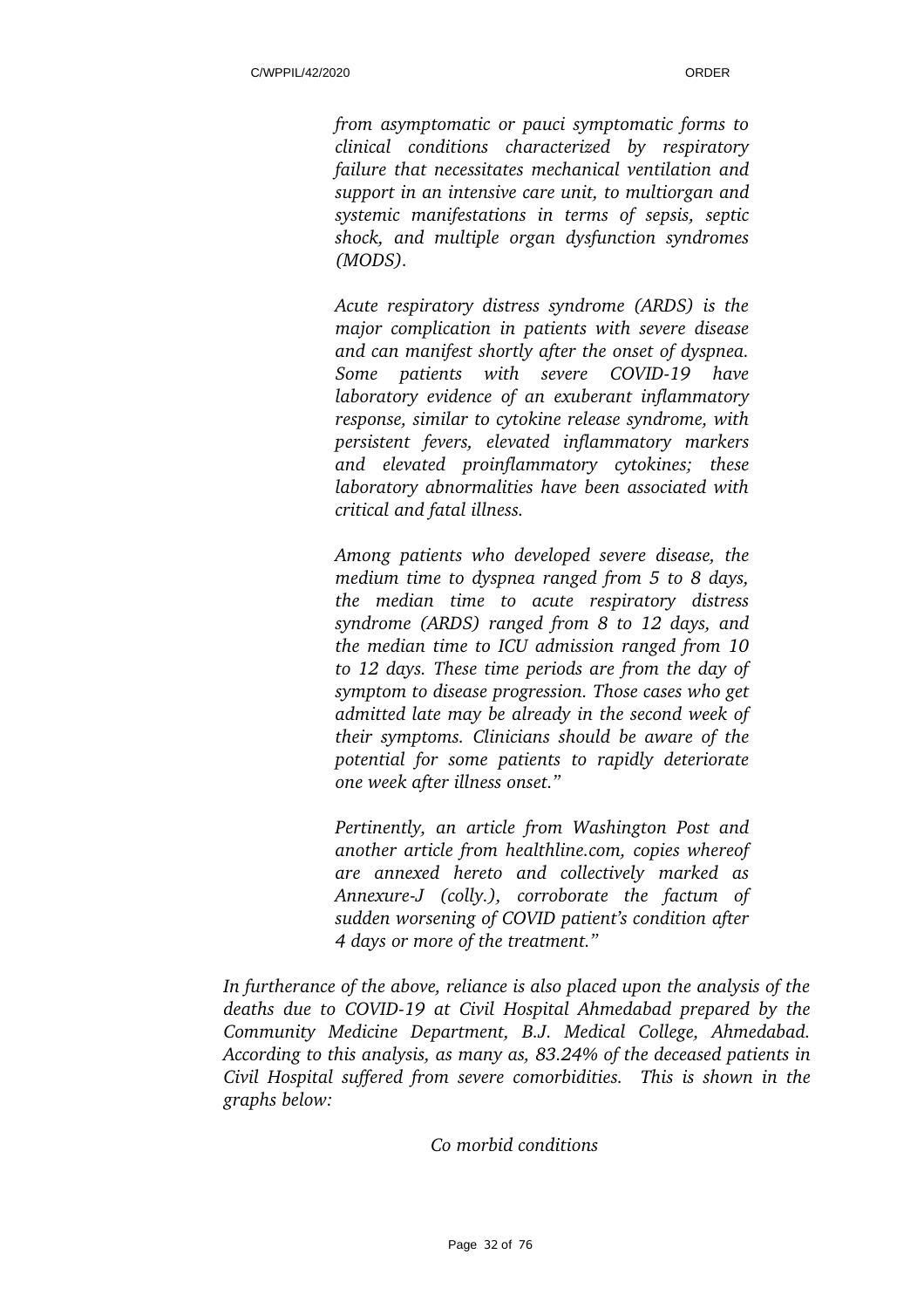*from asymptomatic or pauci symptomatic forms to clinical conditions characterized by respiratory failure that necessitates mechanical ventilation and support in an intensive care unit, to multiorgan and systemic manifestations in terms of sepsis, septic shock, and multiple organ dysfunction syndromes (MODS).*

*Acute respiratory distress syndrome (ARDS) is the major complication in patients with severe disease and can manifest shortly after the onset of dyspnea. Some patients with severe COVID-19 have laboratory evidence of an exuberant inflammatory response, similar to cytokine release syndrome, with persistent fevers, elevated inflammatory markers and elevated proinflammatory cytokines; these laboratory abnormalities have been associated with critical and fatal illness.*

*Among patients who developed severe disease, the medium time to dyspnea ranged from 5 to 8 days, the median time to acute respiratory distress syndrome (ARDS) ranged from 8 to 12 days, and the median time to ICU admission ranged from 10 to 12 days. These time periods are from the day of symptom to disease progression. Those cases who get admitted late may be already in the second week of their symptoms. Clinicians should be aware of the potential for some patients to rapidly deteriorate one week after illness onset."*

*Pertinently, an article from Washington Post and another article from healthline.com, copies whereof are annexed hereto and collectively marked as Annexure-J (colly.), corroborate the factum of sudden worsening of COVID patient's condition after 4 days or more of the treatment."*

*In furtherance of the above, reliance is also placed upon the analysis of the deaths due to COVIDE-19 at Civil Hospital Ahmedabad prepared by the Community Medicine Department, B.J. Medical College, Ahmedabad. According to this analysis, as many as, 83.24% of the deceased patients in Civil Hospital suffered from severe comorbidities. This is shown in the graphs below:*

*Co morbid conditions*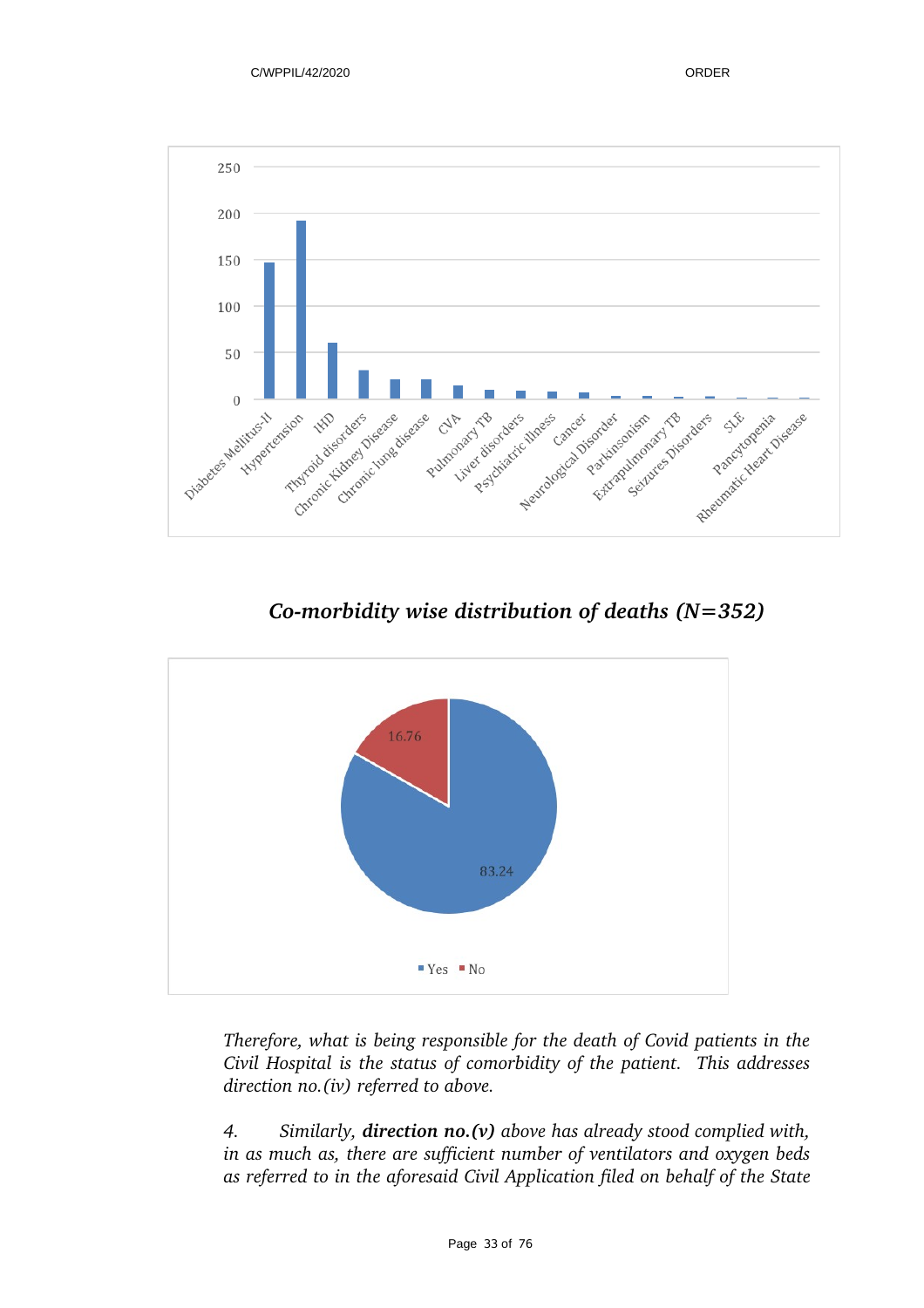*Co-morbidity wise distribution of deaths (N=352)*

*Therefore, what is being responsible for the death of Covid patients in the Civil Hospital is the status of comorbidity of the patient. This addresses direction no.(iv) referred to above.*

*4. Similarly, **direction no.(v)** above has already stood complied with, in as much as, there are sufficient number of ventilators and oxygen beds as referred to in the aforesaid Civil Application filed on behalf of the State*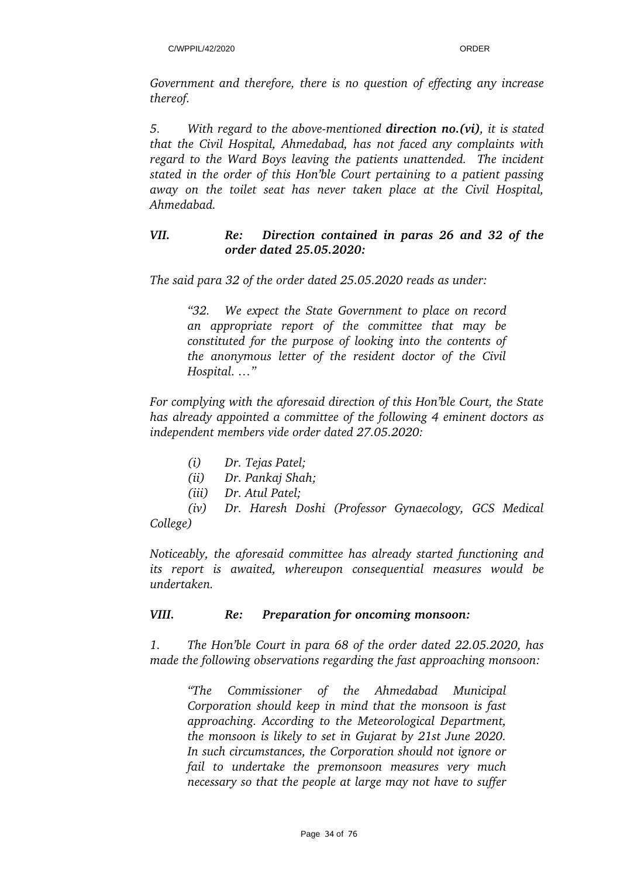*Government and therefore, there is no question of effecting any increase thereof.*

*5. With regard to the above-mentioned **direction no.(vi)**, it is stated that the Civil Hospital, Ahmedabad, has not faced any complaints with regard to the Ward Boys leaving the patients unattended. The incident stated in the order of this Hon'ble Court pertaining to a patient passing away on the toilet seat has never taken place at the Civil Hospital, Ahmedabad.*

***VII. Re: Direction contained in paras 26 and 32 of the order dated 25.05.2020:***

*The said para 32 of the order dated 25.05.2020 reads as under:*

> *"32. We expect the State Government to place on record an appropriate report of the committee that may be constituted for the purpose of looking into the contents of the anonymous letter of the resident doctor of the Civil Hospital. …"*

*For complying with the aforesaid direction of this Hon'ble Court, the State has already appointed a committee of the following 4 eminent doctors as independent members vide order dated 27.05.2020:*

*(i) Dr. Tejas Patel;*
*(ii) Dr. Pankaj Shah;*
*(iii) Dr. Atul Patel;*
*(iv) Dr. Haresh Doshi (Professor Gynaecology, GCS Medical College)*

*Noticeably, the aforesaid committee has already started functioning and its report is awaited, whereupon consequential measures would be undertaken.*

***VIII. Re: Preparation for oncoming monsoon:***

*1. The Hon'ble Court in para 68 of the order dated 22.05.2020, has made the following observations regarding the fast approaching monsoon:*

> *"The Commissioner of the Ahmedabad Municipal Corporation should keep in mind that the monsoon is fast approaching. According to the Meteorological Department, the monsoon is likely to set in Gujarat by 21st June 2020. In such circumstances, the Corporation should not ignore or fail to undertake the premonsoon measures very much necessary so that the people at large may not have to suffer*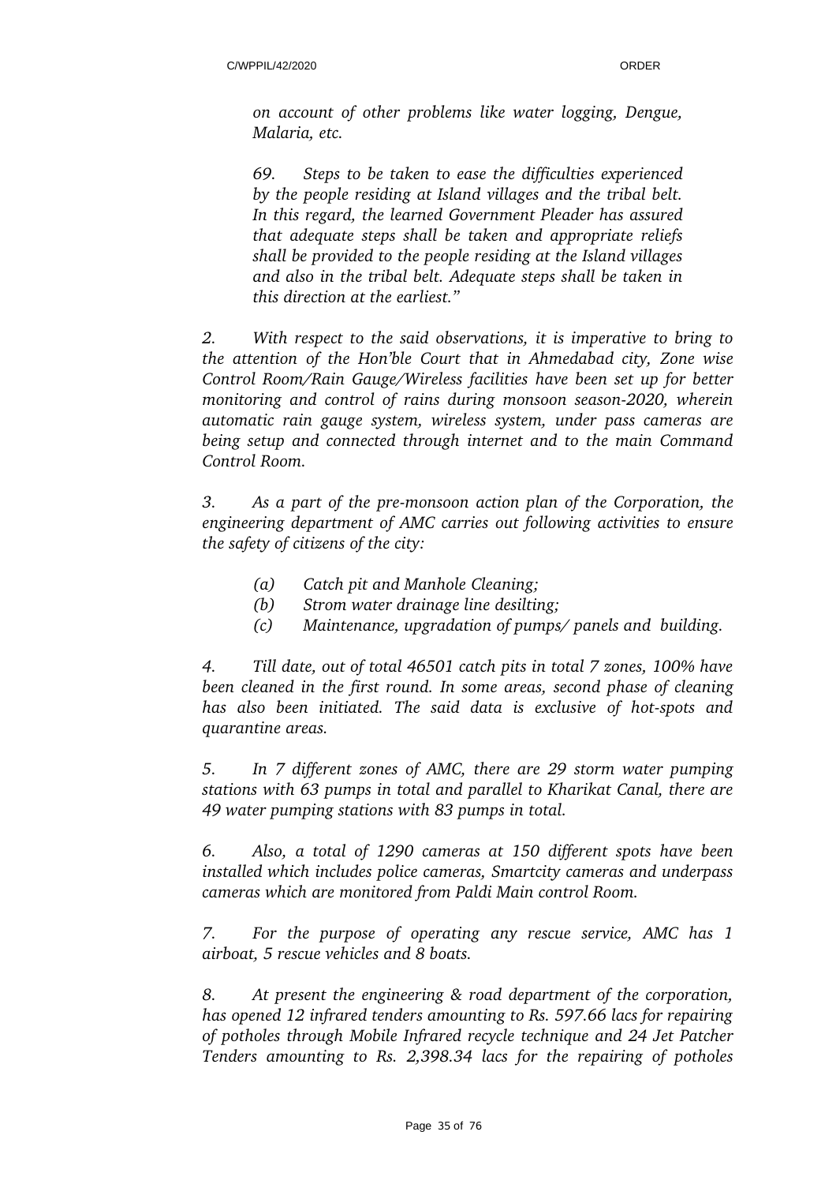*on account of other problems like water logging, Dengue, Malaria, etc.*

*69. Steps to be taken to ease the difficulties experienced by the people residing at Island villages and the tribal belt. In this regard, the learned Government Pleader has assured that adequate steps shall be taken and appropriate reliefs shall be provided to the people residing at the Island villages and also in the tribal belt. Adequate steps shall be taken in this direction at the earliest."*

*2. With respect to the said observations, it is imperative to bring to the attention of the Hon'ble Court that in Ahmedabad city, Zone wise Control Room/Rain Gauge/Wireless facilities have been set up for better monitoring and control of rains during monsoon season-2020, wherein automatic rain gauge system, wireless system, under pass cameras are being setup and connected through internet and to the main Command Control Room.*

*3. As a part of the pre-monsoon action plan of the Corporation, the engineering department of AMC carries out following activities to ensure the safety of citizens of the city:*

*(a) Catch pit and Manhole Cleaning;*
*(b) Strom water drainage line desilting;*
*(c) Maintenance, upgradation of pumps/ panels and building.*

*4. Till date, out of total 46501 catch pits in total 7 zones, 100% have been cleaned in the first round. In some areas, second phase of cleaning has also been initiated. The said data is exclusive of hot-spots and quarantine areas.*

*5. In 7 different zones of AMC, there are 29 storm water pumping stations with 63 pumps in total and parallel to Kharikat Canal, there are 49 water pumping stations with 83 pumps in total.*

*6. Also, a total of 1290 cameras at 150 different spots have been installed which includes police cameras, Smartcity cameras and underpass cameras which are monitored from Paldi Main control Room.*

*7. For the purpose of operating any rescue service, AMC has 1 airboat, 5 rescue vehicles and 8 boats.*

*8. At present the engineering & road department of the corporation, has opened 12 infrared tenders amounting to Rs. 597.66 lacs for repairing of potholes through Mobile Infrared recycle technique and 24 Jet Patcher Tenders amounting to Rs. 2,398.34 lacs for the repairing of potholes*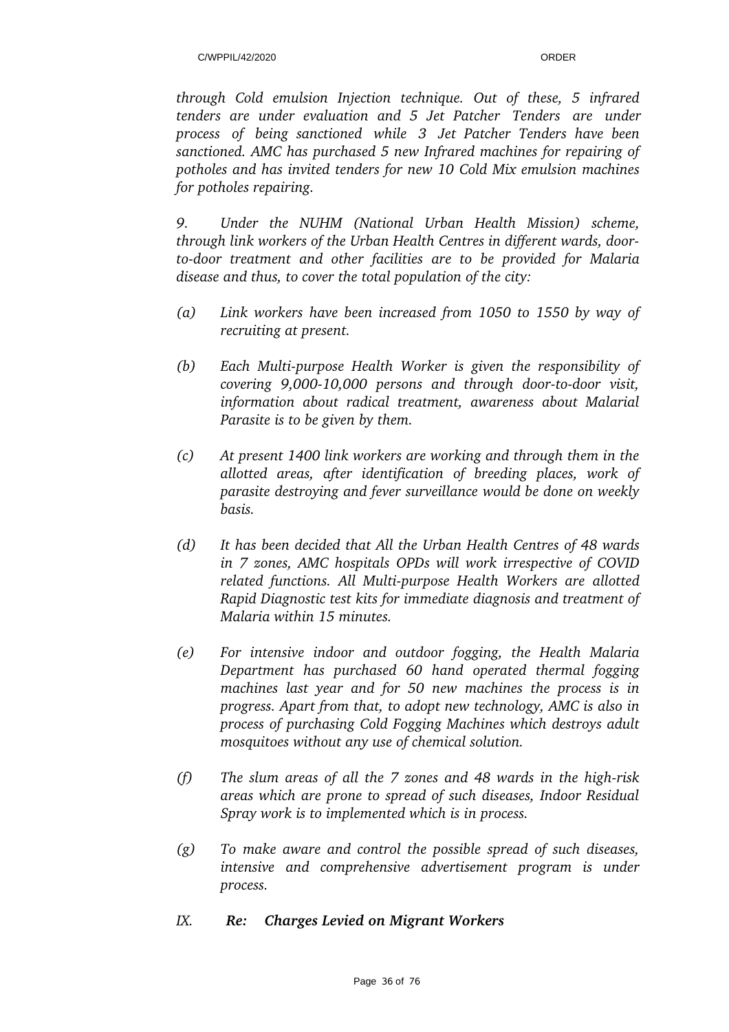*through Cold emulsion Injection technique. Out of these, 5 infrared tenders are under evaluation and 5 Jet Patcher Tenders are under process of being sanctioned while 3 Jet Patcher Tenders have been sanctioned. AMC has purchased 5 new Infrared machines for repairing of potholes and has invited tenders for new 10 Cold Mix emulsion machines for potholes repairing.*

*9. Under the NUHM (National Urban Health Mission) scheme, through link workers of the Urban Health Centres in different wards, door-to-door treatment and other facilities are to be provided for Malaria disease and thus, to cover the total population of the city:*

*(a) Link workers have been increased from 1050 to 1550 by way of recruiting at present.*

*(b) Each Multi-purpose Health Worker is given the responsibility of covering 9,000-10,000 persons and through door-to-door visit, information about radical treatment, awareness about Malarial Parasite is to be given by them.*

*(c) At present 1400 link workers are working and through them in the allotted areas, after identification of breeding places, work of parasite destroying and fever surveillance would be done on weekly basis.*

*(d) It has been decided that All the Urban Health Centres of 48 wards in 7 zones, AMC hospitals OPDs will work irrespective of COVID related functions. All Multi-purpose Health Workers are allotted Rapid Diagnostic test kits for immediate diagnosis and treatment of Malaria within 15 minutes.*

*(e) For intensive indoor and outdoor fogging, the Health Malaria Department has purchased 60 hand operated thermal fogging machines last year and for 50 new machines the process is in progress. Apart from that, to adopt new technology, AMC is also in process of purchasing Cold Fogging Machines which destroys adult mosquitoes without any use of chemical solution.*

*(f) The slum areas of all the 7 zones and 48 wards in the high-risk areas which are prone to spread of such diseases, Indoor Residual Spray work is to implemented which is in process.*

*(g) To make aware and control the possible spread of such diseases, intensive and comprehensive advertisement program is under process.*

*IX.* ***Re: Charges Levied on Migrant Workers***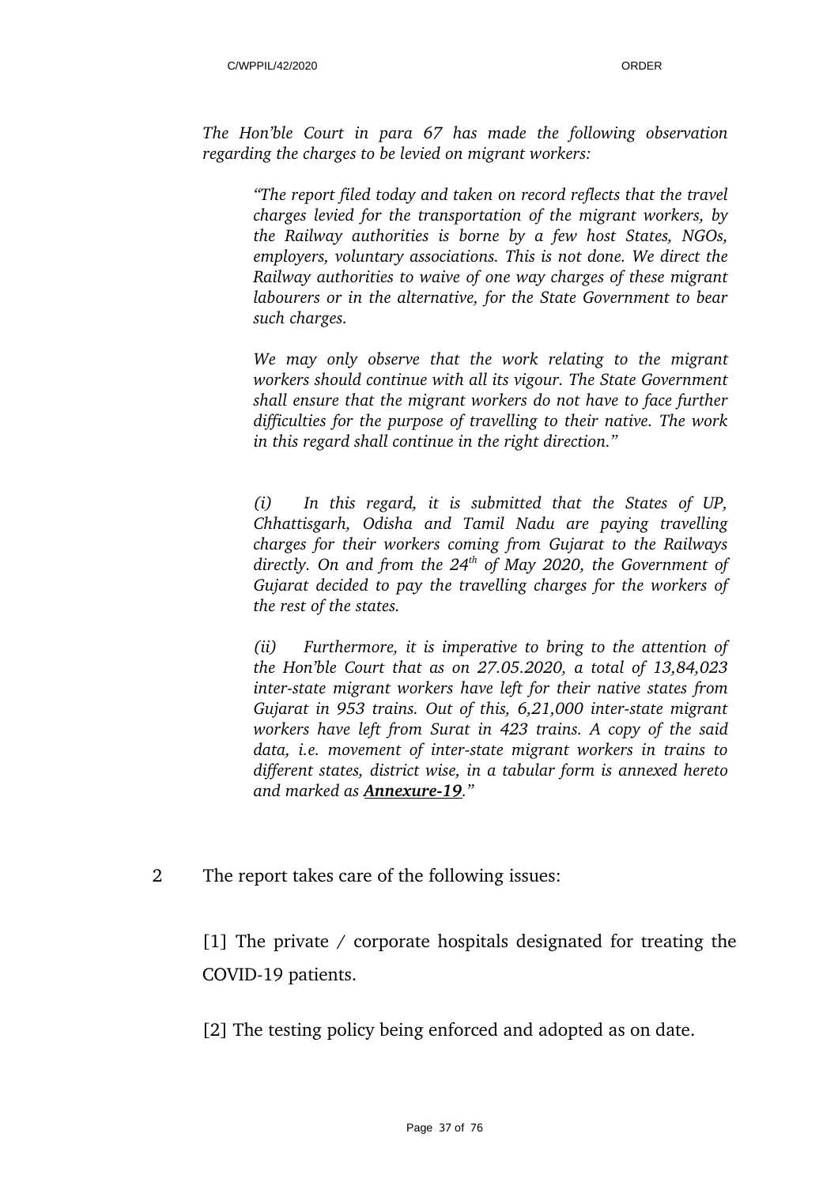*The Hon'ble Court in para 67 has made the following observation regarding the charges to be levied on migrant workers:*

> *"The report filed today and taken on record reflects that the travel charges levied for the transportation of the migrant workers, by the Railway authorities is borne by a few host States, NGOs, employers, voluntary associations. This is not done. We direct the Railway authorities to waive of one way charges of these migrant labourers or in the alternative, for the State Government to bear such charges.*
>
> *We may only observe that the work relating to the migrant workers should continue with all its vigour. The State Government shall ensure that the migrant workers do not have to face further difficulties for the purpose of travelling to their native. The work in this regard shall continue in the right direction."*
>
> *(i) In this regard, it is submitted that the States of UP, Chhattisgarh, Odisha and Tamil Nadu are paying travelling charges for their workers coming from Gujarat to the Railways directly. On and from the 24th of May 2020, the Government of Gujarat decided to pay the travelling charges for the workers of the rest of the states.*
>
> *(ii) Furthermore, it is imperative to bring to the attention of the Hon'ble Court that as on 27.05.2020, a total of 13,84,023 inter-state migrant workers have left for their native states from Gujarat in 953 trains. Out of this, 6,21,000 inter-state migrant workers have left from Surat in 423 trains. A copy of the said data, i.e. movement of inter-state migrant workers in trains to different states, district wise, in a tabular form is annexed hereto and marked as* ***Annexure-19****."*

2 The report takes care of the following issues:

[1] The private / corporate hospitals designated for treating the COVID-19 patients.

[2] The testing policy being enforced and adopted as on date.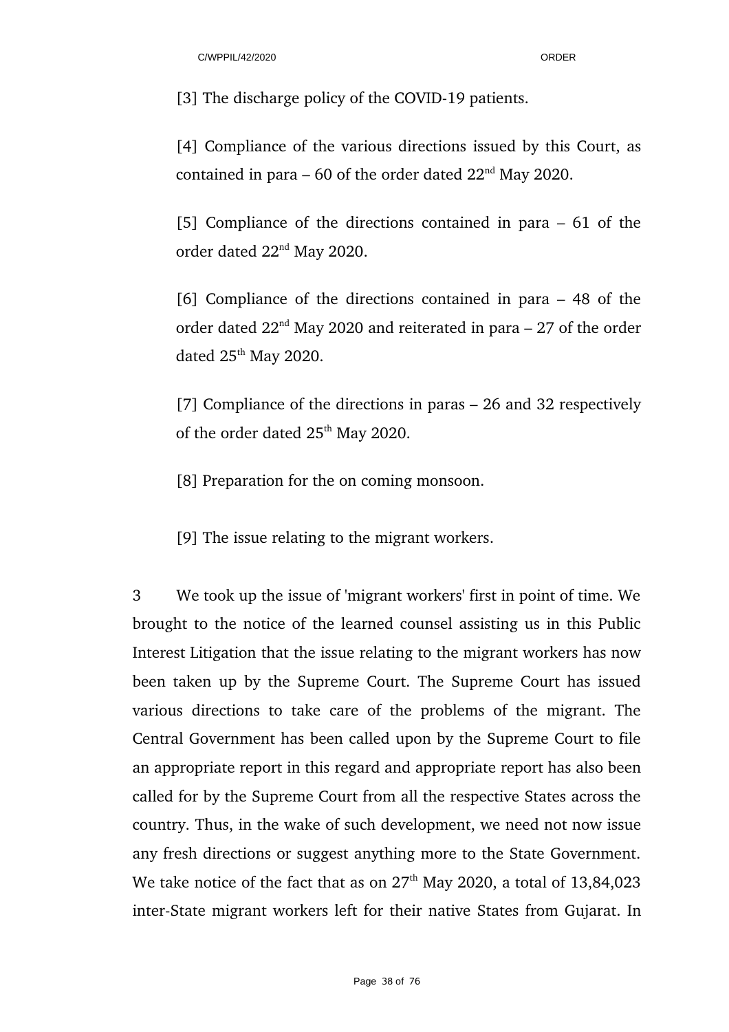[3] The discharge policy of the COVID-19 patients.

[4] Compliance of the various directions issued by this Court, as contained in para – 60 of the order dated 22nd May 2020.

[5] Compliance of the directions contained in para – 61 of the order dated 22nd May 2020.

[6] Compliance of the directions contained in para – 48 of the order dated 22nd May 2020 and reiterated in para – 27 of the order dated 25th May 2020.

[7] Compliance of the directions in paras – 26 and 32 respectively of the order dated 25th May 2020.

[8] Preparation for the on coming monsoon.

[9] The issue relating to the migrant workers.

3 We took up the issue of 'migrant workers' first in point of time. We brought to the notice of the learned counsel assisting us in this Public Interest Litigation that the issue relating to the migrant workers has now been taken up by the Supreme Court. The Supreme Court has issued various directions to take care of the problems of the migrant. The Central Government has been called upon by the Supreme Court to file an appropriate report in this regard and appropriate report has also been called for by the Supreme Court from all the respective States across the country. Thus, in the wake of such development, we need not now issue any fresh directions or suggest anything more to the State Government. We take notice of the fact that as on 27th May 2020, a total of 13,84,023 inter-State migrant workers left for their native States from Gujarat. In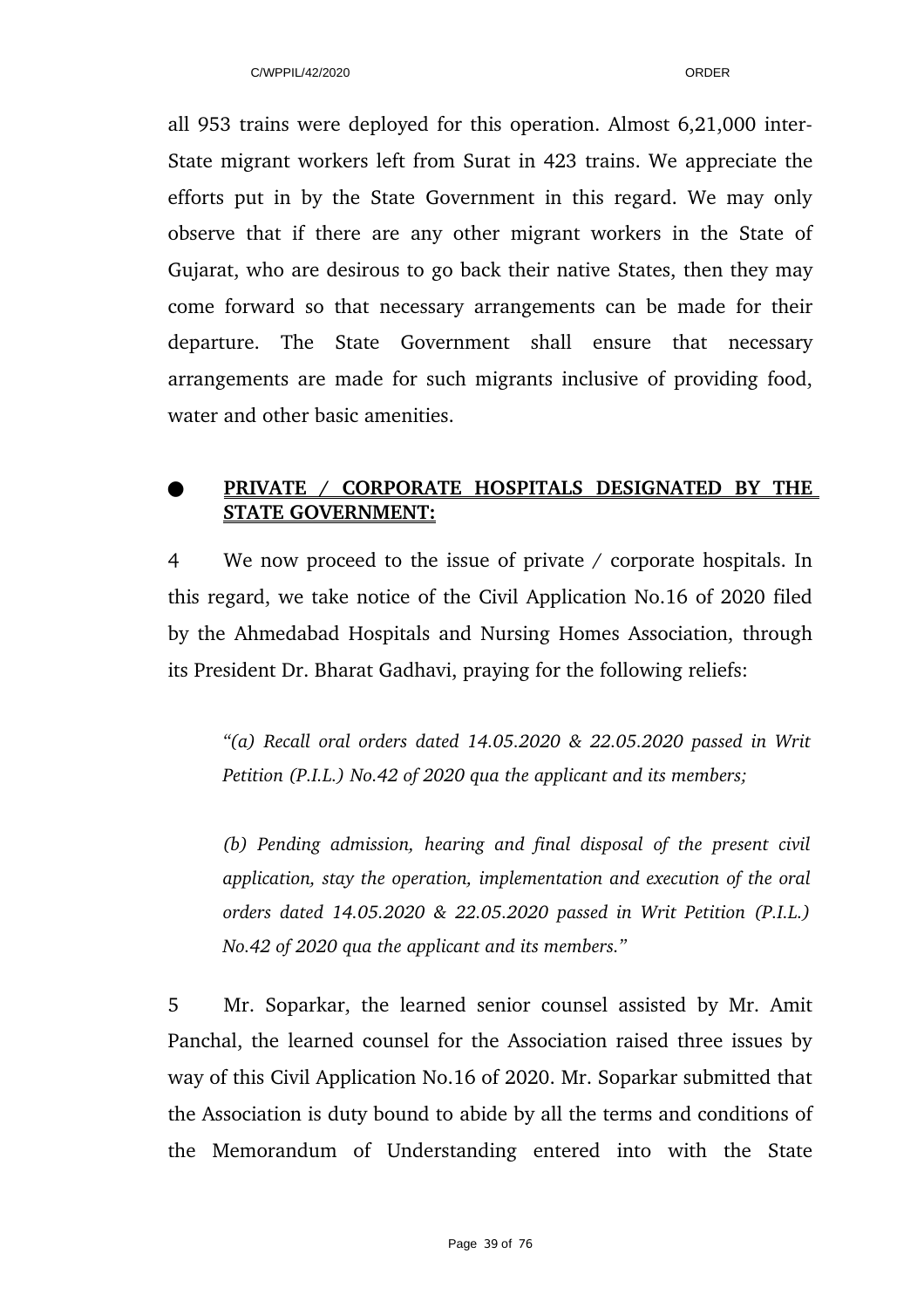all 953 trains were deployed for this operation. Almost 6,21,000 inter-State migrant workers left from Surat in 423 trains. We appreciate the efforts put in by the State Government in this regard. We may only observe that if there are any other migrant workers in the State of Gujarat, who are desirous to go back their native States, then they may come forward so that necessary arrangements can be made for their departure. The State Government shall ensure that necessary arrangements are made for such migrants inclusive of providing food, water and other basic amenities.

- **PRIVATE / CORPORATE HOSPITALS DESIGNATED BY THE STATE GOVERNMENT:**

4 We now proceed to the issue of private / corporate hospitals. In this regard, we take notice of the Civil Application No.16 of 2020 filed by the Ahmedabad Hospitals and Nursing Homes Association, through its President Dr. Bharat Gadhavi, praying for the following reliefs:

> *"(a) Recall oral orders dated 14.05.2020 & 22.05.2020 passed in Writ Petition (P.I.L.) No.42 of 2020 qua the applicant and its members;*
>
> *(b) Pending admission, hearing and final disposal of the present civil application, stay the operation, implementation and execution of the oral orders dated 14.05.2020 & 22.05.2020 passed in Writ Petition (P.I.L.) No.42 of 2020 qua the applicant and its members."*

5 Mr. Soparkar, the learned senior counsel assisted by Mr. Amit Panchal, the learned counsel for the Association raised three issues by way of this Civil Application No.16 of 2020. Mr. Soparkar submitted that the Association is duty bound to abide by all the terms and conditions of the Memorandum of Understanding entered into with the State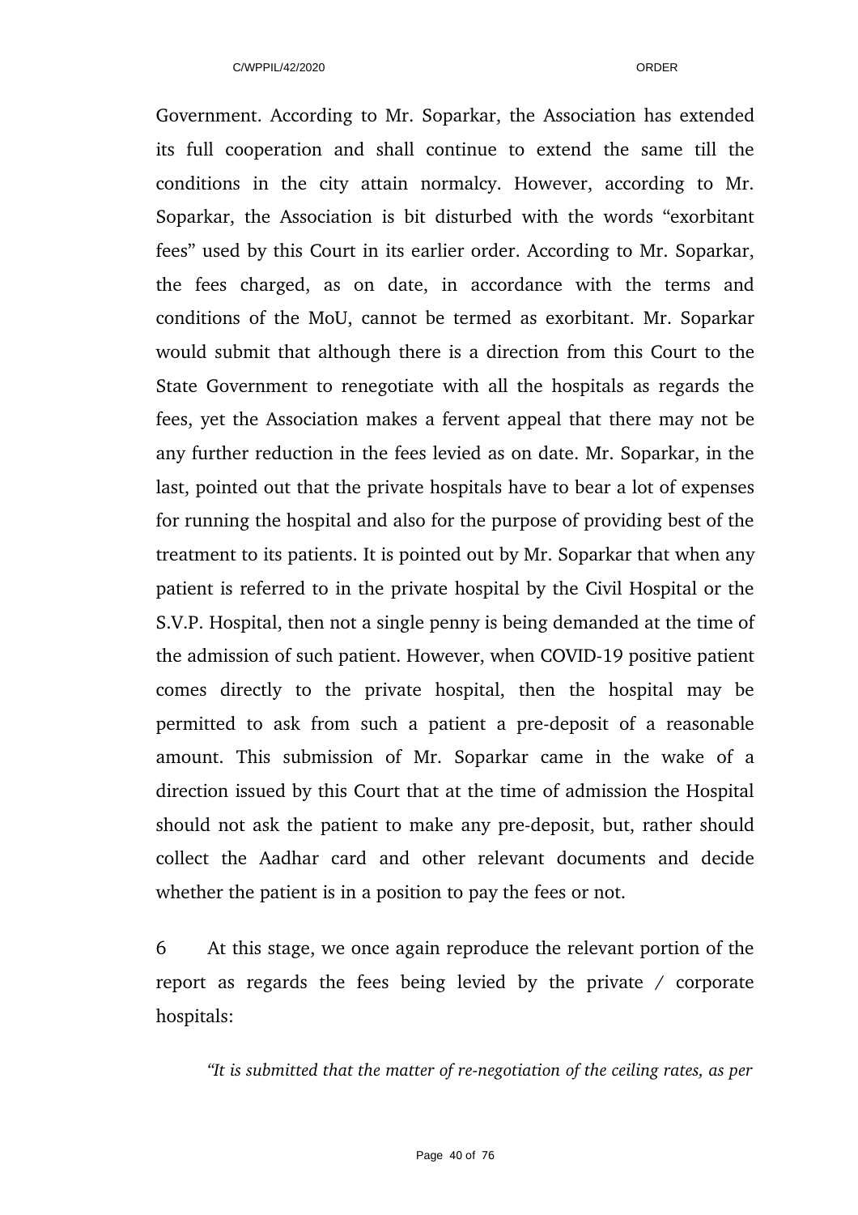Government. According to Mr. Soparkar, the Association has extended its full cooperation and shall continue to extend the same till the conditions in the city attain normalcy. However, according to Mr. Soparkar, the Association is bit disturbed with the words "exorbitant fees" used by this Court in its earlier order. According to Mr. Soparkar, the fees charged, as on date, in accordance with the terms and conditions of the MoU, cannot be termed as exorbitant. Mr. Soparkar would submit that although there is a direction from this Court to the State Government to renegotiate with all the hospitals as regards the fees, yet the Association makes a fervent appeal that there may not be any further reduction in the fees levied as on date. Mr. Soparkar, in the last, pointed out that the private hospitals have to bear a lot of expenses for running the hospital and also for the purpose of providing best of the treatment to its patients. It is pointed out by Mr. Soparkar that when any patient is referred to in the private hospital by the Civil Hospital or the S.V.P. Hospital, then not a single penny is being demanded at the time of the admission of such patient. However, when COVID-19 positive patient comes directly to the private hospital, then the hospital may be permitted to ask from such a patient a pre-deposit of a reasonable amount. This submission of Mr. Soparkar came in the wake of a direction issued by this Court that at the time of admission the Hospital should not ask the patient to make any pre-deposit, but, rather should collect the Aadhar card and other relevant documents and decide whether the patient is in a position to pay the fees or not.

6 At this stage, we once again reproduce the relevant portion of the report as regards the fees being levied by the private / corporate hospitals:

*"It is submitted that the matter of re-negotiation of the ceiling rates, as per*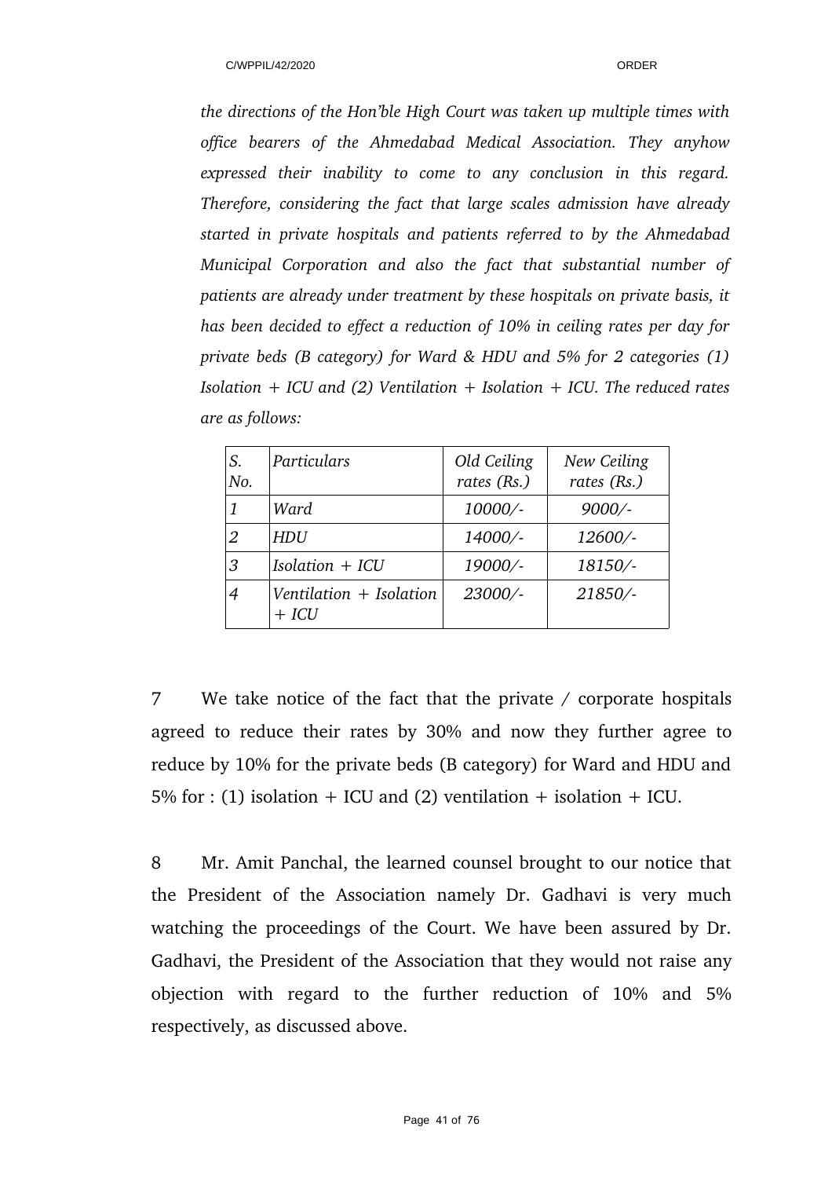*the directions of the Hon'ble High Court was taken up multiple times with office bearers of the Ahmedabad Medical Association. They anyhow expressed their inability to come to any conclusion in this regard. Therefore, considering the fact that large scales admission have already started in private hospitals and patients referred to by the Ahmedabad Municipal Corporation and also the fact that substantial number of patients are already under treatment by these hospitals on private basis, it has been decided to effect a reduction of 10% in ceiling rates per day for private beds (B category) for Ward & HDU and 5% for 2 categories (1) Isolation + ICU and (2) Ventilation + Isolation + ICU. The reduced rates are as follows:*

| *S. No.* | *Particulars* | *Old Ceiling rates (Rs.)* | *New Ceiling rates (Rs.)* |
|---|---|---|---|
| *1* | *Ward* | *10000/-* | *9000/-* |
| *2* | *HDU* | *14000/-* | *12600/-* |
| *3* | *Isolation + ICU* | *19000/-* | *18150/-* |
| *4* | *Ventilation + Isolation + ICU* | *23000/-* | *21850/-* |

7 We take notice of the fact that the private / corporate hospitals agreed to reduce their rates by 30% and now they further agree to reduce by 10% for the private beds (B category) for Ward and HDU and 5% for : (1) isolation + ICU and (2) ventilation + isolation + ICU.

8 Mr. Amit Panchal, the learned counsel brought to our notice that the President of the Association namely Dr. Gadhavi is very much watching the proceedings of the Court. We have been assured by Dr. Gadhavi, the President of the Association that they would not raise any objection with regard to the further reduction of 10% and 5% respectively, as discussed above.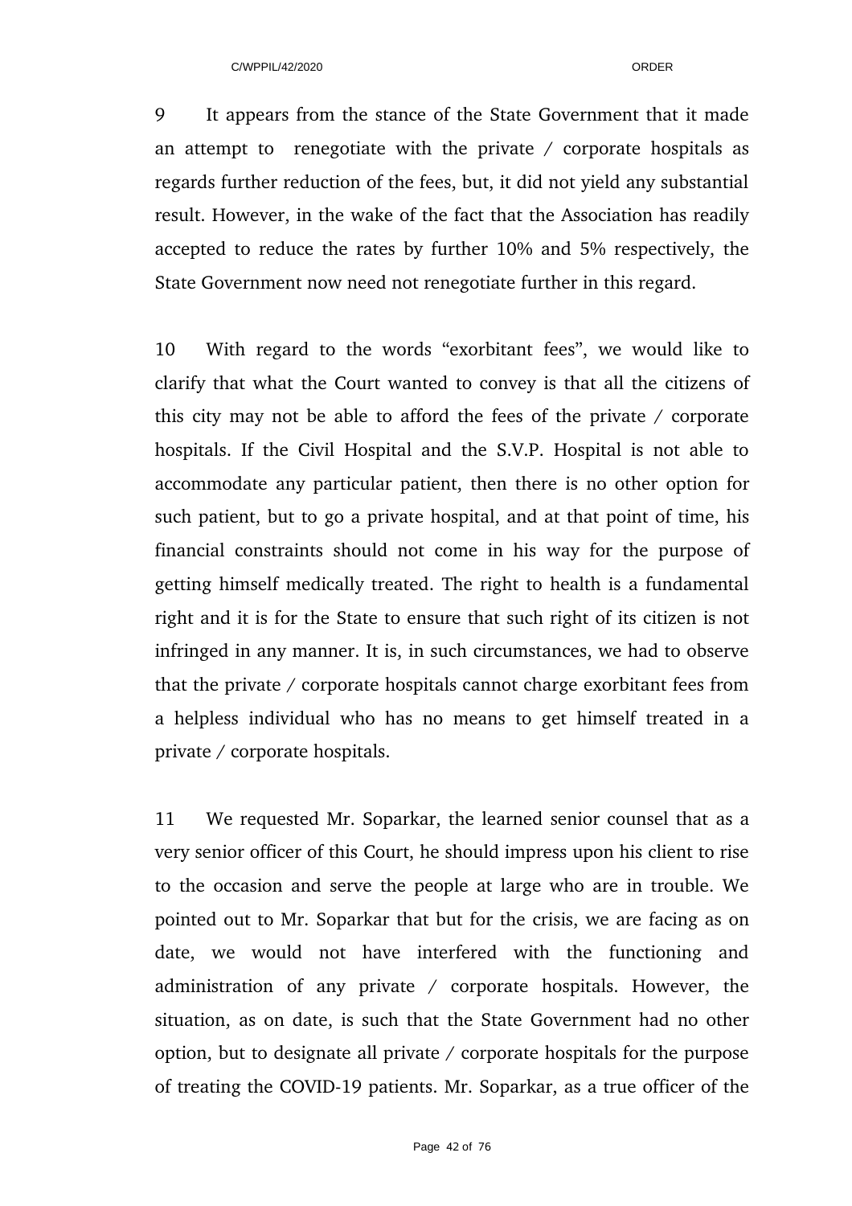9 It appears from the stance of the State Government that it made an attempt to renegotiate with the private / corporate hospitals as regards further reduction of the fees, but, it did not yield any substantial result. However, in the wake of the fact that the Association has readily accepted to reduce the rates by further 10% and 5% respectively, the State Government now need not renegotiate further in this regard.

10 With regard to the words "exorbitant fees", we would like to clarify that what the Court wanted to convey is that all the citizens of this city may not be able to afford the fees of the private / corporate hospitals. If the Civil Hospital and the S.V.P. Hospital is not able to accommodate any particular patient, then there is no other option for such patient, but to go a private hospital, and at that point of time, his financial constraints should not come in his way for the purpose of getting himself medically treated. The right to health is a fundamental right and it is for the State to ensure that such right of its citizen is not infringed in any manner. It is, in such circumstances, we had to observe that the private / corporate hospitals cannot charge exorbitant fees from a helpless individual who has no means to get himself treated in a private / corporate hospitals.

11 We requested Mr. Soparkar, the learned senior counsel that as a very senior officer of this Court, he should impress upon his client to rise to the occasion and serve the people at large who are in trouble. We pointed out to Mr. Soparkar that but for the crisis, we are facing as on date, we would not have interfered with the functioning and administration of any private / corporate hospitals. However, the situation, as on date, is such that the State Government had no other option, but to designate all private / corporate hospitals for the purpose of treating the COVID-19 patients. Mr. Soparkar, as a true officer of the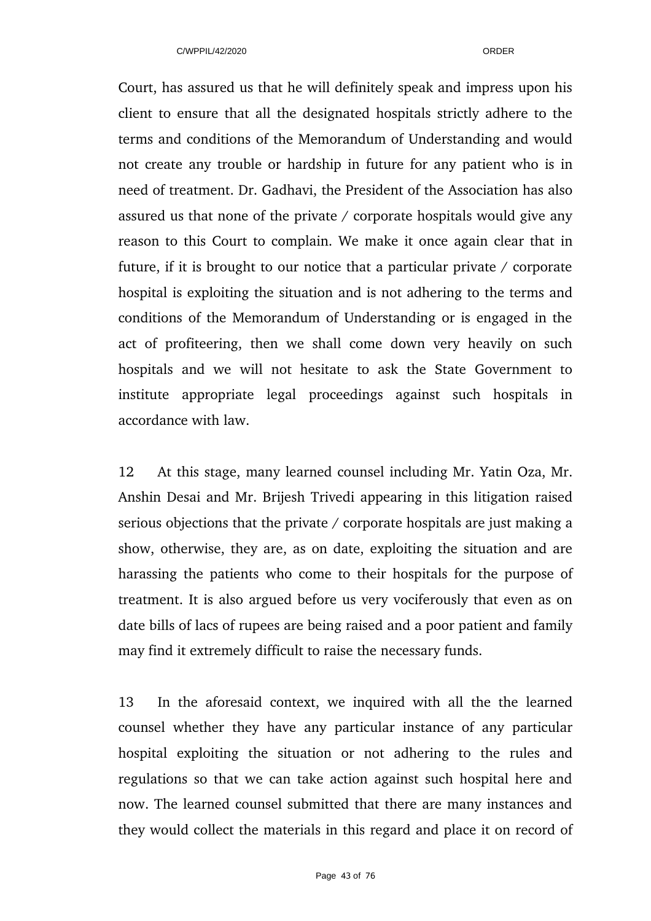Court, has assured us that he will definitely speak and impress upon his client to ensure that all the designated hospitals strictly adhere to the terms and conditions of the Memorandum of Understanding and would not create any trouble or hardship in future for any patient who is in need of treatment. Dr. Gadhavi, the President of the Association has also assured us that none of the private / corporate hospitals would give any reason to this Court to complain. We make it once again clear that in future, if it is brought to our notice that a particular private / corporate hospital is exploiting the situation and is not adhering to the terms and conditions of the Memorandum of Understanding or is engaged in the act of profiteering, then we shall come down very heavily on such hospitals and we will not hesitate to ask the State Government to institute appropriate legal proceedings against such hospitals in accordance with law.

12 At this stage, many learned counsel including Mr. Yatin Oza, Mr. Anshin Desai and Mr. Brijesh Trivedi appearing in this litigation raised serious objections that the private / corporate hospitals are just making a show, otherwise, they are, as on date, exploiting the situation and are harassing the patients who come to their hospitals for the purpose of treatment. It is also argued before us very vociferously that even as on date bills of lacs of rupees are being raised and a poor patient and family may find it extremely difficult to raise the necessary funds.

13 In the aforesaid context, we inquired with all the the learned counsel whether they have any particular instance of any particular hospital exploiting the situation or not adhering to the rules and regulations so that we can take action against such hospital here and now. The learned counsel submitted that there are many instances and they would collect the materials in this regard and place it on record of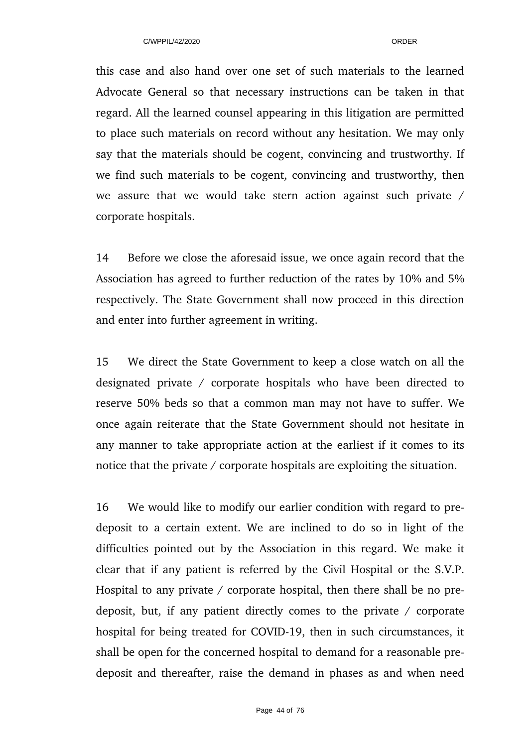this case and also hand over one set of such materials to the learned Advocate General so that necessary instructions can be taken in that regard. All the learned counsel appearing in this litigation are permitted to place such materials on record without any hesitation. We may only say that the materials should be cogent, convincing and trustworthy. If we find such materials to be cogent, convincing and trustworthy, then we assure that we would take stern action against such private / corporate hospitals.

14 Before we close the aforesaid issue, we once again record that the Association has agreed to further reduction of the rates by 10% and 5% respectively. The State Government shall now proceed in this direction and enter into further agreement in writing.

15 We direct the State Government to keep a close watch on all the designated private / corporate hospitals who have been directed to reserve 50% beds so that a common man may not have to suffer. We once again reiterate that the State Government should not hesitate in any manner to take appropriate action at the earliest if it comes to its notice that the private / corporate hospitals are exploiting the situation.

16 We would like to modify our earlier condition with regard to pre-deposit to a certain extent. We are inclined to do so in light of the difficulties pointed out by the Association in this regard. We make it clear that if any patient is referred by the Civil Hospital or the S.V.P. Hospital to any private / corporate hospital, then there shall be no pre-deposit, but, if any patient directly comes to the private / corporate hospital for being treated for COVID-19, then in such circumstances, it shall be open for the concerned hospital to demand for a reasonable pre-deposit and thereafter, raise the demand in phases as and when need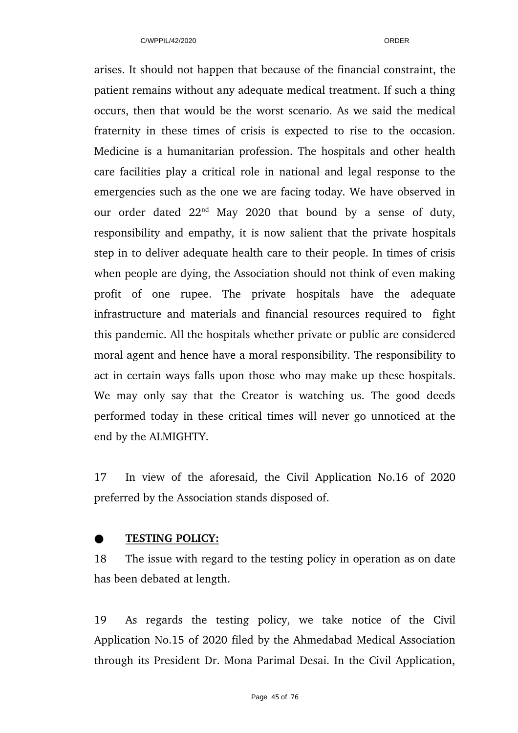arises. It should not happen that because of the financial constraint, the patient remains without any adequate medical treatment. If such a thing occurs, then that would be the worst scenario. As we said the medical fraternity in these times of crisis is expected to rise to the occasion. Medicine is a humanitarian profession. The hospitals and other health care facilities play a critical role in national and legal response to the emergencies such as the one we are facing today. We have observed in our order dated 22nd May 2020 that bound by a sense of duty, responsibility and empathy, it is now salient that the private hospitals step in to deliver adequate health care to their people. In times of crisis when people are dying, the Association should not think of even making profit of one rupee. The private hospitals have the adequate infrastructure and materials and financial resources required to fight this pandemic. All the hospitals whether private or public are considered moral agent and hence have a moral responsibility. The responsibility to act in certain ways falls upon those who may make up these hospitals. We may only say that the Creator is watching us. The good deeds performed today in these critical times will never go unnoticed at the end by the ALMIGHTY.

17 In view of the aforesaid, the Civil Application No.16 of 2020 preferred by the Association stands disposed of.

- **TESTING POLICY:**

18 The issue with regard to the testing policy in operation as on date has been debated at length.

19 As regards the testing policy, we take notice of the Civil Application No.15 of 2020 filed by the Ahmedabad Medical Association through its President Dr. Mona Parimal Desai. In the Civil Application,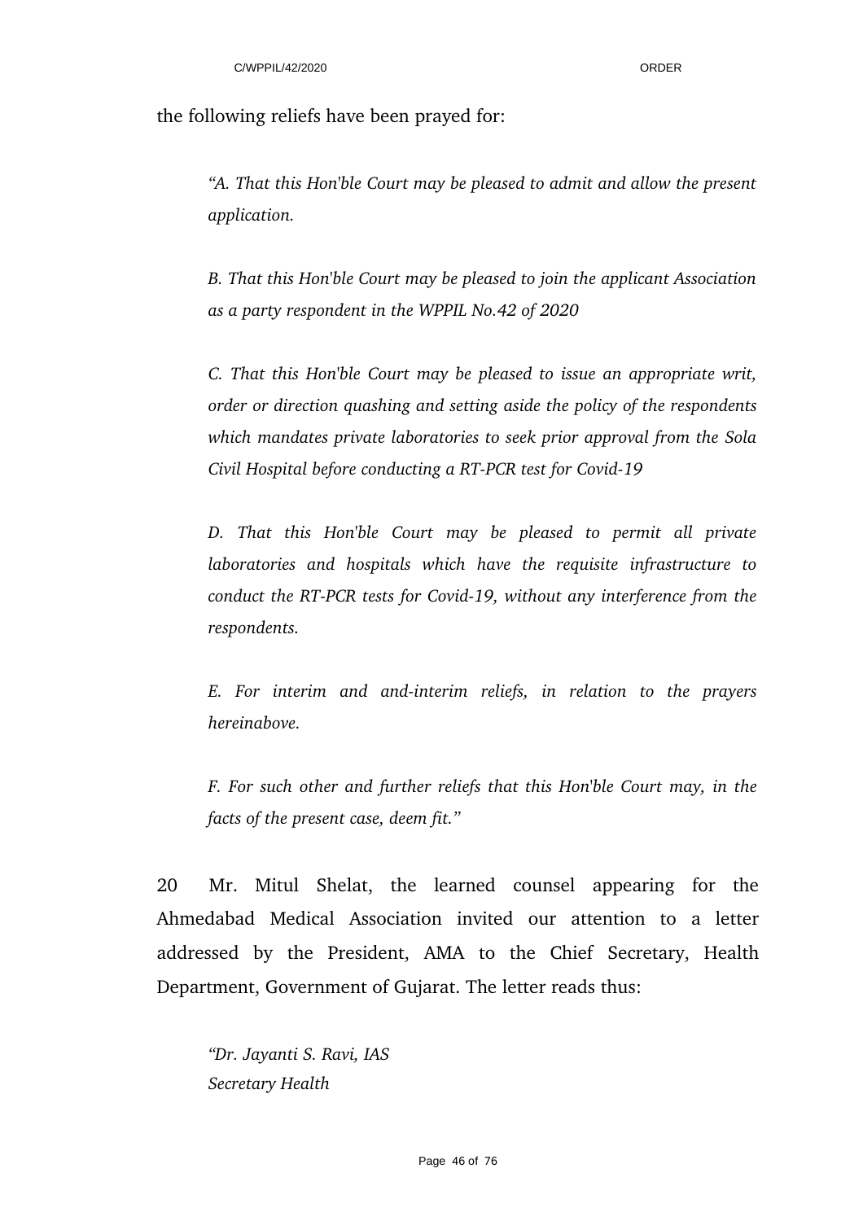the following reliefs have been prayed for:

> *"A. That this Hon'ble Court may be pleased to admit and allow the present application.*
>
> *B. That this Hon'ble Court may be pleased to join the applicant Association as a party respondent in the WPPIL No.42 of 2020*
>
> *C. That this Hon'ble Court may be pleased to issue an appropriate writ, order or direction quashing and setting aside the policy of the respondents which mandates private laboratories to seek prior approval from the Sola Civil Hospital before conducting a RT-PCR test for Covid-19*
>
> *D. That this Hon'ble Court may be pleased to permit all private laboratories and hospitals which have the requisite infrastructure to conduct the RT-PCR tests for Covid-19, without any interference from the respondents.*
>
> *E. For interim and and-interim reliefs, in relation to the prayers hereinabove.*
>
> *F. For such other and further reliefs that this Hon'ble Court may, in the facts of the present case, deem fit."*

20 Mr. Mitul Shelat, the learned counsel appearing for the Ahmedabad Medical Association invited our attention to a letter addressed by the President, AMA to the Chief Secretary, Health Department, Government of Gujarat. The letter reads thus:

> *"Dr. Jayanti S. Ravi, IAS*
> *Secretary Health*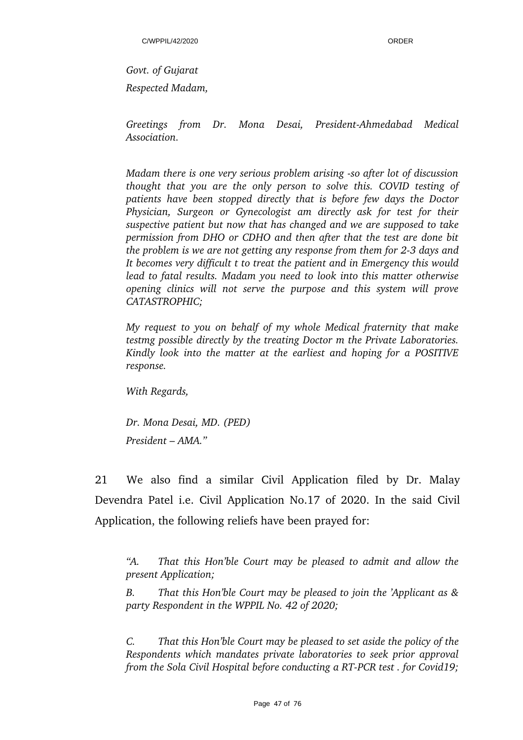*Govt. of Gujarat*

*Respected Madam,*

*Greetings from Dr. Mona Desai, President-Ahmedabad Medical Association.*

*Madam there is one very serious problem arising -so after lot of discussion thought that you are the only person to solve this. COVID testing of patients have been stopped directly that is before few days the Doctor Physician, Surgeon or Gynecologist am directly ask for test for their suspective patient but now that has changed and we are supposed to take permission from DHO or CDHO and then after that the test are done bit the problem is we are not getting any response from them for 2-3 days and It becomes very difficult t to treat the patient and in Emergency this would lead to fatal results. Madam you need to look into this matter otherwise opening clinics will not serve the purpose and this system will prove CATASTROPHIC;*

*My request to you on behalf of my whole Medical fraternity that make testmg possible directly by the treating Doctor m the Private Laboratories. Kindly look into the matter at the earliest and hoping for a POSITIVE response.*

*With Regards,*

*Dr. Mona Desai, MD. (PED)*

*President – AMA."*

21 We also find a similar Civil Application filed by Dr. Malay Devendra Patel i.e. Civil Application No.17 of 2020. In the said Civil Application, the following reliefs have been prayed for:

*"A. That this Hon'ble Court may be pleased to admit and allow the present Application;*

*B. That this Hon'ble Court may be pleased to join the 'Applicant as & party Respondent in the WPPIL No. 42 of 2020;*

*C. That this Hon'ble Court may be pleased to set aside the policy of the Respondents which mandates private laboratories to seek prior approval from the Sola Civil Hospital before conducting a RT-PCR test . for Covid19;*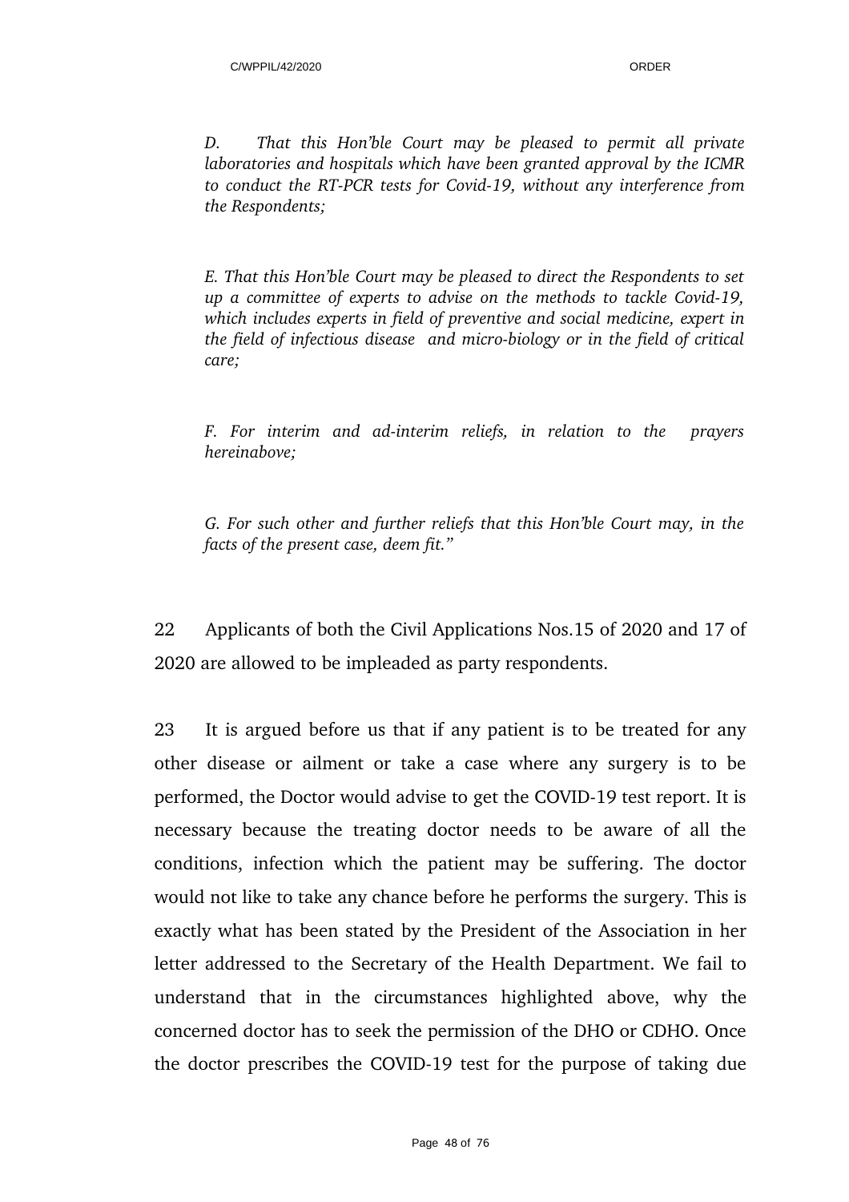*D. That this Hon'ble Court may be pleased to permit all private laboratories and hospitals which have been granted approval by the ICMR to conduct the RT-PCR tests for Covid-19, without any interference from the Respondents;*

*E. That this Hon'ble Court may be pleased to direct the Respondents to set up a committee of experts to advise on the methods to tackle Covid-19, which includes experts in field of preventive and social medicine, expert in the field of infectious disease and micro-biology or in the field of critical care;*

*F. For interim and ad-interim reliefs, in relation to the prayers hereinabove;*

*G. For such other and further reliefs that this Hon'ble Court may, in the facts of the present case, deem fit."*

22 Applicants of both the Civil Applications Nos.15 of 2020 and 17 of 2020 are allowed to be impleaded as party respondents.

23 It is argued before us that if any patient is to be treated for any other disease or ailment or take a case where any surgery is to be performed, the Doctor would advise to get the COVID-19 test report. It is necessary because the treating doctor needs to be aware of all the conditions, infection which the patient may be suffering. The doctor would not like to take any chance before he performs the surgery. This is exactly what has been stated by the President of the Association in her letter addressed to the Secretary of the Health Department. We fail to understand that in the circumstances highlighted above, why the concerned doctor has to seek the permission of the DHO or CDHO. Once the doctor prescribes the COVID-19 test for the purpose of taking due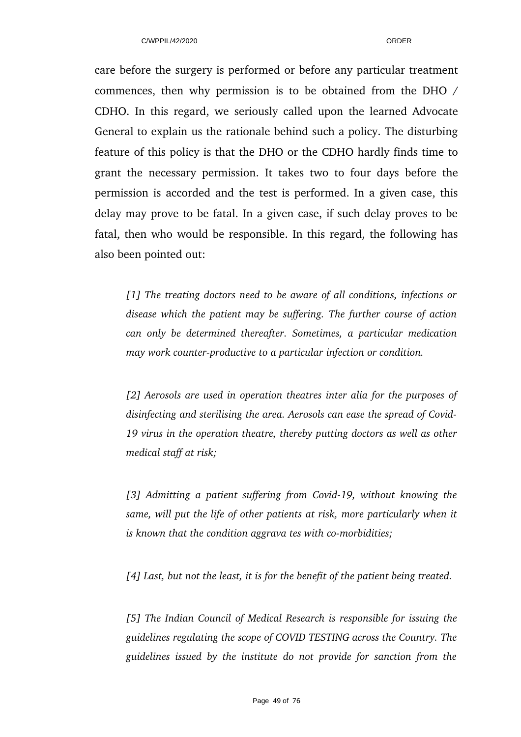care before the surgery is performed or before any particular treatment commences, then why permission is to be obtained from the DHO / CDHO. In this regard, we seriously called upon the learned Advocate General to explain us the rationale behind such a policy. The disturbing feature of this policy is that the DHO or the CDHO hardly finds time to grant the necessary permission. It takes two to four days before the permission is accorded and the test is performed. In a given case, this delay may prove to be fatal. In a given case, if such delay proves to be fatal, then who would be responsible. In this regard, the following has also been pointed out:

*[1] The treating doctors need to be aware of all conditions, infections or disease which the patient may be suffering. The further course of action can only be determined thereafter. Sometimes, a particular medication may work counter-productive to a particular infection or condition.*

*[2] Aerosols are used in operation theatres inter alia for the purposes of disinfecting and sterilising the area. Aerosols can ease the spread of Covid-19 virus in the operation theatre, thereby putting doctors as well as other medical staff at risk;*

*[3] Admitting a patient suffering from Covid-19, without knowing the same, will put the life of other patients at risk, more particularly when it is known that the condition aggrava tes with co-morbidities;*

*[4] Last, but not the least, it is for the benefit of the patient being treated.*

*[5] The Indian Council of Medical Research is responsible for issuing the guidelines regulating the scope of COVID TESTING across the Country. The guidelines issued by the institute do not provide for sanction from the*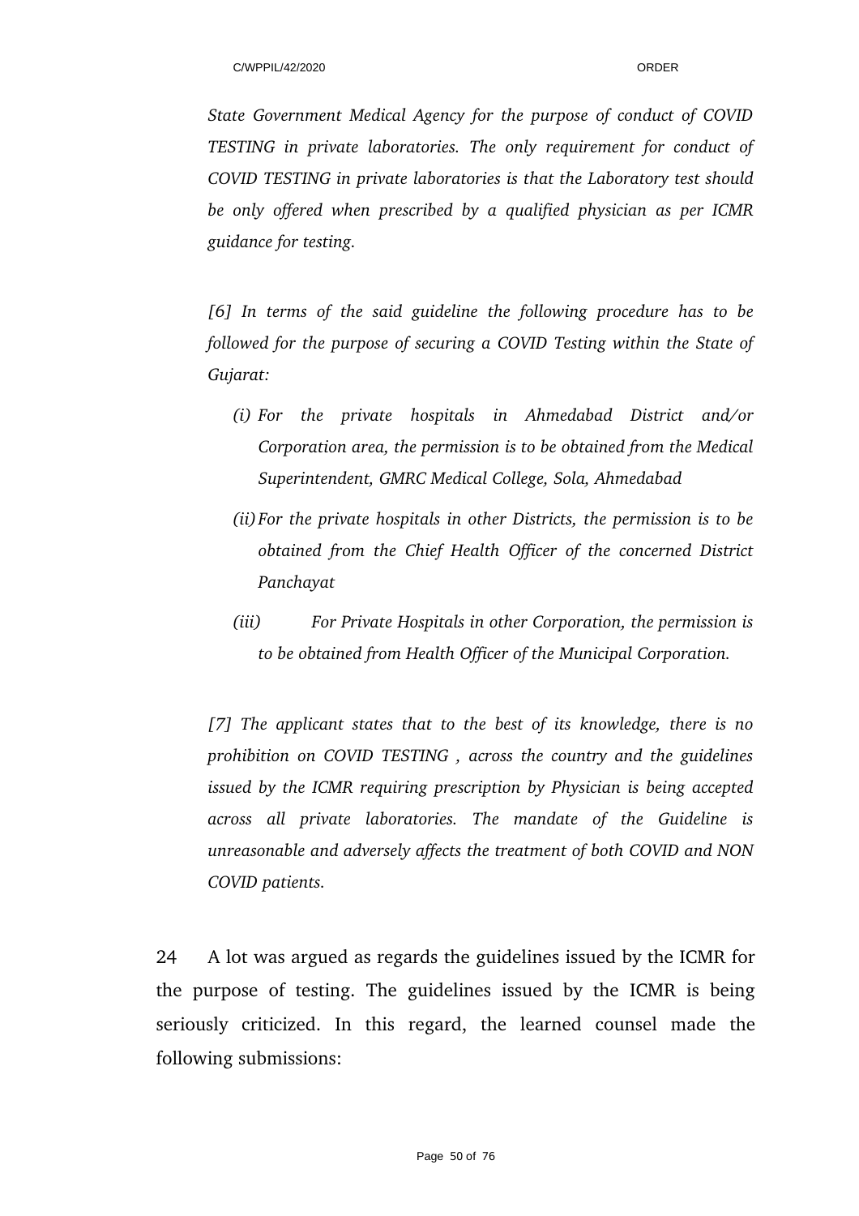*State Government Medical Agency for the purpose of conduct of COVID TESTING in private laboratories. The only requirement for conduct of COVID TESTING in private laboratories is that the Laboratory test should be only offered when prescribed by a qualified physician as per ICMR guidance for testing.*

*[6] In terms of the said guideline the following procedure has to be followed for the purpose of securing a COVID Testing within the State of Gujarat:*

- *(i) For the private hospitals in Ahmedabad District and/or Corporation area, the permission is to be obtained from the Medical Superintendent, GMRC Medical College, Sola, Ahmedabad*
- *(ii) For the private hospitals in other Districts, the permission is to be obtained from the Chief Health Officer of the concerned District Panchayat*
- *(iii) For Private Hospitals in other Corporation, the permission is to be obtained from Health Officer of the Municipal Corporation.*

*[7] The applicant states that to the best of its knowledge, there is no prohibition on COVID TESTING , across the country and the guidelines issued by the ICMR requiring prescription by Physician is being accepted across all private laboratories. The mandate of the Guideline is unreasonable and adversely affects the treatment of both COVID and NON COVID patients.*

24 A lot was argued as regards the guidelines issued by the ICMR for the purpose of testing. The guidelines issued by the ICMR is being seriously criticized. In this regard, the learned counsel made the following submissions: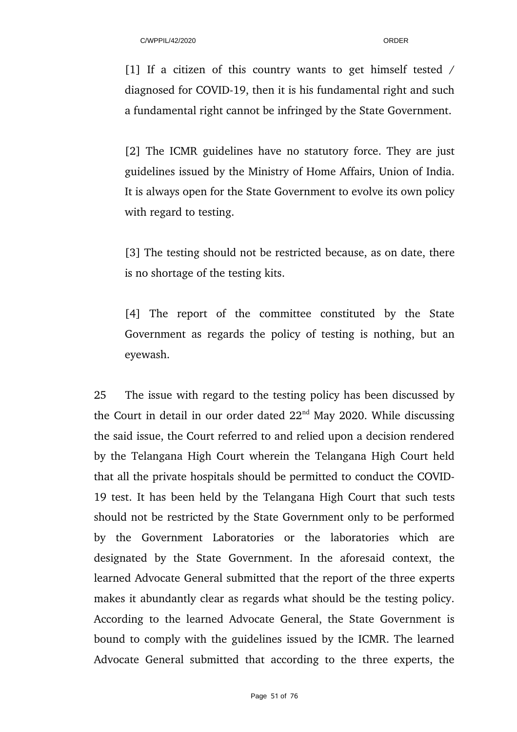[1] If a citizen of this country wants to get himself tested / diagnosed for COVID-19, then it is his fundamental right and such a fundamental right cannot be infringed by the State Government.

[2] The ICMR guidelines have no statutory force. They are just guidelines issued by the Ministry of Home Affairs, Union of India. It is always open for the State Government to evolve its own policy with regard to testing.

[3] The testing should not be restricted because, as on date, there is no shortage of the testing kits.

[4] The report of the committee constituted by the State Government as regards the policy of testing is nothing, but an eyewash.

25 The issue with regard to the testing policy has been discussed by the Court in detail in our order dated 22nd May 2020. While discussing the said issue, the Court referred to and relied upon a decision rendered by the Telangana High Court wherein the Telangana High Court held that all the private hospitals should be permitted to conduct the COVID-19 test. It has been held by the Telangana High Court that such tests should not be restricted by the State Government only to be performed by the Government Laboratories or the laboratories which are designated by the State Government. In the aforesaid context, the learned Advocate General submitted that the report of the three experts makes it abundantly clear as regards what should be the testing policy. According to the learned Advocate General, the State Government is bound to comply with the guidelines issued by the ICMR. The learned Advocate General submitted that according to the three experts, the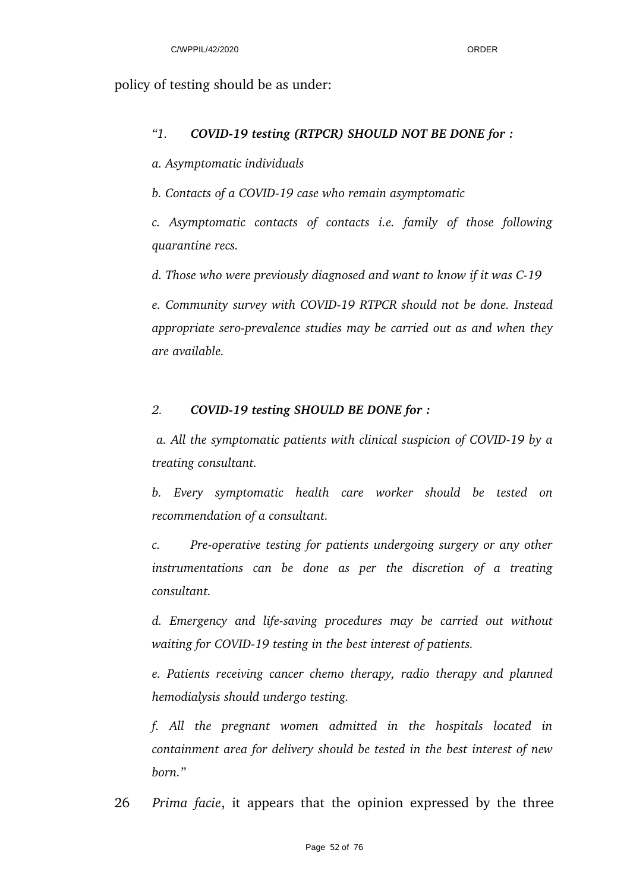policy of testing should be as under:

> *"1. **COVID-19 testing (RTPCR) SHOULD NOT BE DONE for :***
>
> *a. Asymptomatic individuals*
>
> *b. Contacts of a COVID-19 case who remain asymptomatic*
>
> *c. Asymptomatic contacts of contacts i.e. family of those following quarantine recs.*
>
> *d. Those who were previously diagnosed and want to know if it was C-19*
>
> *e. Community survey with COVID-19 RTPCR should not be done. Instead appropriate sero-prevalence studies may be carried out as and when they are available.*
>
> *2. **COVID-19 testing SHOULD BE DONE for :***
>
> *a. All the symptomatic patients with clinical suspicion of COVID-19 by a treating consultant.*
>
> *b. Every symptomatic health care worker should be tested on recommendation of a consultant.*
>
> *c. Pre-operative testing for patients undergoing surgery or any other instrumentations can be done as per the discretion of a treating consultant.*
>
> *d. Emergency and life-saving procedures may be carried out without waiting for COVID-19 testing in the best interest of patients.*
>
> *e. Patients receiving cancer chemo therapy, radio therapy and planned hemodialysis should undergo testing.*
>
> *f. All the pregnant women admitted in the hospitals located in containment area for delivery should be tested in the best interest of new born."*

26 *Prima facie*, it appears that the opinion expressed by the three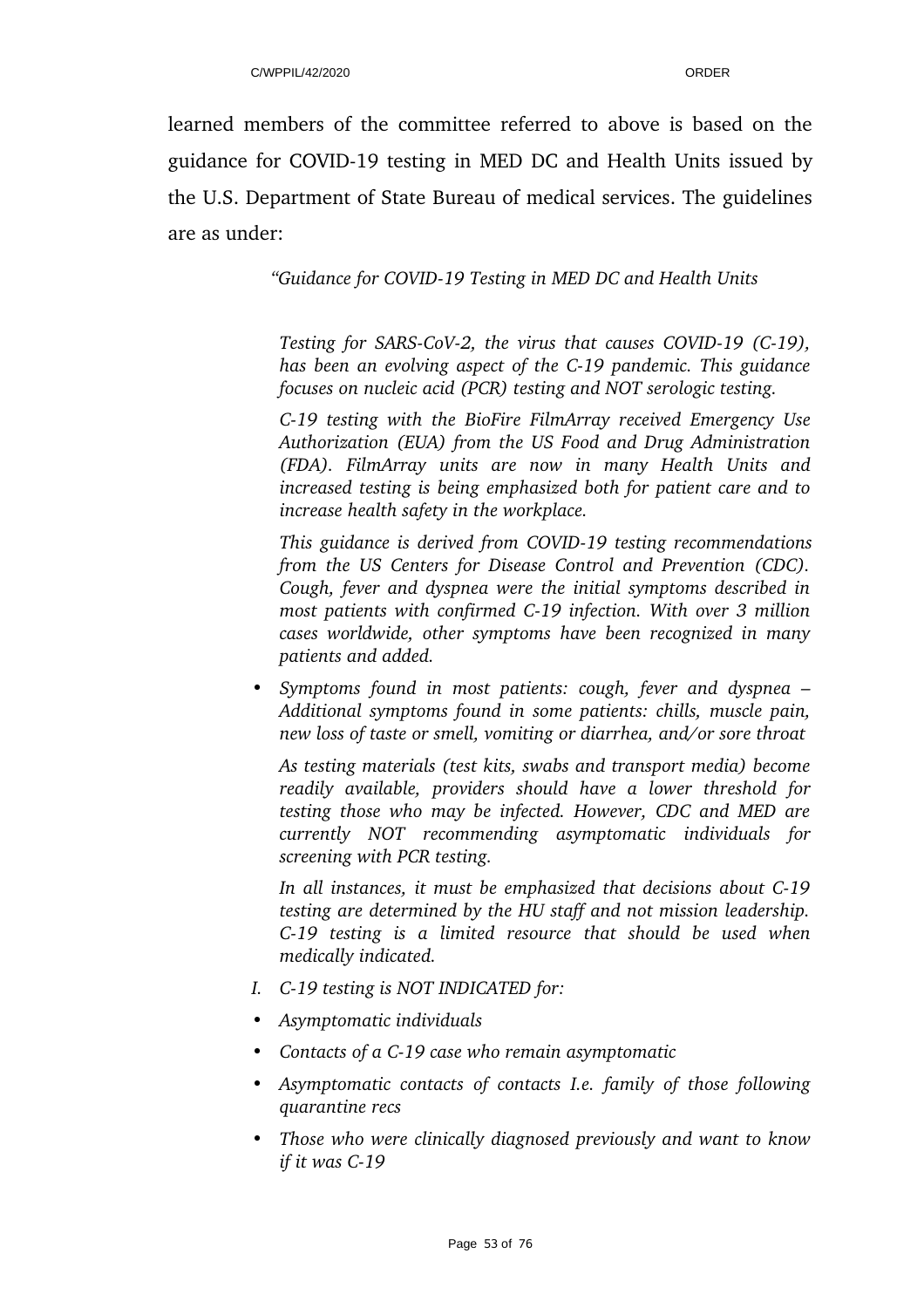learned members of the committee referred to above is based on the guidance for COVID-19 testing in MED DC and Health Units issued by the U.S. Department of State Bureau of medical services. The guidelines are as under:

> *"Guidance for COVID-19 Testing in MED DC and Health Units*
>
> *Testing for SARS-CoV-2, the virus that causes COVID-19 (C-19), has been an evolving aspect of the C-19 pandemic. This guidance focuses on nucleic acid (PCR) testing and NOT serologic testing.*
>
> *C-19 testing with the BioFire FilmArray received Emergency Use Authorization (EUA) from the US Food and Drug Administration (FDA). FilmArray units are now in many Health Units and increased testing is being emphasized both for patient care and to increase health safety in the workplace.*
>
> *This guidance is derived from COVID-19 testing recommendations from the US Centers for Disease Control and Prevention (CDC). Cough, fever and dyspnea were the initial symptoms described in most patients with confirmed C-19 infection. With over 3 million cases worldwide, other symptoms have been recognized in many patients and added.*
>
> - *Symptoms found in most patients: cough, fever and dyspnea – Additional symptoms found in some patients: chills, muscle pain, new loss of taste or smell, vomiting or diarrhea, and/or sore throat*
>
> *As testing materials (test kits, swabs and transport media) become readily available, providers should have a lower threshold for testing those who may be infected. However, CDC and MED are currently NOT recommending asymptomatic individuals for screening with PCR testing.*
>
> *In all instances, it must be emphasized that decisions about C-19 testing are determined by the HU staff and not mission leadership. C-19 testing is a limited resource that should be used when medically indicated.*
>
> *I. C-19 testing is NOT INDICATED for:*
>
> - *Asymptomatic individuals*
> - *Contacts of a C-19 case who remain asymptomatic*
> - *Asymptomatic contacts of contacts I.e. family of those following quarantine recs*
> - *Those who were clinically diagnosed previously and want to know if it was C-19*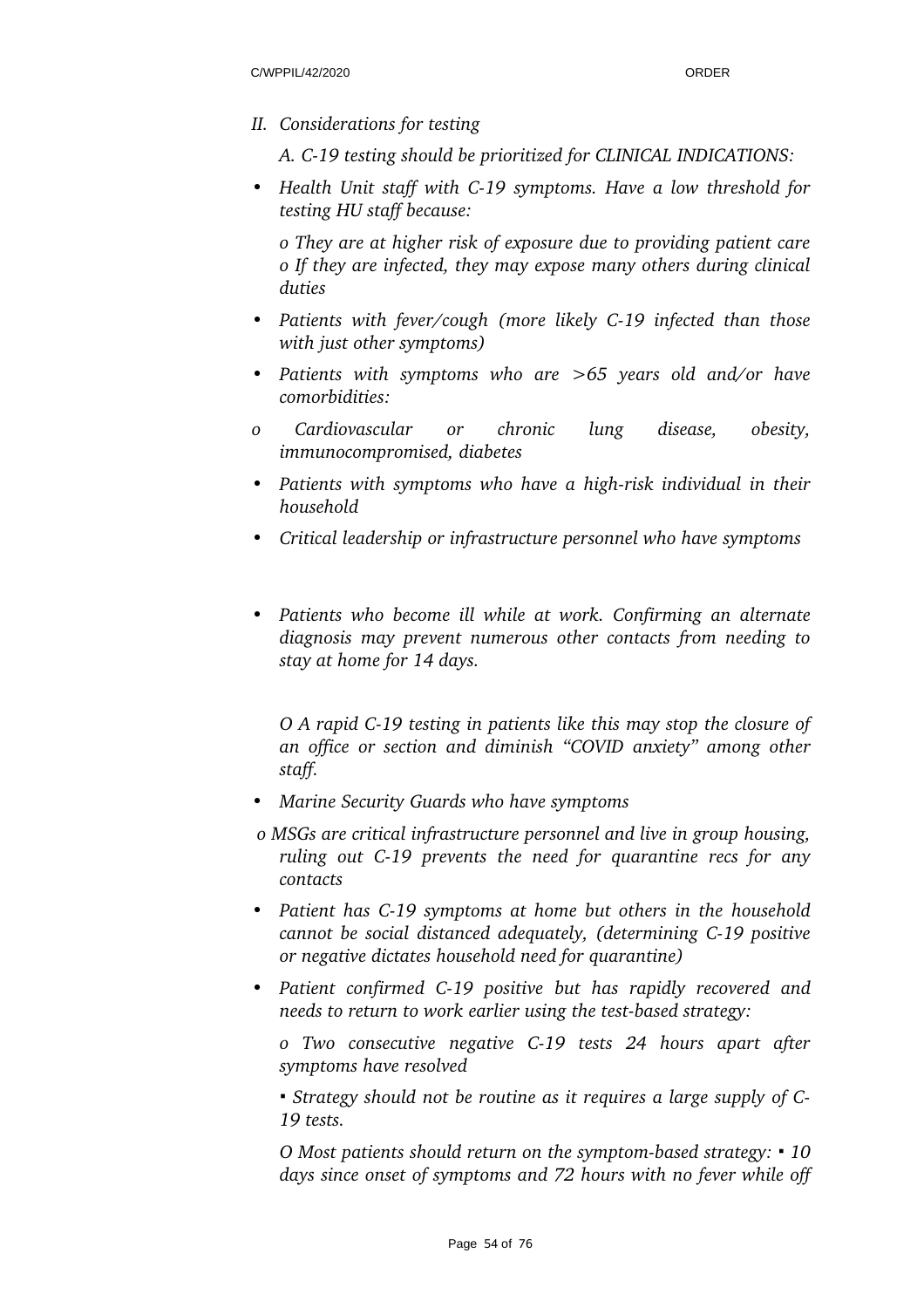*II. Considerations for testing*

*A. C-19 testing should be prioritized for CLINICAL INDICATIONS:*

- *Health Unit staff with C-19 symptoms. Have a low threshold for testing HU staff because:*

  *o They are at higher risk of exposure due to providing patient care o If they are infected, they may expose many others during clinical duties*

- *Patients with fever/cough (more likely C-19 infected than those with just other symptoms)*
- *Patients with symptoms who are >65 years old and/or have comorbidities:*

*o Cardiovascular or chronic lung disease, obesity, immunocompromised, diabetes*

- *Patients with symptoms who have a high-risk individual in their household*
- *Critical leadership or infrastructure personnel who have symptoms*
- *Patients who become ill while at work. Confirming an alternate diagnosis may prevent numerous other contacts from needing to stay at home for 14 days.*

  *O A rapid C-19 testing in patients like this may stop the closure of an office or section and diminish "COVID anxiety" among other staff.*

- *Marine Security Guards who have symptoms*

*o MSGs are critical infrastructure personnel and live in group housing, ruling out C-19 prevents the need for quarantine recs for any contacts*

- *Patient has C-19 symptoms at home but others in the household cannot be social distanced adequately, (determining C-19 positive or negative dictates household need for quarantine)*
- *Patient confirmed C-19 positive but has rapidly recovered and needs to return to work earlier using the test-based strategy:*

  *o Two consecutive negative C-19 tests 24 hours apart after symptoms have resolved*

  *▪ Strategy should not be routine as it requires a large supply of C-19 tests.*

  *O Most patients should return on the symptom-based strategy: ▪ 10 days since onset of symptoms and 72 hours with no fever while off*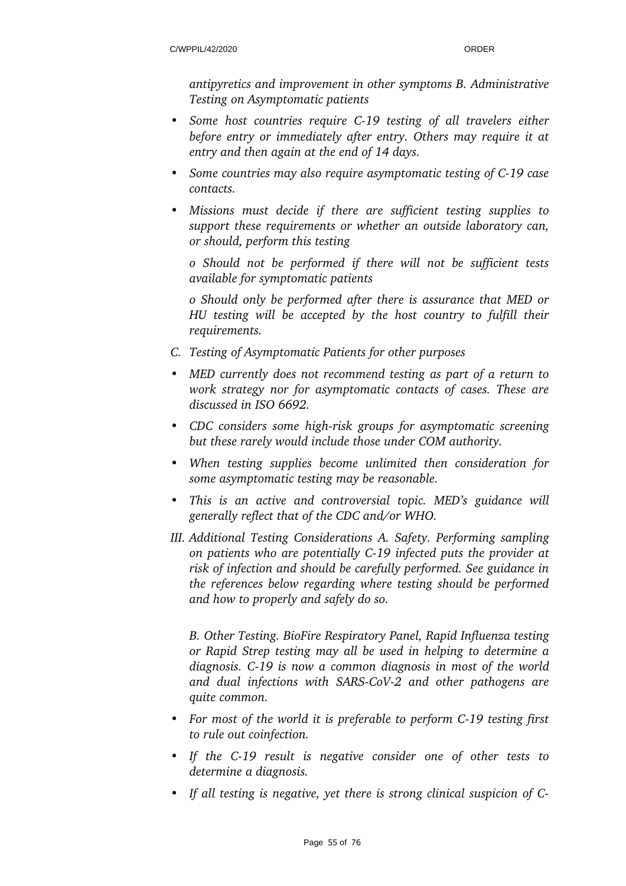*antipyretics and improvement in other symptoms B. Administrative Testing on Asymptomatic patients*

- *Some host countries require C-19 testing of all travelers either before entry or immediately after entry. Others may require it at entry and then again at the end of 14 days.*
- *Some countries may also require asymptomatic testing of C-19 case contacts.*
- *Missions must decide if there are sufficient testing supplies to support these requirements or whether an outside laboratory can, or should, perform this testing*

  *o Should not be performed if there will not be sufficient tests available for symptomatic patients*

  *o Should only be performed after there is assurance that MED or HU testing will be accepted by the host country to fulfill their requirements.*

*C. Testing of Asymptomatic Patients for other purposes*

- *MED currently does not recommend testing as part of a return to work strategy nor for asymptomatic contacts of cases. These are discussed in ISO 6692.*
- *CDC considers some high-risk groups for asymptomatic screening but these rarely would include those under COM authority.*
- *When testing supplies become unlimited then consideration for some asymptomatic testing may be reasonable.*
- *This is an active and controversial topic. MED's guidance will generally reflect that of the CDC and/or WHO.*

*III. Additional Testing Considerations A. Safety. Performing sampling on patients who are potentially C-19 infected puts the provider at risk of infection and should be carefully performed. See guidance in the references below regarding where testing should be performed and how to properly and safely do so.*

*B. Other Testing. BioFire Respiratory Panel, Rapid Influenza testing or Rapid Strep testing may all be used in helping to determine a diagnosis. C-19 is now a common diagnosis in most of the world and dual infections with SARS-CoV-2 and other pathogens are quite common.*

- *For most of the world it is preferable to perform C-19 testing first to rule out coinfection.*
- *If the C-19 result is negative consider one of other tests to determine a diagnosis.*
- *If all testing is negative, yet there is strong clinical suspicion of C-*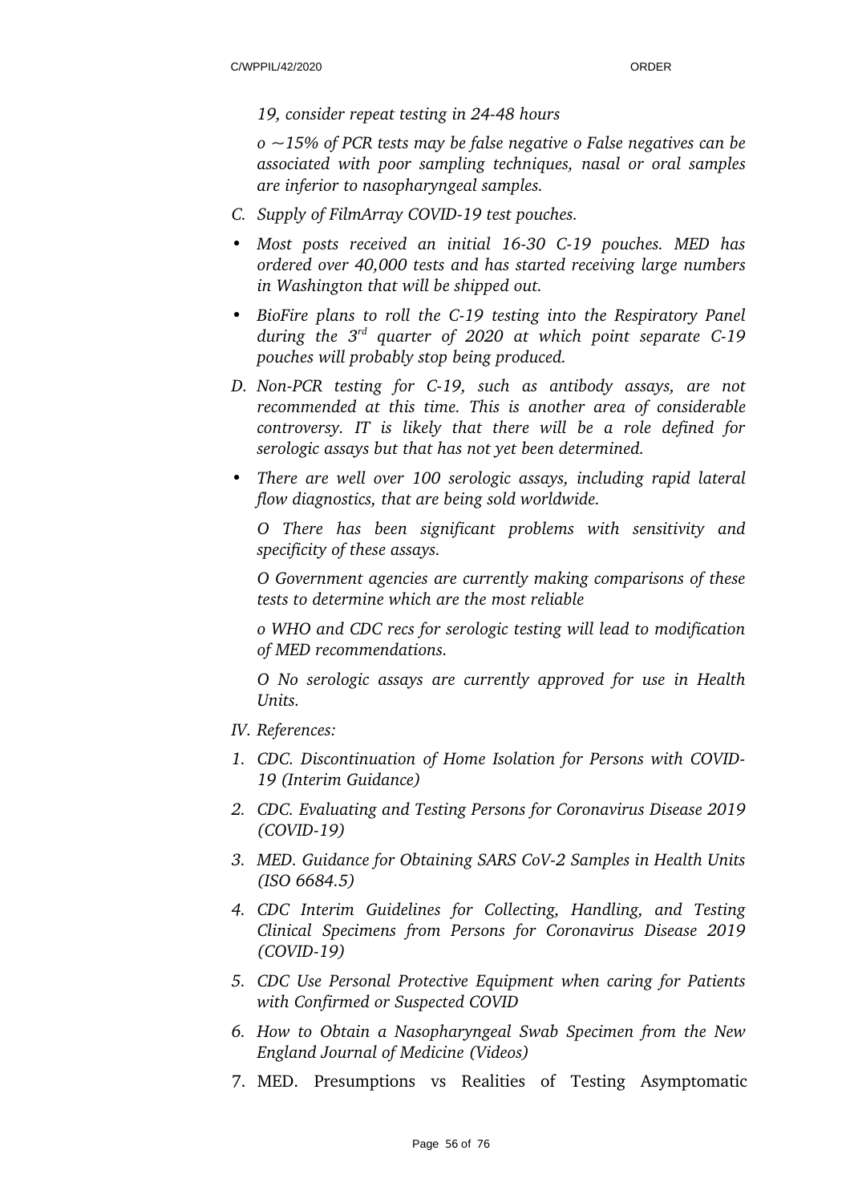*19, consider repeat testing in 24-48 hours*

*o ~15% of PCR tests may be false negative o False negatives can be associated with poor sampling techniques, nasal or oral samples are inferior to nasopharyngeal samples.*

*C. Supply of FilmArray COVID-19 test pouches.*

- *Most posts received an initial 16-30 C-19 pouches. MED has ordered over 40,000 tests and has started receiving large numbers in Washington that will be shipped out.*
- *BioFire plans to roll the C-19 testing into the Respiratory Panel during the 3rd quarter of 2020 at which point separate C-19 pouches will probably stop being produced.*

*D. Non-PCR testing for C-19, such as antibody assays, are not recommended at this time. This is another area of considerable controversy. IT is likely that there will be a role defined for serologic assays but that has not yet been determined.*

- *There are well over 100 serologic assays, including rapid lateral flow diagnostics, that are being sold worldwide.*

  *O There has been significant problems with sensitivity and specificity of these assays.*

  *O Government agencies are currently making comparisons of these tests to determine which are the most reliable*

  *o WHO and CDC recs for serologic testing will lead to modification of MED recommendations.*

  *O No serologic assays are currently approved for use in Health Units.*

*IV. References:*

1. *CDC. Discontinuation of Home Isolation for Persons with COVID-19 (Interim Guidance)*
2. *CDC. Evaluating and Testing Persons for Coronavirus Disease 2019 (COVID-19)*
3. *MED. Guidance for Obtaining SARS CoV-2 Samples in Health Units (ISO 6684.5)*
4. *CDC Interim Guidelines for Collecting, Handling, and Testing Clinical Specimens from Persons for Coronavirus Disease 2019 (COVID-19)*
5. *CDC Use Personal Protective Equipment when caring for Patients with Confirmed or Suspected COVID*
6. *How to Obtain a Nasopharyngeal Swab Specimen from the New England Journal of Medicine (Videos)*
7. MED. Presumptions vs Realities of Testing Asymptomatic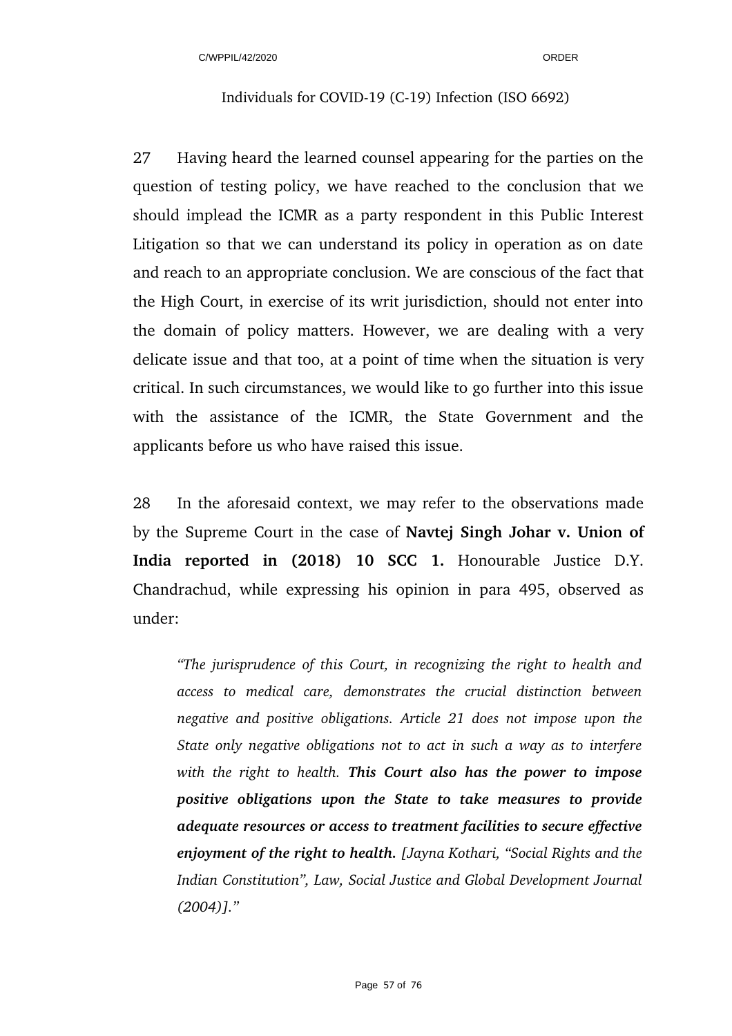Individuals for COVID-19 (C-19) Infection (ISO 6692)

27 Having heard the learned counsel appearing for the parties on the question of testing policy, we have reached to the conclusion that we should implead the ICMR as a party respondent in this Public Interest Litigation so that we can understand its policy in operation as on date and reach to an appropriate conclusion. We are conscious of the fact that the High Court, in exercise of its writ jurisdiction, should not enter into the domain of policy matters. However, we are dealing with a very delicate issue and that too, at a point of time when the situation is very critical. In such circumstances, we would like to go further into this issue with the assistance of the ICMR, the State Government and the applicants before us who have raised this issue.

28 In the aforesaid context, we may refer to the observations made by the Supreme Court in the case of **Navtej Singh Johar v. Union of India reported in (2018) 10 SCC 1.** Honourable Justice D.Y. Chandrachud, while expressing his opinion in para 495, observed as under:

> *"The jurisprudence of this Court, in recognizing the right to health and access to medical care, demonstrates the crucial distinction between negative and positive obligations. Article 21 does not impose upon the State only negative obligations not to act in such a way as to interfere with the right to health.* ***This Court also has the power to impose positive obligations upon the State to take measures to provide adequate resources or access to treatment facilities to secure effective enjoyment of the right to health.*** *[Jayna Kothari, "Social Rights and the Indian Constitution", Law, Social Justice and Global Development Journal (2004)]."*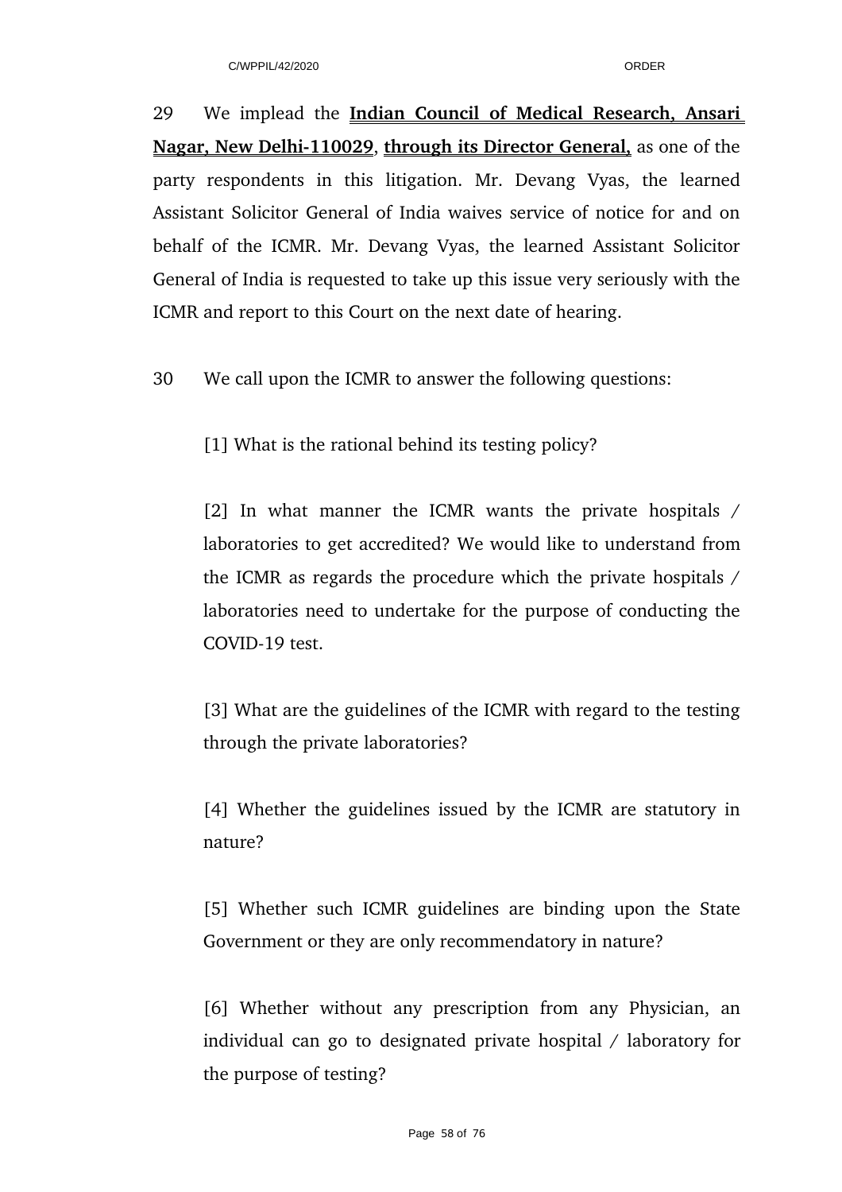29 We implead the **<u>Indian Council of Medical Research, Ansari Nagar, New Delhi-110029</u>**, **<u>through its Director General,</u>** as one of the party respondents in this litigation. Mr. Devang Vyas, the learned Assistant Solicitor General of India waives service of notice for and on behalf of the ICMR. Mr. Devang Vyas, the learned Assistant Solicitor General of India is requested to take up this issue very seriously with the ICMR and report to this Court on the next date of hearing.

30 We call upon the ICMR to answer the following questions:

[1] What is the rational behind its testing policy?

[2] In what manner the ICMR wants the private hospitals / laboratories to get accredited? We would like to understand from the ICMR as regards the procedure which the private hospitals / laboratories need to undertake for the purpose of conducting the COVID-19 test.

[3] What are the guidelines of the ICMR with regard to the testing through the private laboratories?

[4] Whether the guidelines issued by the ICMR are statutory in nature?

[5] Whether such ICMR guidelines are binding upon the State Government or they are only recommendatory in nature?

[6] Whether without any prescription from any Physician, an individual can go to designated private hospital / laboratory for the purpose of testing?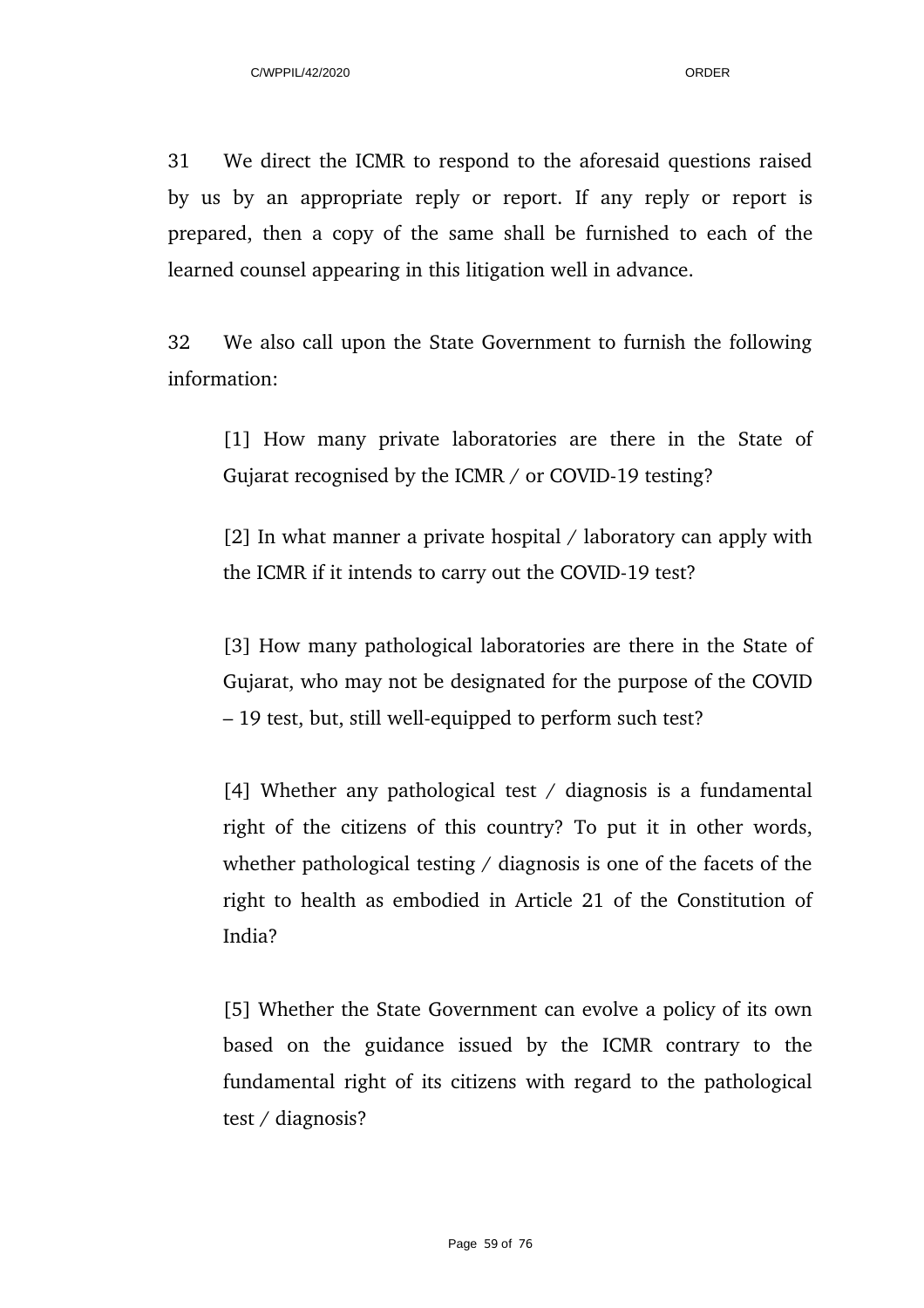31 We direct the ICMR to respond to the aforesaid questions raised by us by an appropriate reply or report. If any reply or report is prepared, then a copy of the same shall be furnished to each of the learned counsel appearing in this litigation well in advance.

32 We also call upon the State Government to furnish the following information:

> [1] How many private laboratories are there in the State of Gujarat recognised by the ICMR / or COVID-19 testing?
>
> [2] In what manner a private hospital / laboratory can apply with the ICMR if it intends to carry out the COVID-19 test?
>
> [3] How many pathological laboratories are there in the State of Gujarat, who may not be designated for the purpose of the COVID – 19 test, but, still well-equipped to perform such test?
>
> [4] Whether any pathological test / diagnosis is a fundamental right of the citizens of this country? To put it in other words, whether pathological testing / diagnosis is one of the facets of the right to health as embodied in Article 21 of the Constitution of India?
>
> [5] Whether the State Government can evolve a policy of its own based on the guidance issued by the ICMR contrary to the fundamental right of its citizens with regard to the pathological test / diagnosis?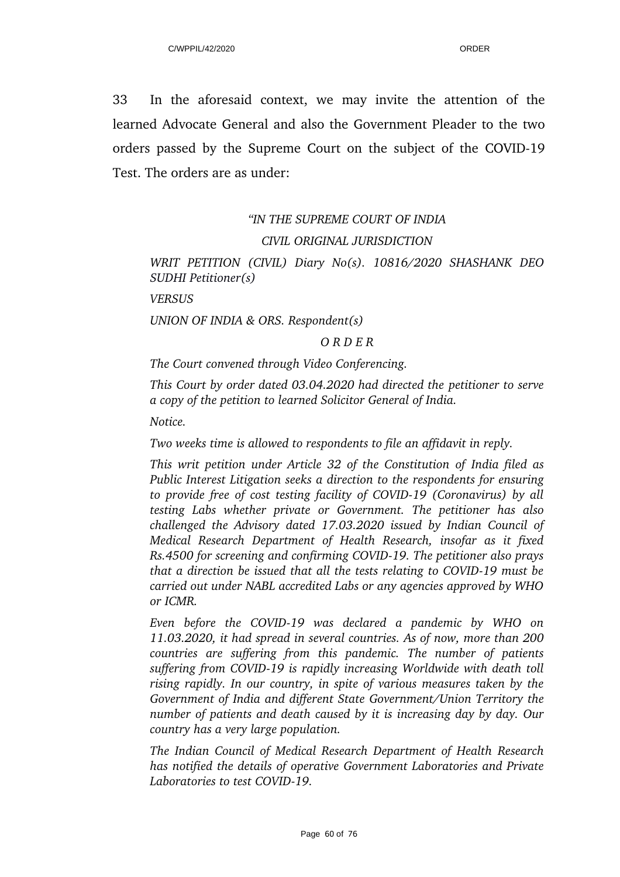33 In the aforesaid context, we may invite the attention of the learned Advocate General and also the Government Pleader to the two orders passed by the Supreme Court on the subject of the COVID-19 Test. The orders are as under:

> *"IN THE SUPREME COURT OF INDIA*
>
> *CIVIL ORIGINAL JURISDICTION*
>
> *WRIT PETITION (CIVIL) Diary No(s). 10816/2020 SHASHANK DEO SUDHI Petitioner(s)*
>
> *VERSUS*
>
> *UNION OF INDIA & ORS. Respondent(s)*
>
> *O R D E R*
>
> *The Court convened through Video Conferencing.*
>
> *This Court by order dated 03.04.2020 had directed the petitioner to serve a copy of the petition to learned Solicitor General of India.*
>
> *Notice.*
>
> *Two weeks time is allowed to respondents to file an affidavit in reply.*
>
> *This writ petition under Article 32 of the Constitution of India filed as Public Interest Litigation seeks a direction to the respondents for ensuring to provide free of cost testing facility of COVID-19 (Coronavirus) by all testing Labs whether private or Government. The petitioner has also challenged the Advisory dated 17.03.2020 issued by Indian Council of Medical Research Department of Health Research, insofar as it fixed Rs.4500 for screening and confirming COVID-19. The petitioner also prays that a direction be issued that all the tests relating to COVID-19 must be carried out under NABL accredited Labs or any agencies approved by WHO or ICMR.*
>
> *Even before the COVID-19 was declared a pandemic by WHO on 11.03.2020, it had spread in several countries. As of now, more than 200 countries are suffering from this pandemic. The number of patients suffering from COVID-19 is rapidly increasing Worldwide with death toll rising rapidly. In our country, in spite of various measures taken by the Government of India and different State Government/Union Territory the number of patients and death caused by it is increasing day by day. Our country has a very large population.*
>
> *The Indian Council of Medical Research Department of Health Research has notified the details of operative Government Laboratories and Private Laboratories to test COVID-19.*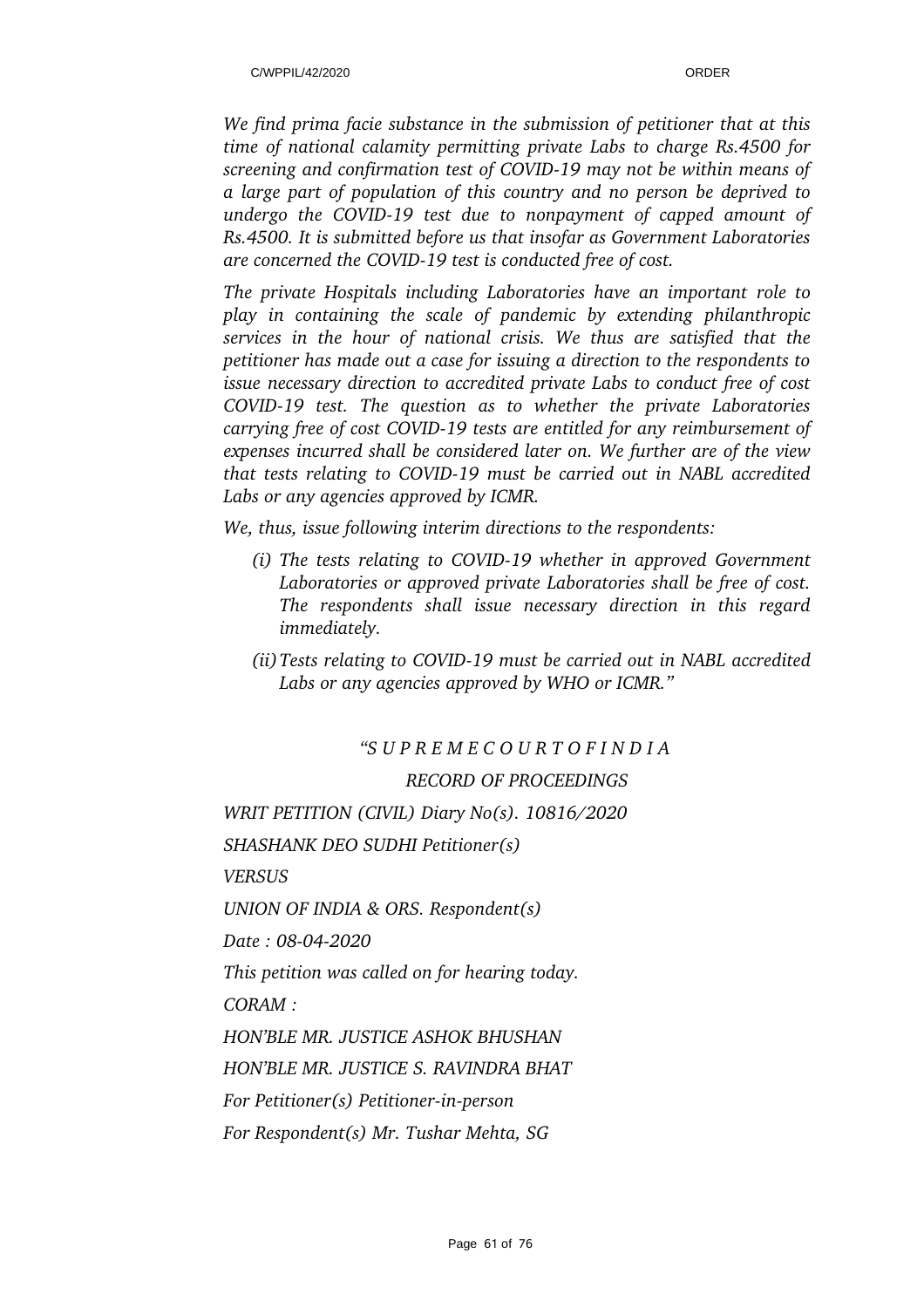*We find prima facie substance in the submission of petitioner that at this time of national calamity permitting private Labs to charge Rs.4500 for screening and confirmation test of COVID-19 may not be within means of a large part of population of this country and no person be deprived to undergo the COVID-19 test due to nonpayment of capped amount of Rs.4500. It is submitted before us that insofar as Government Laboratories are concerned the COVID-19 test is conducted free of cost.*

*The private Hospitals including Laboratories have an important role to play in containing the scale of pandemic by extending philanthropic services in the hour of national crisis. We thus are satisfied that the petitioner has made out a case for issuing a direction to the respondents to issue necessary direction to accredited private Labs to conduct free of cost COVID-19 test. The question as to whether the private Laboratories carrying free of cost COVID-19 tests are entitled for any reimbursement of expenses incurred shall be considered later on. We further are of the view that tests relating to COVID-19 must be carried out in NABL accredited Labs or any agencies approved by ICMR.*

*We, thus, issue following interim directions to the respondents:*

*(i) The tests relating to COVID-19 whether in approved Government Laboratories or approved private Laboratories shall be free of cost. The respondents shall issue necessary direction in this regard immediately.*

*(ii) Tests relating to COVID-19 must be carried out in NABL accredited Labs or any agencies approved by WHO or ICMR."*

*"S U P R E M E C O U R T O F I N D I A*

*RECORD OF PROCEEDINGS*

*WRIT PETITION (CIVIL) Diary No(s). 10816/2020*

*SHASHANK DEO SUDHI Petitioner(s)*

*VERSUS*

*UNION OF INDIA & ORS. Respondent(s)*

*Date : 08-04-2020*

*This petition was called on for hearing today.*

*CORAM :*

*HON'BLE MR. JUSTICE ASHOK BHUSHAN*

*HON'BLE MR. JUSTICE S. RAVINDRA BHAT*

*For Petitioner(s) Petitioner-in-person*

*For Respondent(s) Mr. Tushar Mehta, SG*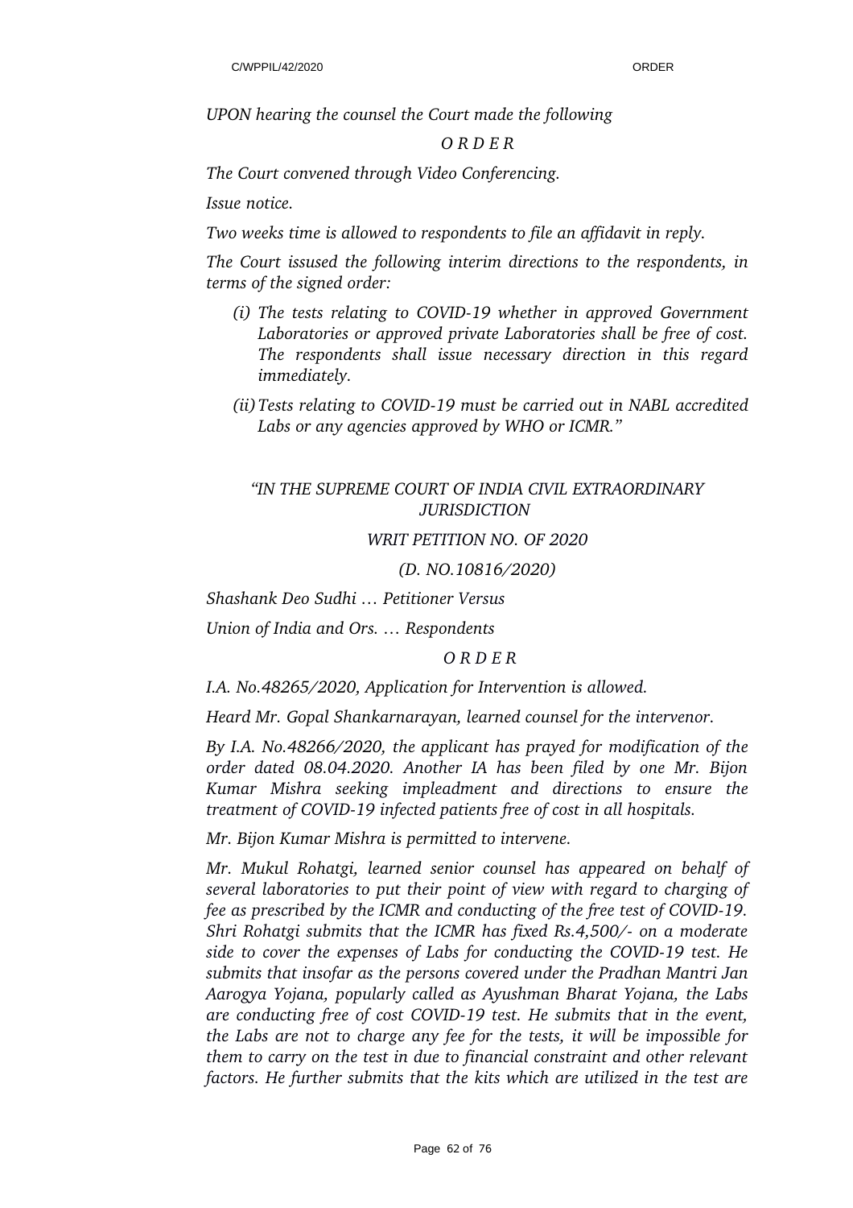*UPON hearing the counsel the Court made the following*

*O R D E R*

*The Court convened through Video Conferencing.*

*Issue notice.*

*Two weeks time is allowed to respondents to file an affidavit in reply.*

*The Court issued the following interim directions to the respondents, in terms of the signed order:*

*(i) The tests relating to COVID-19 whether in approved Government Laboratories or approved private Laboratories shall be free of cost. The respondents shall issue necessary direction in this regard immediately.*

*(ii) Tests relating to COVID-19 must be carried out in NABL accredited Labs or any agencies approved by WHO or ICMR."*

*"IN THE SUPREME COURT OF INDIA CIVIL EXTRAORDINARY JURISDICTION*

*WRIT PETITION NO. OF 2020*

*(D. NO.10816/2020)*

*Shashank Deo Sudhi … Petitioner Versus*

*Union of India and Ors. … Respondents*

*O R D E R*

*I.A. No.48265/2020, Application for Intervention is allowed.*

*Heard Mr. Gopal Shankarnarayan, learned counsel for the intervenor.*

*By I.A. No.48266/2020, the applicant has prayed for modification of the order dated 08.04.2020. Another IA has been filed by one Mr. Bijon Kumar Mishra seeking impleadment and directions to ensure the treatment of COVID-19 infected patients free of cost in all hospitals.*

*Mr. Bijon Kumar Mishra is permitted to intervene.*

*Mr. Mukul Rohatgi, learned senior counsel has appeared on behalf of several laboratories to put their point of view with regard to charging of fee as prescribed by the ICMR and conducting of the free test of COVID-19. Shri Rohatgi submits that the ICMR has fixed Rs.4,500/- on a moderate side to cover the expenses of Labs for conducting the COVID-19 test. He submits that insofar as the persons covered under the Pradhan Mantri Jan Aarogya Yojana, popularly called as Ayushman Bharat Yojana, the Labs are conducting free of cost COVID-19 test. He submits that in the event, the Labs are not to charge any fee for the tests, it will be impossible for them to carry on the test in due to financial constraint and other relevant factors. He further submits that the kits which are utilized in the test are*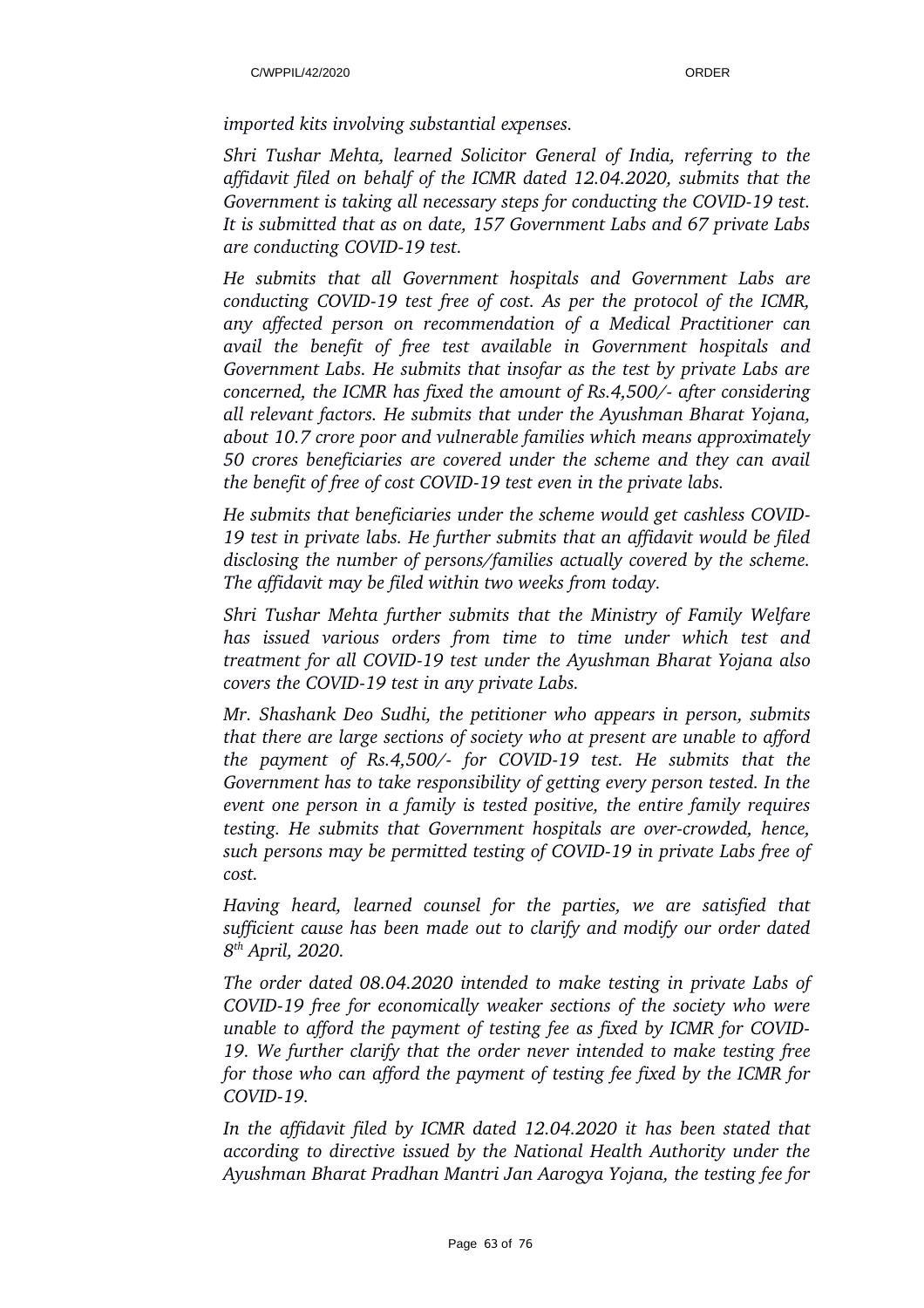*imported kits involving substantial expenses.*

*Shri Tushar Mehta, learned Solicitor General of India, referring to the affidavit filed on behalf of the ICMR dated 12.04.2020, submits that the Government is taking all necessary steps for conducting the COVID-19 test. It is submitted that as on date, 157 Government Labs and 67 private Labs are conducting COVID-19 test.*

*He submits that all Government hospitals and Government Labs are conducting COVID-19 test free of cost. As per the protocol of the ICMR, any affected person on recommendation of a Medical Practitioner can avail the benefit of free test available in Government hospitals and Government Labs. He submits that insofar as the test by private Labs are concerned, the ICMR has fixed the amount of Rs.4,500/- after considering all relevant factors. He submits that under the Ayushman Bharat Yojana, about 10.7 crore poor and vulnerable families which means approximately 50 crores beneficiaries are covered under the scheme and they can avail the benefit of free of cost COVID-19 test even in the private labs.*

*He submits that beneficiaries under the scheme would get cashless COVID-19 test in private labs. He further submits that an affidavit would be filed disclosing the number of persons/families actually covered by the scheme. The affidavit may be filed within two weeks from today.*

*Shri Tushar Mehta further submits that the Ministry of Family Welfare has issued various orders from time to time under which test and treatment for all COVID-19 test under the Ayushman Bharat Yojana also covers the COVID-19 test in any private Labs.*

*Mr. Shashank Deo Sudhi, the petitioner who appears in person, submits that there are large sections of society who at present are unable to afford the payment of Rs.4,500/- for COVID-19 test. He submits that the Government has to take responsibility of getting every person tested. In the event one person in a family is tested positive, the entire family requires testing. He submits that Government hospitals are over-crowded, hence, such persons may be permitted testing of COVID-19 in private Labs free of cost.*

*Having heard, learned counsel for the parties, we are satisfied that sufficient cause has been made out to clarify and modify our order dated 8th April, 2020.*

*The order dated 08.04.2020 intended to make testing in private Labs of COVID-19 free for economically weaker sections of the society who were unable to afford the payment of testing fee as fixed by ICMR for COVID-19. We further clarify that the order never intended to make testing free for those who can afford the payment of testing fee fixed by the ICMR for COVID-19.*

*In the affidavit filed by ICMR dated 12.04.2020 it has been stated that according to directive issued by the National Health Authority under the Ayushman Bharat Pradhan Mantri Jan Aarogya Yojana, the testing fee for*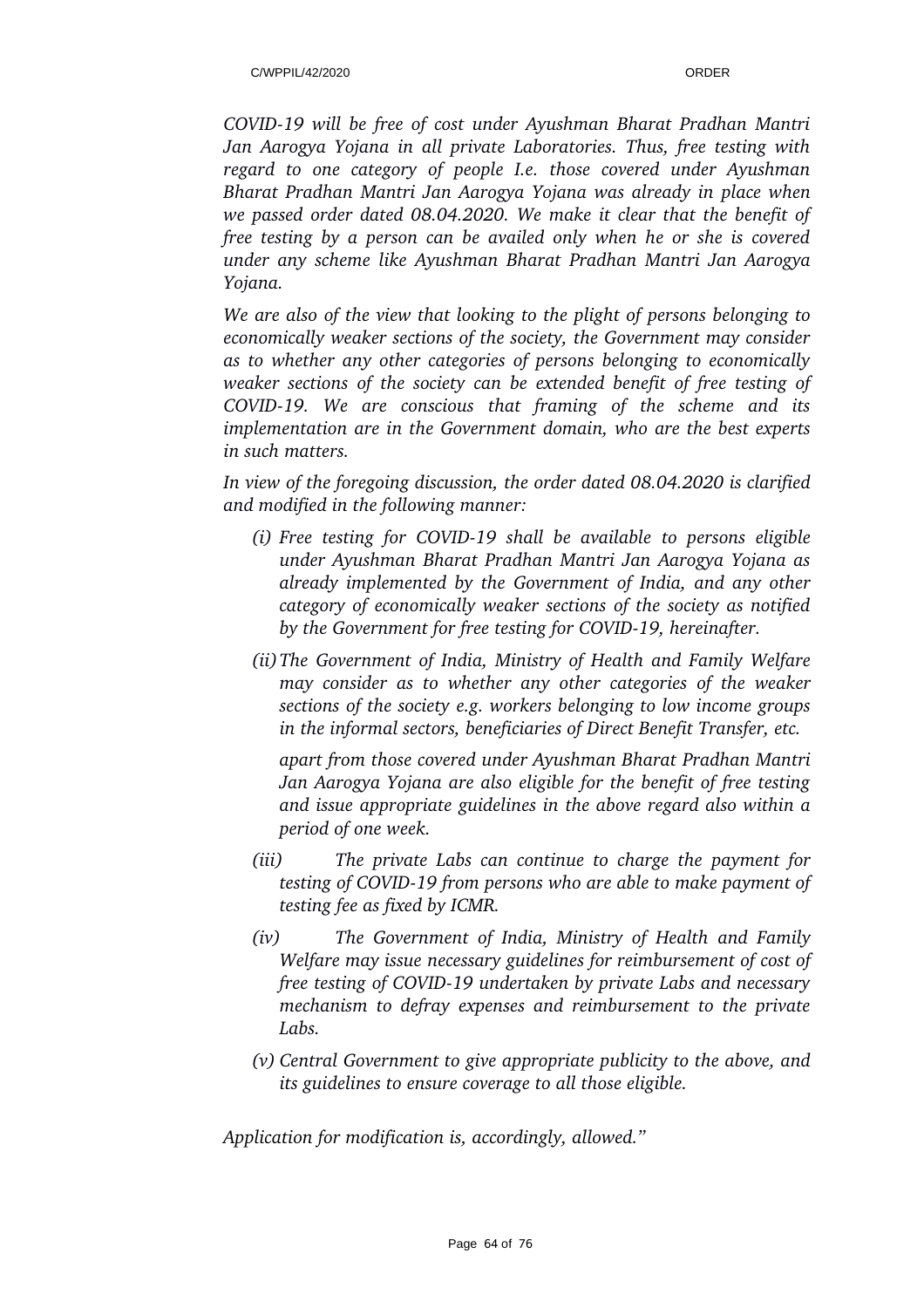*COVID-19 will be free of cost under Ayushman Bharat Pradhan Mantri Jan Aarogya Yojana in all private Laboratories. Thus, free testing with regard to one category of people I.e. those covered under Ayushman Bharat Pradhan Mantri Jan Aarogya Yojana was already in place when we passed order dated 08.04.2020. We make it clear that the benefit of free testing by a person can be availed only when he or she is covered under any scheme like Ayushman Bharat Pradhan Mantri Jan Aarogya Yojana.*

*We are also of the view that looking to the plight of persons belonging to economically weaker sections of the society, the Government may consider as to whether any other categories of persons belonging to economically weaker sections of the society can be extended benefit of free testing of COVID-19. We are conscious that framing of the scheme and its implementation are in the Government domain, who are the best experts in such matters.*

*In view of the foregoing discussion, the order dated 08.04.2020 is clarified and modified in the following manner:*

*(i) Free testing for COVID-19 shall be available to persons eligible under Ayushman Bharat Pradhan Mantri Jan Aarogya Yojana as already implemented by the Government of India, and any other category of economically weaker sections of the society as notified by the Government for free testing for COVID-19, hereinafter.*

*(ii) The Government of India, Ministry of Health and Family Welfare may consider as to whether any other categories of the weaker sections of the society e.g. workers belonging to low income groups in the informal sectors, beneficiaries of Direct Benefit Transfer, etc.*

*apart from those covered under Ayushman Bharat Pradhan Mantri Jan Aarogya Yojana are also eligible for the benefit of free testing and issue appropriate guidelines in the above regard also within a period of one week.*

*(iii) The private Labs can continue to charge the payment for testing of COVID-19 from persons who are able to make payment of testing fee as fixed by ICMR.*

*(iv) The Government of India, Ministry of Health and Family Welfare may issue necessary guidelines for reimbursement of cost of free testing of COVID-19 undertaken by private Labs and necessary mechanism to defray expenses and reimbursement to the private Labs.*

*(v) Central Government to give appropriate publicity to the above, and its guidelines to ensure coverage to all those eligible.*

*Application for modification is, accordingly, allowed."*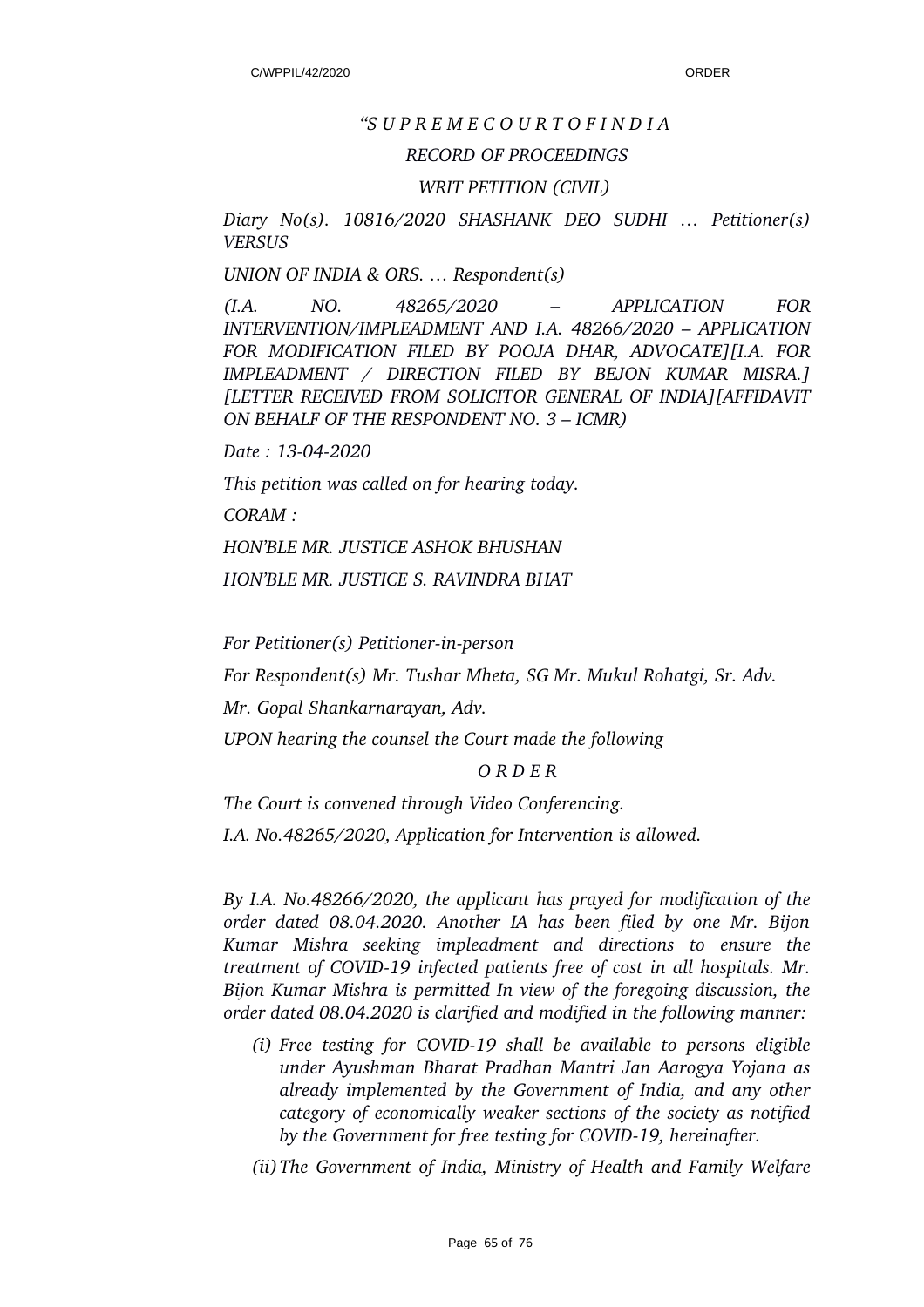*"S U P R E M E C O U R T O F I N D I A*

*RECORD OF PROCEEDINGS*

*WRIT PETITION (CIVIL)*

*Diary No(s). 10816/2020 SHASHANK DEO SUDHI … Petitioner(s) VERSUS*

*UNION OF INDIA & ORS. … Respondent(s)*

*(I.A. NO. 48265/2020 – APPLICATION FOR INTERVENTION/IMPLEADMENT AND I.A. 48266/2020 – APPLICATION FOR MODIFICATION FILED BY POOJA DHAR, ADVOCATE][I.A. FOR IMPLEADMENT / DIRECTION FILED BY BEJON KUMAR MISRA.] [LETTER RECEIVED FROM SOLICITOR GENERAL OF INDIA][AFFIDAVIT ON BEHALF OF THE RESPONDENT NO. 3 – ICMR)*

*Date : 13-04-2020*

*This petition was called on for hearing today.*

*CORAM :*

*HON'BLE MR. JUSTICE ASHOK BHUSHAN*

*HON'BLE MR. JUSTICE S. RAVINDRA BHAT*

*For Petitioner(s) Petitioner-in-person*

*For Respondent(s) Mr. Tushar Mheta, SG Mr. Mukul Rohatgi, Sr. Adv.*

*Mr. Gopal Shankarnarayan, Adv.*

*UPON hearing the counsel the Court made the following*

*O R D E R*

*The Court is convened through Video Conferencing.*

*I.A. No.48265/2020, Application for Intervention is allowed.*

*By I.A. No.48266/2020, the applicant has prayed for modification of the order dated 08.04.2020. Another IA has been filed by one Mr. Bijon Kumar Mishra seeking impleadment and directions to ensure the treatment of COVID-19 infected patients free of cost in all hospitals. Mr. Bijon Kumar Mishra is permitted In view of the foregoing discussion, the order dated 08.04.2020 is clarified and modified in the following manner:*

*(i) Free testing for COVID-19 shall be available to persons eligible under Ayushman Bharat Pradhan Mantri Jan Aarogya Yojana as already implemented by the Government of India, and any other category of economically weaker sections of the society as notified by the Government for free testing for COVID-19, hereinafter.*

*(ii) The Government of India, Ministry of Health and Family Welfare*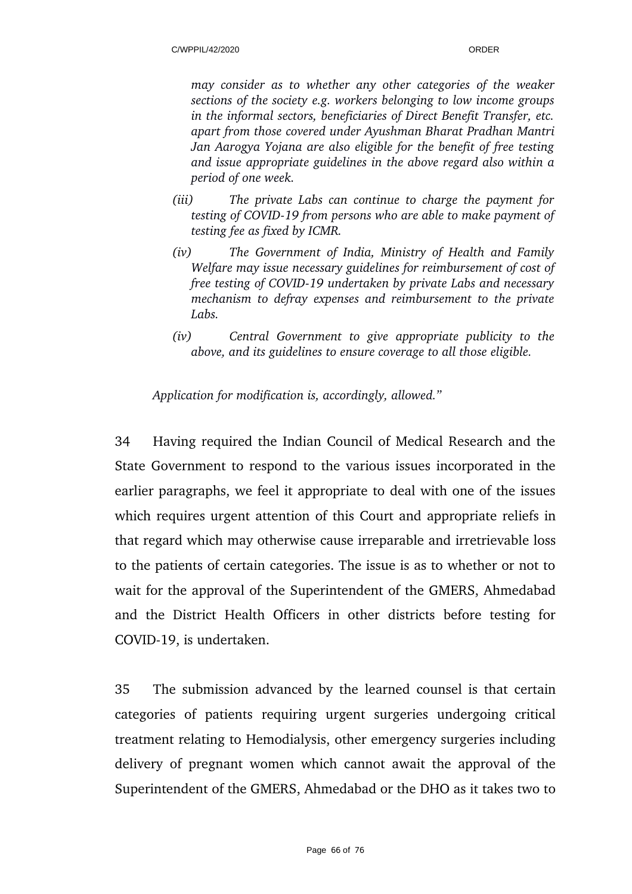*may consider as to whether any other categories of the weaker sections of the society e.g. workers belonging to low income groups in the informal sectors, beneficiaries of Direct Benefit Transfer, etc. apart from those covered under Ayushman Bharat Pradhan Mantri Jan Aarogya Yojana are also eligible for the benefit of free testing and issue appropriate guidelines in the above regard also within a period of one week.*

*(iii) The private Labs can continue to charge the payment for testing of COVID-19 from persons who are able to make payment of testing fee as fixed by ICMR.*

*(iv) The Government of India, Ministry of Health and Family Welfare may issue necessary guidelines for reimbursement of cost of free testing of COVID-19 undertaken by private Labs and necessary mechanism to defray expenses and reimbursement to the private Labs.*

*(iv) Central Government to give appropriate publicity to the above, and its guidelines to ensure coverage to all those eligible.*

*Application for modification is, accordingly, allowed."*

34 Having required the Indian Council of Medical Research and the State Government to respond to the various issues incorporated in the earlier paragraphs, we feel it appropriate to deal with one of the issues which requires urgent attention of this Court and appropriate reliefs in that regard which may otherwise cause irreparable and irretrievable loss to the patients of certain categories. The issue is as to whether or not to wait for the approval of the Superintendent of the GMERS, Ahmedabad and the District Health Officers in other districts before testing for COVID-19, is undertaken.

35 The submission advanced by the learned counsel is that certain categories of patients requiring urgent surgeries undergoing critical treatment relating to Hemodialysis, other emergency surgeries including delivery of pregnant women which cannot await the approval of the Superintendent of the GMERS, Ahmedabad or the DHO as it takes two to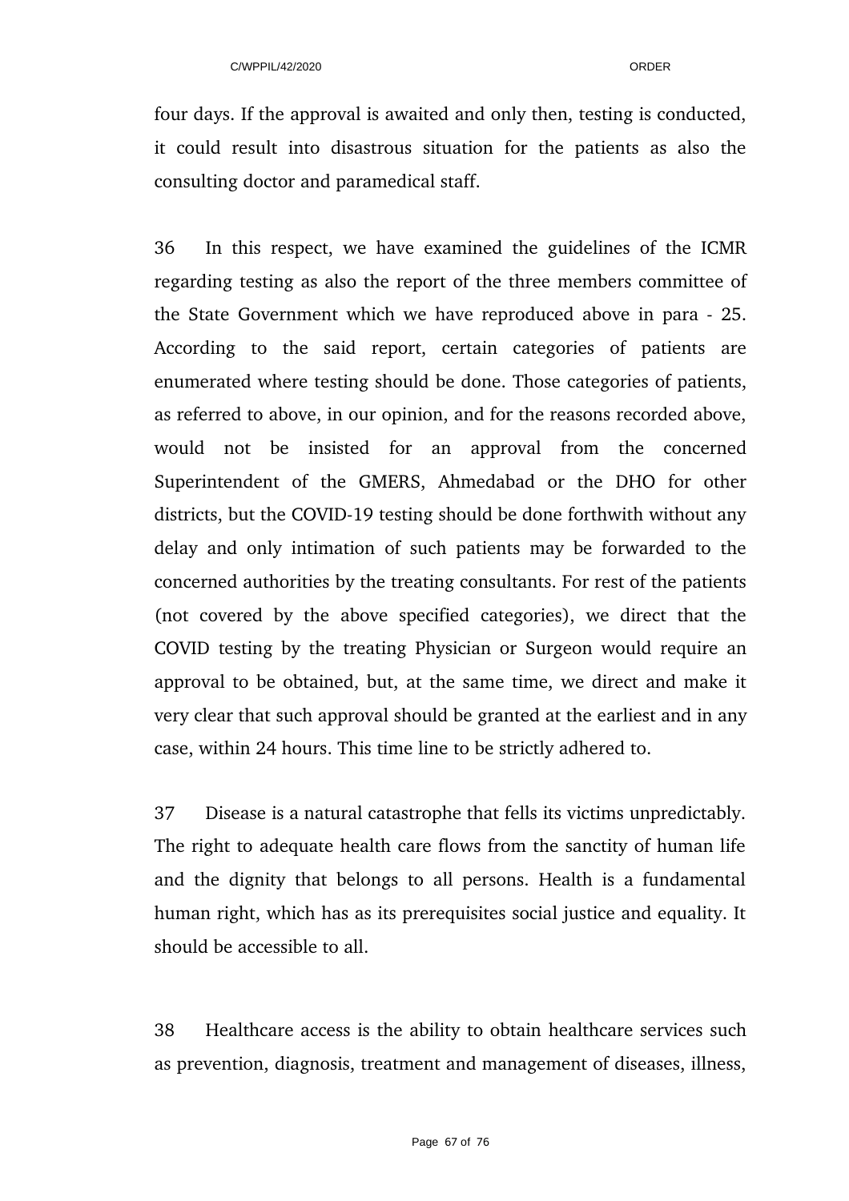four days. If the approval is awaited and only then, testing is conducted, it could result into disastrous situation for the patients as also the consulting doctor and paramedical staff.

36 In this respect, we have examined the guidelines of the ICMR regarding testing as also the report of the three members committee of the State Government which we have reproduced above in para - 25. According to the said report, certain categories of patients are enumerated where testing should be done. Those categories of patients, as referred to above, in our opinion, and for the reasons recorded above, would not be insisted for an approval from the concerned Superintendent of the GMERS, Ahmedabad or the DHO for other districts, but the COVID-19 testing should be done forthwith without any delay and only intimation of such patients may be forwarded to the concerned authorities by the treating consultants. For rest of the patients (not covered by the above specified categories), we direct that the COVID testing by the treating Physician or Surgeon would require an approval to be obtained, but, at the same time, we direct and make it very clear that such approval should be granted at the earliest and in any case, within 24 hours. This time line to be strictly adhered to.

37 Disease is a natural catastrophe that fells its victims unpredictably. The right to adequate health care flows from the sanctity of human life and the dignity that belongs to all persons. Health is a fundamental human right, which has as its prerequisites social justice and equality. It should be accessible to all.

38 Healthcare access is the ability to obtain healthcare services such as prevention, diagnosis, treatment and management of diseases, illness,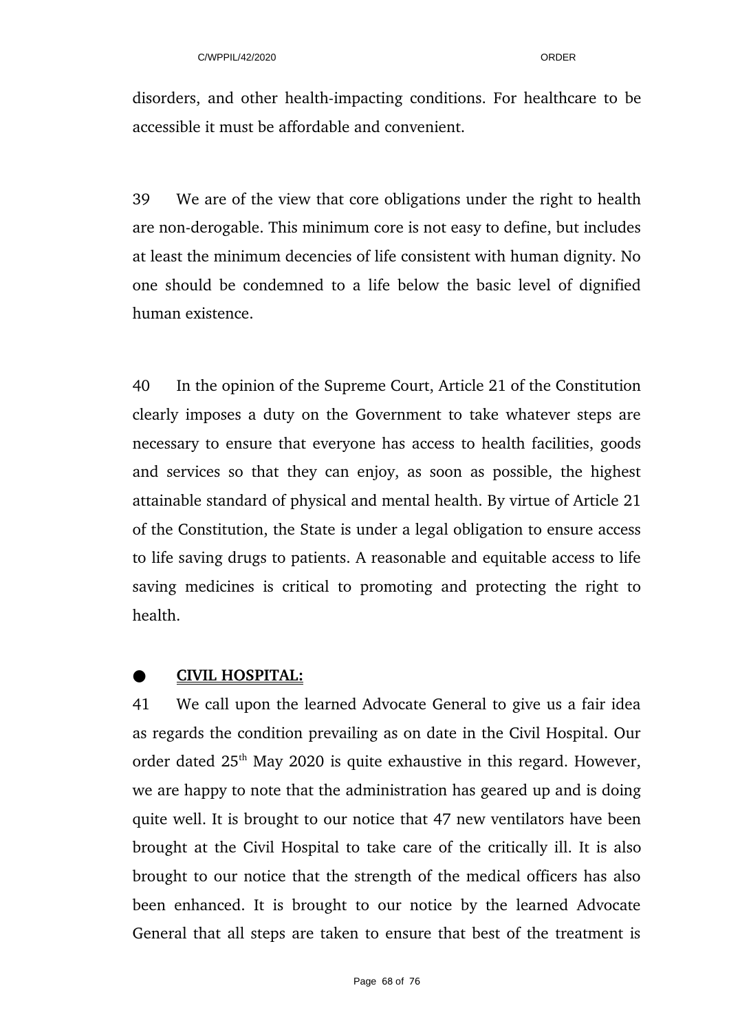disorders, and other health-impacting conditions. For healthcare to be accessible it must be affordable and convenient.

39 We are of the view that core obligations under the right to health are non-derogable. This minimum core is not easy to define, but includes at least the minimum decencies of life consistent with human dignity. No one should be condemned to a life below the basic level of dignified human existence.

40 In the opinion of the Supreme Court, Article 21 of the Constitution clearly imposes a duty on the Government to take whatever steps are necessary to ensure that everyone has access to health facilities, goods and services so that they can enjoy, as soon as possible, the highest attainable standard of physical and mental health. By virtue of Article 21 of the Constitution, the State is under a legal obligation to ensure access to life saving drugs to patients. A reasonable and equitable access to life saving medicines is critical to promoting and protecting the right to health.

- **CIVIL HOSPITAL:**

41 We call upon the learned Advocate General to give us a fair idea as regards the condition prevailing as on date in the Civil Hospital. Our order dated 25th May 2020 is quite exhaustive in this regard. However, we are happy to note that the administration has geared up and is doing quite well. It is brought to our notice that 47 new ventilators have been brought at the Civil Hospital to take care of the critically ill. It is also brought to our notice that the strength of the medical officers has also been enhanced. It is brought to our notice by the learned Advocate General that all steps are taken to ensure that best of the treatment is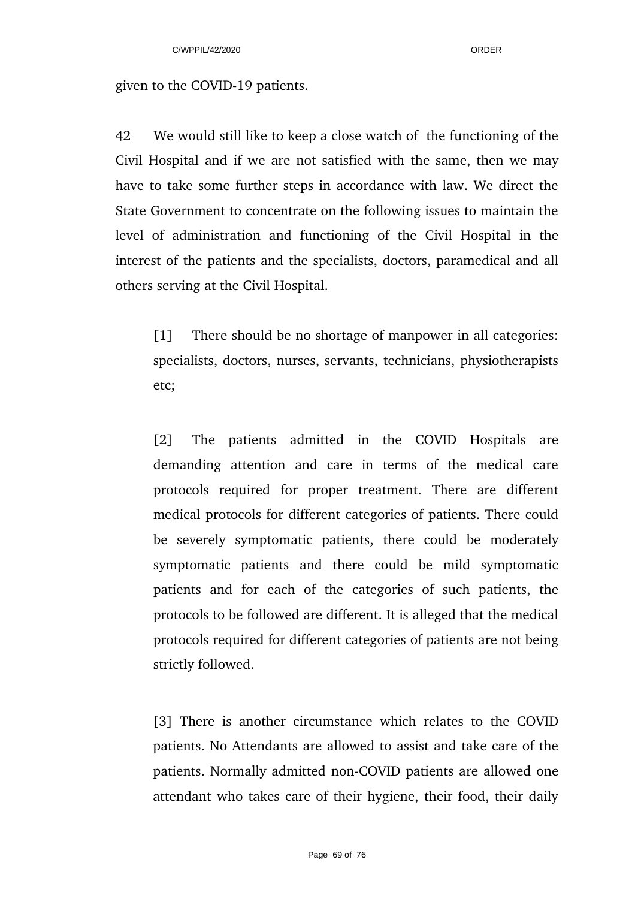given to the COVID-19 patients.

42 We would still like to keep a close watch of the functioning of the Civil Hospital and if we are not satisfied with the same, then we may have to take some further steps in accordance with law. We direct the State Government to concentrate on the following issues to maintain the level of administration and functioning of the Civil Hospital in the interest of the patients and the specialists, doctors, paramedical and all others serving at the Civil Hospital.

> [1] There should be no shortage of manpower in all categories: specialists, doctors, nurses, servants, technicians, physiotherapists etc;
>
> [2] The patients admitted in the COVID Hospitals are demanding attention and care in terms of the medical care protocols required for proper treatment. There are different medical protocols for different categories of patients. There could be severely symptomatic patients, there could be moderately symptomatic patients and there could be mild symptomatic patients and for each of the categories of such patients, the protocols to be followed are different. It is alleged that the medical protocols required for different categories of patients are not being strictly followed.
>
> [3] There is another circumstance which relates to the COVID patients. No Attendants are allowed to assist and take care of the patients. Normally admitted non-COVID patients are allowed one attendant who takes care of their hygiene, their food, their daily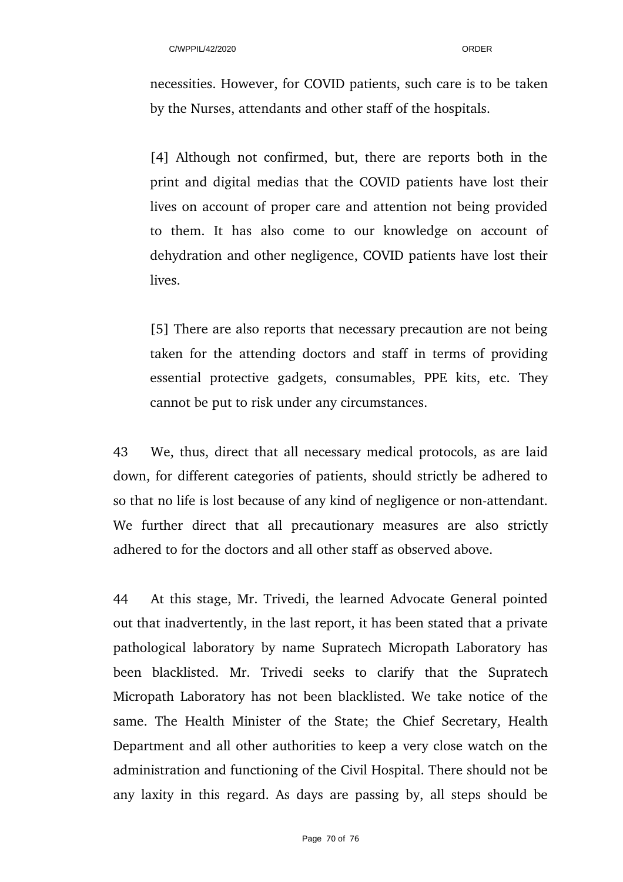necessities. However, for COVID patients, such care is to be taken by the Nurses, attendants and other staff of the hospitals.

> [4] Although not confirmed, but, there are reports both in the print and digital medias that the COVID patients have lost their lives on account of proper care and attention not being provided to them. It has also come to our knowledge on account of dehydration and other negligence, COVID patients have lost their lives.
>
> [5] There are also reports that necessary precaution are not being taken for the attending doctors and staff in terms of providing essential protective gadgets, consumables, PPE kits, etc. They cannot be put to risk under any circumstances.

43 We, thus, direct that all necessary medical protocols, as are laid down, for different categories of patients, should strictly be adhered to so that no life is lost because of any kind of negligence or non-attendant. We further direct that all precautionary measures are also strictly adhered to for the doctors and all other staff as observed above.

44 At this stage, Mr. Trivedi, the learned Advocate General pointed out that inadvertently, in the last report, it has been stated that a private pathological laboratory by name Supratech Micropath Laboratory has been blacklisted. Mr. Trivedi seeks to clarify that the Supratech Micropath Laboratory has not been blacklisted. We take notice of the same. The Health Minister of the State; the Chief Secretary, Health Department and all other authorities to keep a very close watch on the administration and functioning of the Civil Hospital. There should not be any laxity in this regard. As days are passing by, all steps should be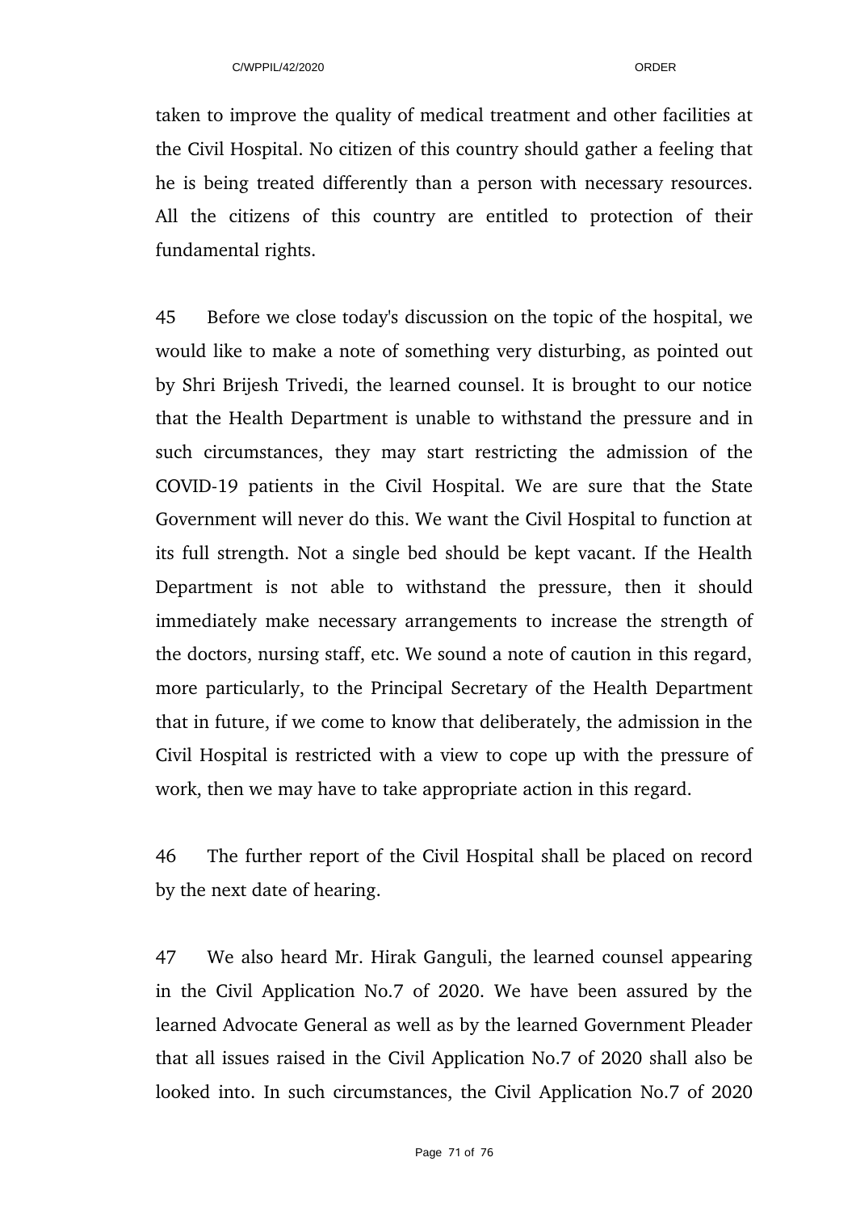taken to improve the quality of medical treatment and other facilities at the Civil Hospital. No citizen of this country should gather a feeling that he is being treated differently than a person with necessary resources. All the citizens of this country are entitled to protection of their fundamental rights.

45 Before we close today's discussion on the topic of the hospital, we would like to make a note of something very disturbing, as pointed out by Shri Brijesh Trivedi, the learned counsel. It is brought to our notice that the Health Department is unable to withstand the pressure and in such circumstances, they may start restricting the admission of the COVID-19 patients in the Civil Hospital. We are sure that the State Government will never do this. We want the Civil Hospital to function at its full strength. Not a single bed should be kept vacant. If the Health Department is not able to withstand the pressure, then it should immediately make necessary arrangements to increase the strength of the doctors, nursing staff, etc. We sound a note of caution in this regard, more particularly, to the Principal Secretary of the Health Department that in future, if we come to know that deliberately, the admission in the Civil Hospital is restricted with a view to cope up with the pressure of work, then we may have to take appropriate action in this regard.

46 The further report of the Civil Hospital shall be placed on record by the next date of hearing.

47 We also heard Mr. Hirak Ganguli, the learned counsel appearing in the Civil Application No.7 of 2020. We have been assured by the learned Advocate General as well as by the learned Government Pleader that all issues raised in the Civil Application No.7 of 2020 shall also be looked into. In such circumstances, the Civil Application No.7 of 2020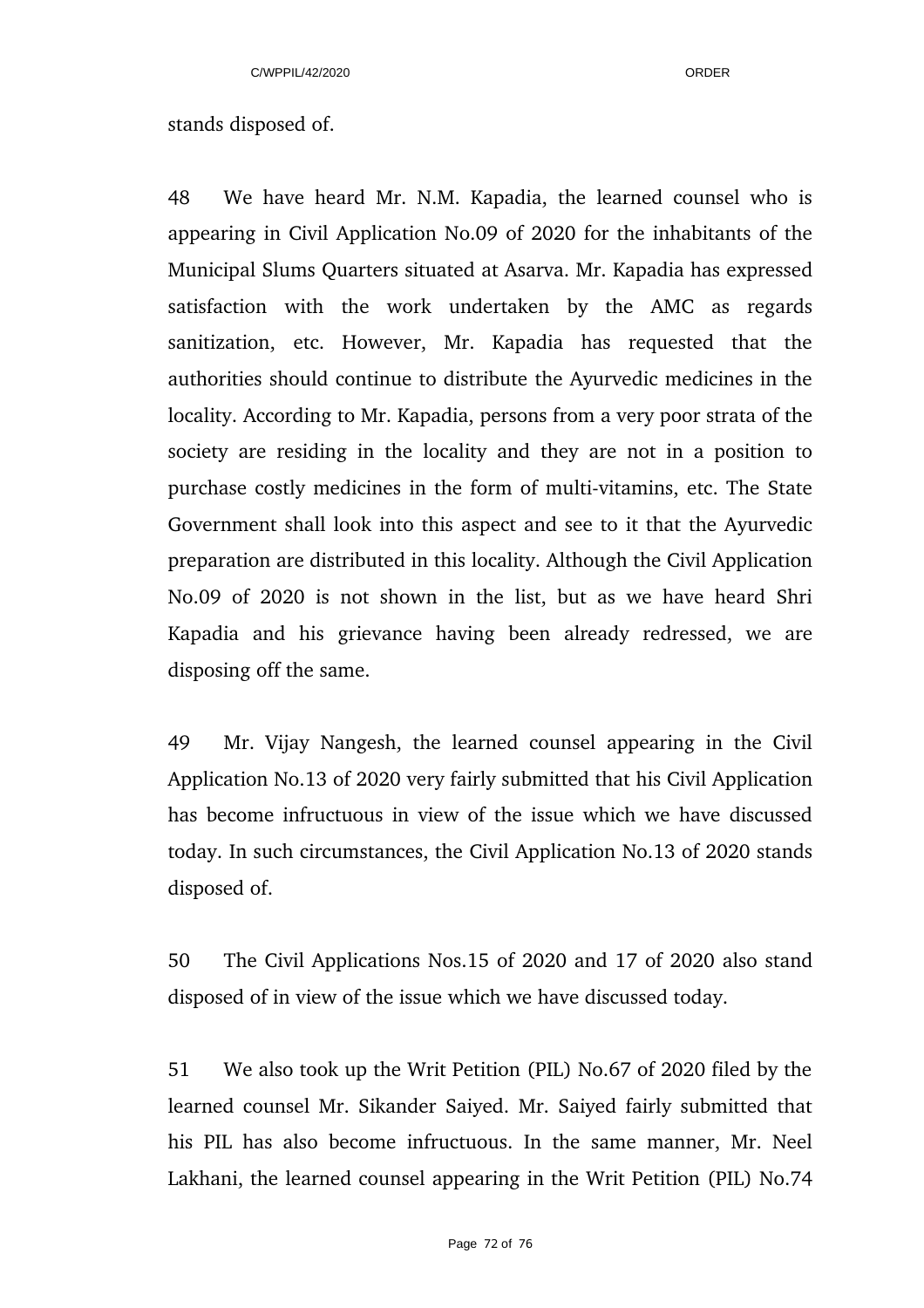stands disposed of.

48 We have heard Mr. N.M. Kapadia, the learned counsel who is appearing in Civil Application No.09 of 2020 for the inhabitants of the Municipal Slums Quarters situated at Asarva. Mr. Kapadia has expressed satisfaction with the work undertaken by the AMC as regards sanitization, etc. However, Mr. Kapadia has requested that the authorities should continue to distribute the Ayurvedic medicines in the locality. According to Mr. Kapadia, persons from a very poor strata of the society are residing in the locality and they are not in a position to purchase costly medicines in the form of multi-vitamins, etc. The State Government shall look into this aspect and see to it that the Ayurvedic preparation are distributed in this locality. Although the Civil Application No.09 of 2020 is not shown in the list, but as we have heard Shri Kapadia and his grievance having been already redressed, we are disposing off the same.

49 Mr. Vijay Nangesh, the learned counsel appearing in the Civil Application No.13 of 2020 very fairly submitted that his Civil Application has become infructuous in view of the issue which we have discussed today. In such circumstances, the Civil Application No.13 of 2020 stands disposed of.

50 The Civil Applications Nos.15 of 2020 and 17 of 2020 also stand disposed of in view of the issue which we have discussed today.

51 We also took up the Writ Petition (PIL) No.67 of 2020 filed by the learned counsel Mr. Sikander Saiyed. Mr. Saiyed fairly submitted that his PIL has also become infructuous. In the same manner, Mr. Neel Lakhani, the learned counsel appearing in the Writ Petition (PIL) No.74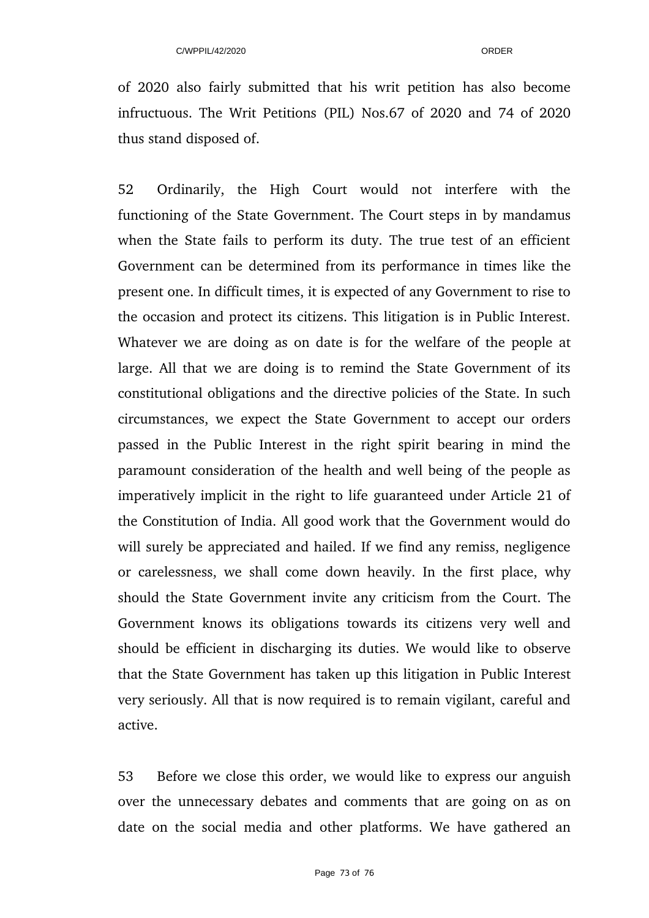of 2020 also fairly submitted that his writ petition has also become infructuous. The Writ Petitions (PIL) Nos.67 of 2020 and 74 of 2020 thus stand disposed of.

52 Ordinarily, the High Court would not interfere with the functioning of the State Government. The Court steps in by mandamus when the State fails to perform its duty. The true test of an efficient Government can be determined from its performance in times like the present one. In difficult times, it is expected of any Government to rise to the occasion and protect its citizens. This litigation is in Public Interest. Whatever we are doing as on date is for the welfare of the people at large. All that we are doing is to remind the State Government of its constitutional obligations and the directive policies of the State. In such circumstances, we expect the State Government to accept our orders passed in the Public Interest in the right spirit bearing in mind the paramount consideration of the health and well being of the people as imperatively implicit in the right to life guaranteed under Article 21 of the Constitution of India. All good work that the Government would do will surely be appreciated and hailed. If we find any remiss, negligence or carelessness, we shall come down heavily. In the first place, why should the State Government invite any criticism from the Court. The Government knows its obligations towards its citizens very well and should be efficient in discharging its duties. We would like to observe that the State Government has taken up this litigation in Public Interest very seriously. All that is now required is to remain vigilant, careful and active.

53 Before we close this order, we would like to express our anguish over the unnecessary debates and comments that are going on as on date on the social media and other platforms. We have gathered an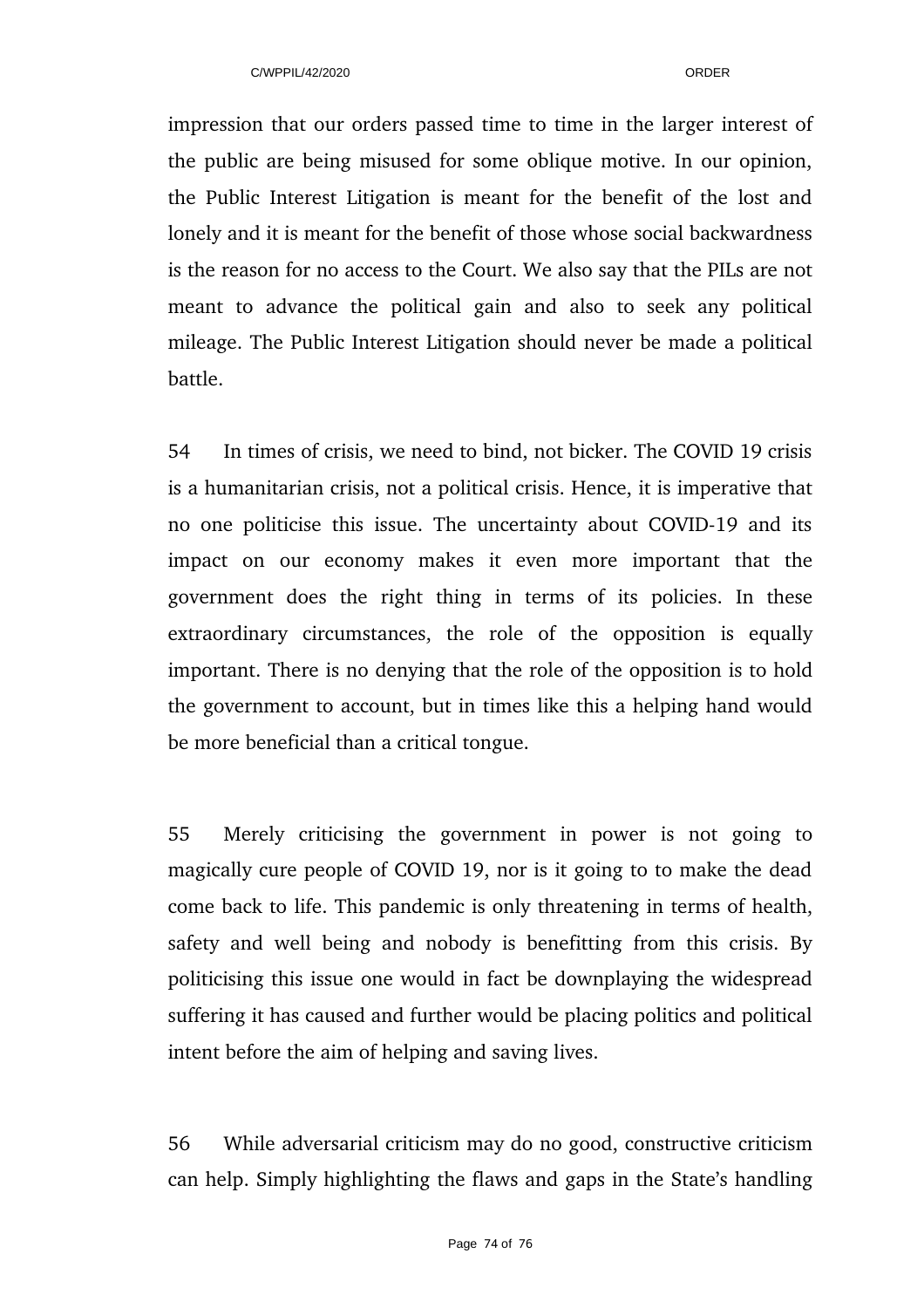impression that our orders passed time to time in the larger interest of the public are being misused for some oblique motive. In our opinion, the Public Interest Litigation is meant for the benefit of the lost and lonely and it is meant for the benefit of those whose social backwardness is the reason for no access to the Court. We also say that the PILs are not meant to advance the political gain and also to seek any political mileage. The Public Interest Litigation should never be made a political battle.

54 In times of crisis, we need to bind, not bicker. The COVID 19 crisis is a humanitarian crisis, not a political crisis. Hence, it is imperative that no one politicise this issue. The uncertainty about COVID-19 and its impact on our economy makes it even more important that the government does the right thing in terms of its policies. In these extraordinary circumstances, the role of the opposition is equally important. There is no denying that the role of the opposition is to hold the government to account, but in times like this a helping hand would be more beneficial than a critical tongue.

55 Merely criticising the government in power is not going to magically cure people of COVID 19, nor is it going to to make the dead come back to life. This pandemic is only threatening in terms of health, safety and well being and nobody is benefitting from this crisis. By politicising this issue one would in fact be downplaying the widespread suffering it has caused and further would be placing politics and political intent before the aim of helping and saving lives.

56 While adversarial criticism may do no good, constructive criticism can help. Simply highlighting the flaws and gaps in the State's handling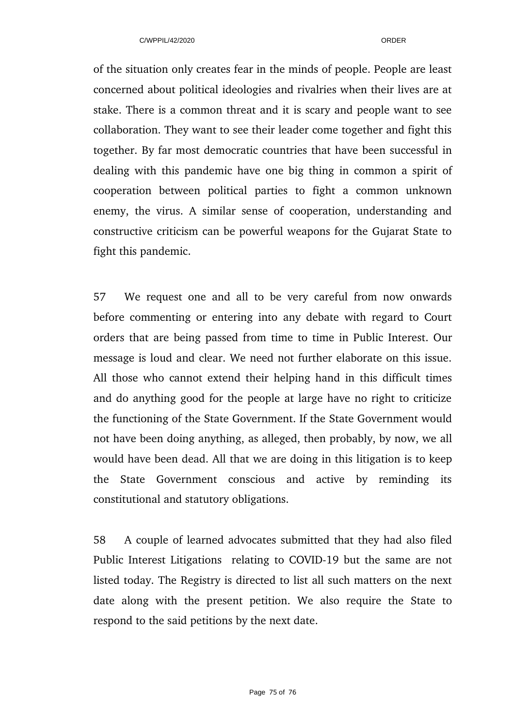of the situation only creates fear in the minds of people. People are least concerned about political ideologies and rivalries when their lives are at stake. There is a common threat and it is scary and people want to see collaboration. They want to see their leader come together and fight this together. By far most democratic countries that have been successful in dealing with this pandemic have one big thing in common a spirit of cooperation between political parties to fight a common unknown enemy, the virus. A similar sense of cooperation, understanding and constructive criticism can be powerful weapons for the Gujarat State to fight this pandemic.

57 We request one and all to be very careful from now onwards before commenting or entering into any debate with regard to Court orders that are being passed from time to time in Public Interest. Our message is loud and clear. We need not further elaborate on this issue. All those who cannot extend their helping hand in this difficult times and do anything good for the people at large have no right to criticize the functioning of the State Government. If the State Government would not have been doing anything, as alleged, then probably, by now, we all would have been dead. All that we are doing in this litigation is to keep the State Government conscious and active by reminding its constitutional and statutory obligations.

58 A couple of learned advocates submitted that they had also filed Public Interest Litigations relating to COVID-19 but the same are not listed today. The Registry is directed to list all such matters on the next date along with the present petition. We also require the State to respond to the said petitions by the next date.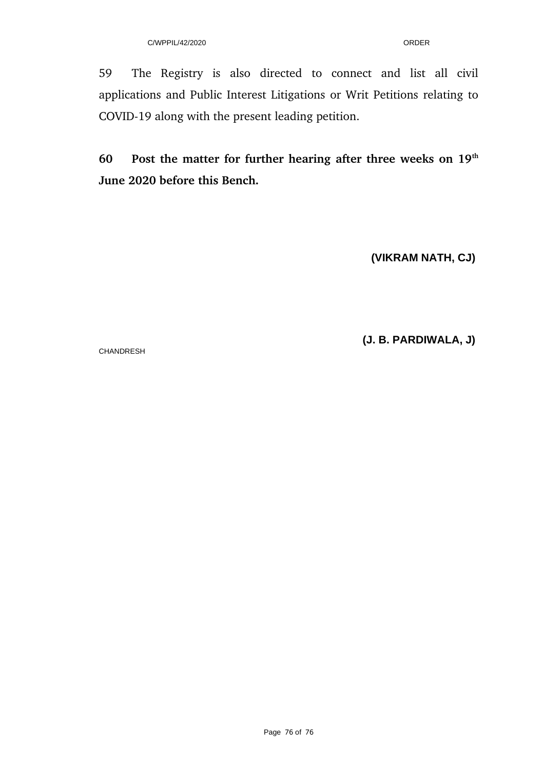59 The Registry is also directed to connect and list all civil applications and Public Interest Litigations or Writ Petitions relating to COVID-19 along with the present leading petition.

**60 Post the matter for further hearing after three weeks on 19th June 2020 before this Bench.**

**(VIKRAM NATH, CJ)**

**(J. B. PARDIWALA, J)**

CHANDRESH